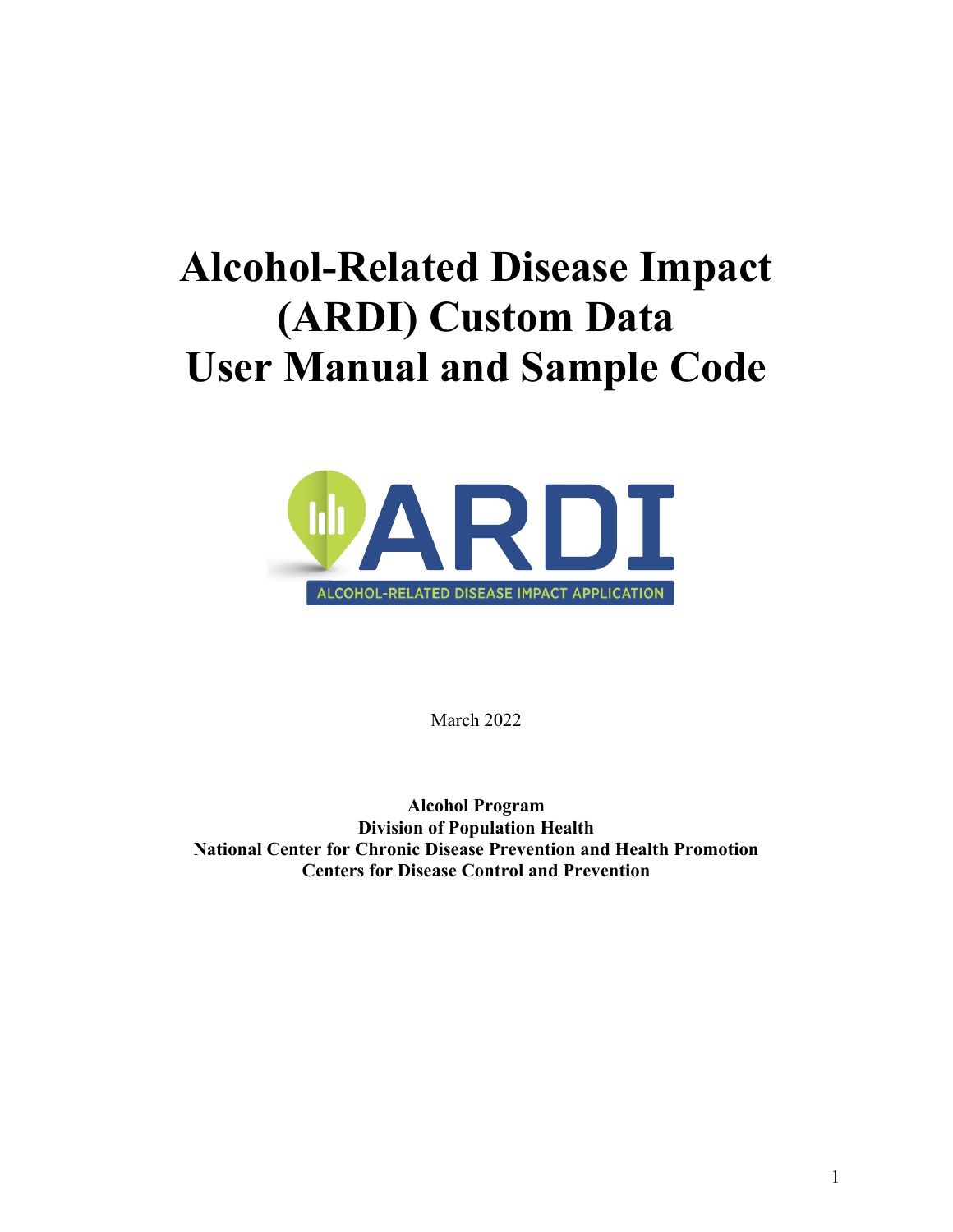# Alcohol-Related Disease Impact (ARDI) Custom Data User Manual and Sample Code

ARDI

ALCOHOL-RELATED DISEASE IMPACT APPLICATION

March 2022

**Alcohol Program**
**Division of Population Health**
**National Center for Chronic Disease Prevention and Health Promotion**
**Centers for Disease Control and Prevention**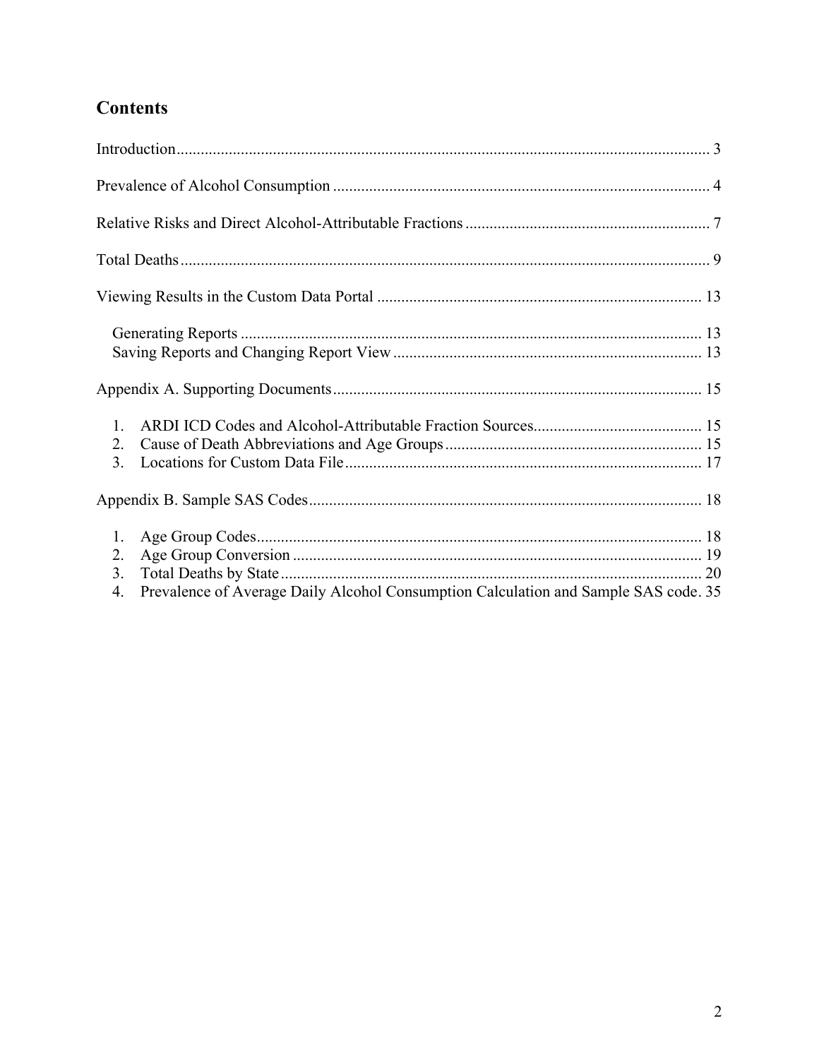## Contents

Introduction .................................................... 3

Prevalence of Alcohol Consumption .................................................... 4

Relative Risks and Direct Alcohol-Attributable Fractions .................................................... 7

Total Deaths .................................................... 9

Viewing Results in the Custom Data Portal .................................................... 13

- Generating Reports .................................................... 13
- Saving Reports and Changing Report View .................................................... 13

Appendix A. Supporting Documents .................................................... 15

1. ARDI ICD Codes and Alcohol-Attributable Fraction Sources .................................................... 15
2. Cause of Death Abbreviations and Age Groups .................................................... 15
3. Locations for Custom Data File .................................................... 17

Appendix B. Sample SAS Codes .................................................... 18

1. Age Group Codes .................................................... 18
2. Age Group Conversion .................................................... 19
3. Total Deaths by State .................................................... 20
4. Prevalence of Average Daily Alcohol Consumption Calculation and Sample SAS code. 35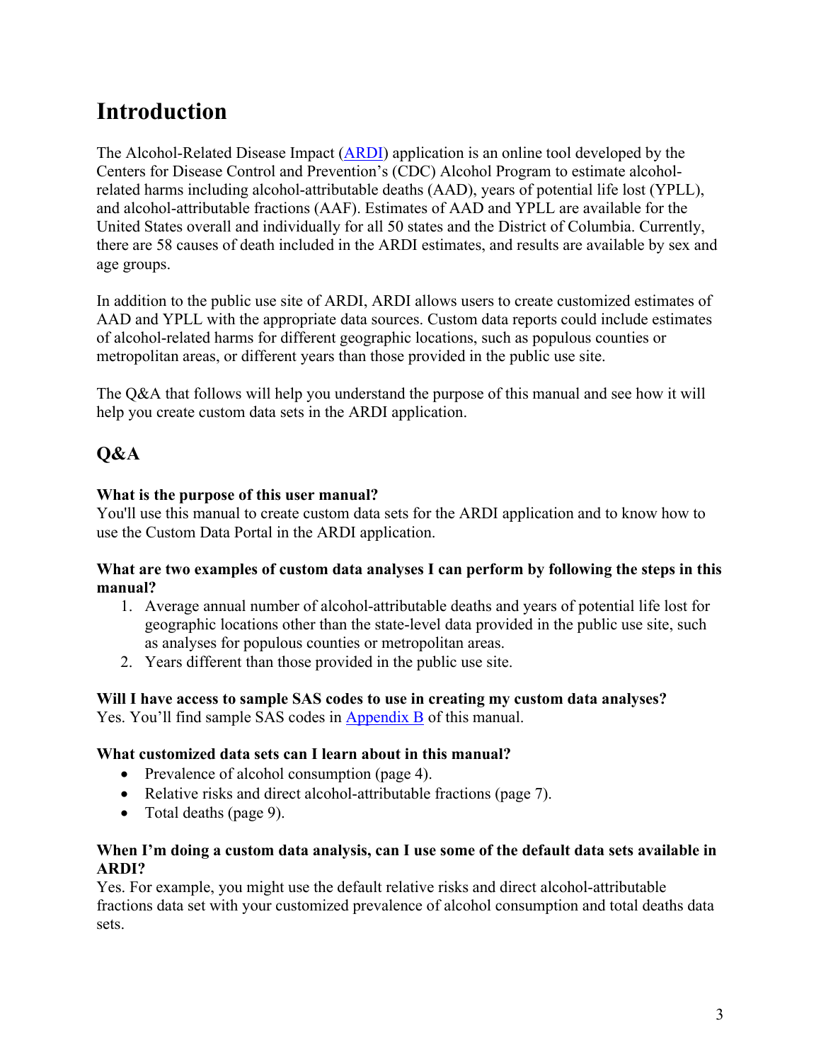# Introduction

The Alcohol-Related Disease Impact (ARDI) application is an online tool developed by the Centers for Disease Control and Prevention's (CDC) Alcohol Program to estimate alcohol-related harms including alcohol-attributable deaths (AAD), years of potential life lost (YPLL), and alcohol-attributable fractions (AAF). Estimates of AAD and YPLL are available for the United States overall and individually for all 50 states and the District of Columbia. Currently, there are 58 causes of death included in the ARDI estimates, and results are available by sex and age groups.

In addition to the public use site of ARDI, ARDI allows users to create customized estimates of AAD and YPLL with the appropriate data sources. Custom data reports could include estimates of alcohol-related harms for different geographic locations, such as populous counties or metropolitan areas, or different years than those provided in the public use site.

The Q&A that follows will help you understand the purpose of this manual and see how it will help you create custom data sets in the ARDI application.

## Q&A

**What is the purpose of this user manual?**
You'll use this manual to create custom data sets for the ARDI application and to know how to use the Custom Data Portal in the ARDI application.

**What are two examples of custom data analyses I can perform by following the steps in this manual?**

1. Average annual number of alcohol-attributable deaths and years of potential life lost for geographic locations other than the state-level data provided in the public use site, such as analyses for populous counties or metropolitan areas.
2. Years different than those provided in the public use site.

**Will I have access to sample SAS codes to use in creating my custom data analyses?**
Yes. You'll find sample SAS codes in Appendix B of this manual.

**What customized data sets can I learn about in this manual?**

- Prevalence of alcohol consumption (page 4).
- Relative risks and direct alcohol-attributable fractions (page 7).
- Total deaths (page 9).

**When I'm doing a custom data analysis, can I use some of the default data sets available in ARDI?**
Yes. For example, you might use the default relative risks and direct alcohol-attributable fractions data set with your customized prevalence of alcohol consumption and total deaths data sets.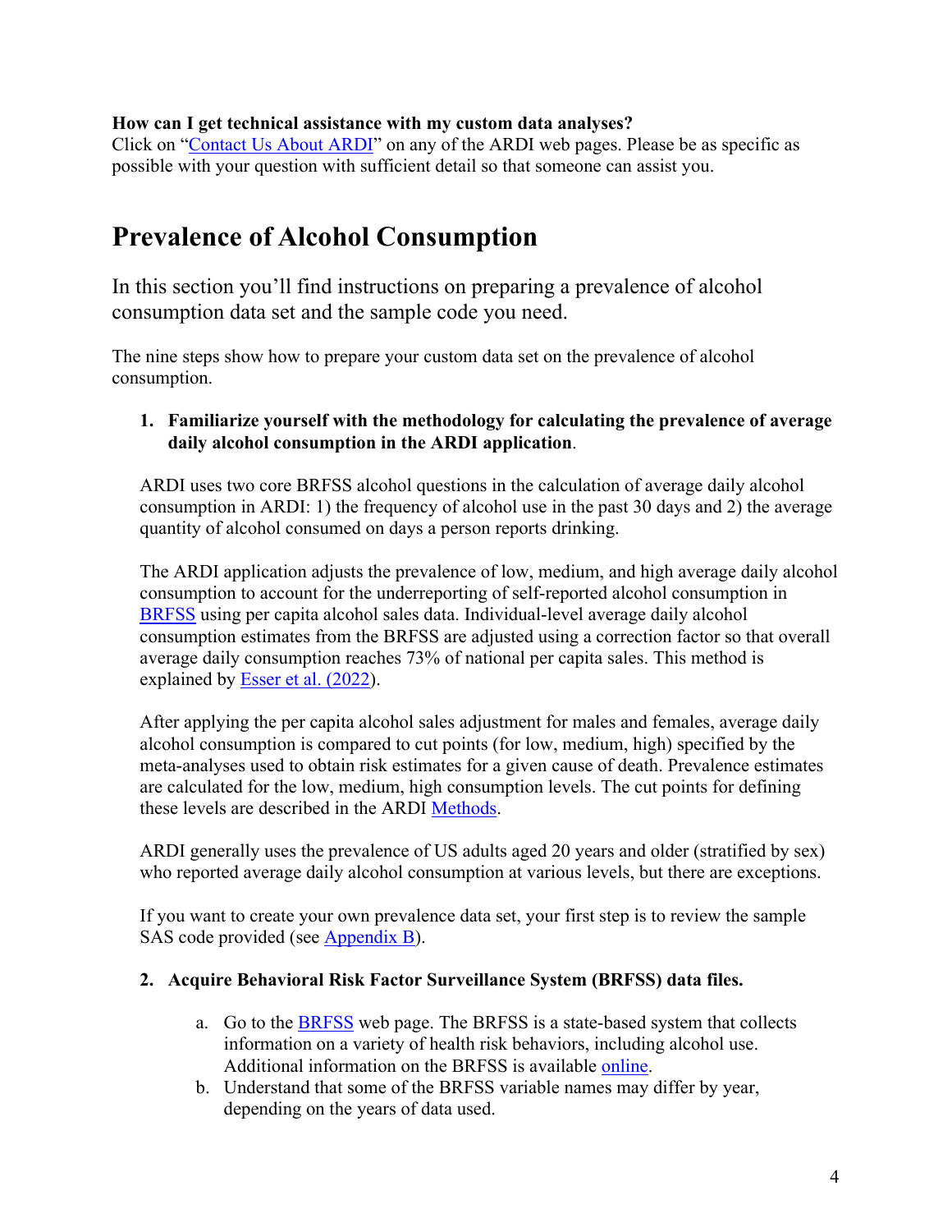**How can I get technical assistance with my custom data analyses?**
Click on "Contact Us About ARDI" on any of the ARDI web pages. Please be as specific as possible with your question with sufficient detail so that someone can assist you.

# Prevalence of Alcohol Consumption

In this section you'll find instructions on preparing a prevalence of alcohol consumption data set and the sample code you need.

The nine steps show how to prepare your custom data set on the prevalence of alcohol consumption.

1. **Familiarize yourself with the methodology for calculating the prevalence of average daily alcohol consumption in the ARDI application**.

   ARDI uses two core BRFSS alcohol questions in the calculation of average daily alcohol consumption in ARDI: 1) the frequency of alcohol use in the past 30 days and 2) the average quantity of alcohol consumed on days a person reports drinking.

   The ARDI application adjusts the prevalence of low, medium, and high average daily alcohol consumption to account for the underreporting of self-reported alcohol consumption in BRFSS using per capita alcohol sales data. Individual-level average daily alcohol consumption estimates from the BRFSS are adjusted using a correction factor so that overall average daily consumption reaches 73% of national per capita sales. This method is explained by Esser et al. (2022).

   After applying the per capita alcohol sales adjustment for males and females, average daily alcohol consumption is compared to cut points (for low, medium, high) specified by the meta-analyses used to obtain risk estimates for a given cause of death. Prevalence estimates are calculated for the low, medium, high consumption levels. The cut points for defining these levels are described in the ARDI Methods.

   ARDI generally uses the prevalence of US adults aged 20 years and older (stratified by sex) who reported average daily alcohol consumption at various levels, but there are exceptions.

   If you want to create your own prevalence data set, your first step is to review the sample SAS code provided (see Appendix B).

2. **Acquire Behavioral Risk Factor Surveillance System (BRFSS) data files.**

   a. Go to the BRFSS web page. The BRFSS is a state-based system that collects information on a variety of health risk behaviors, including alcohol use. Additional information on the BRFSS is available online.
   b. Understand that some of the BRFSS variable names may differ by year, depending on the years of data used.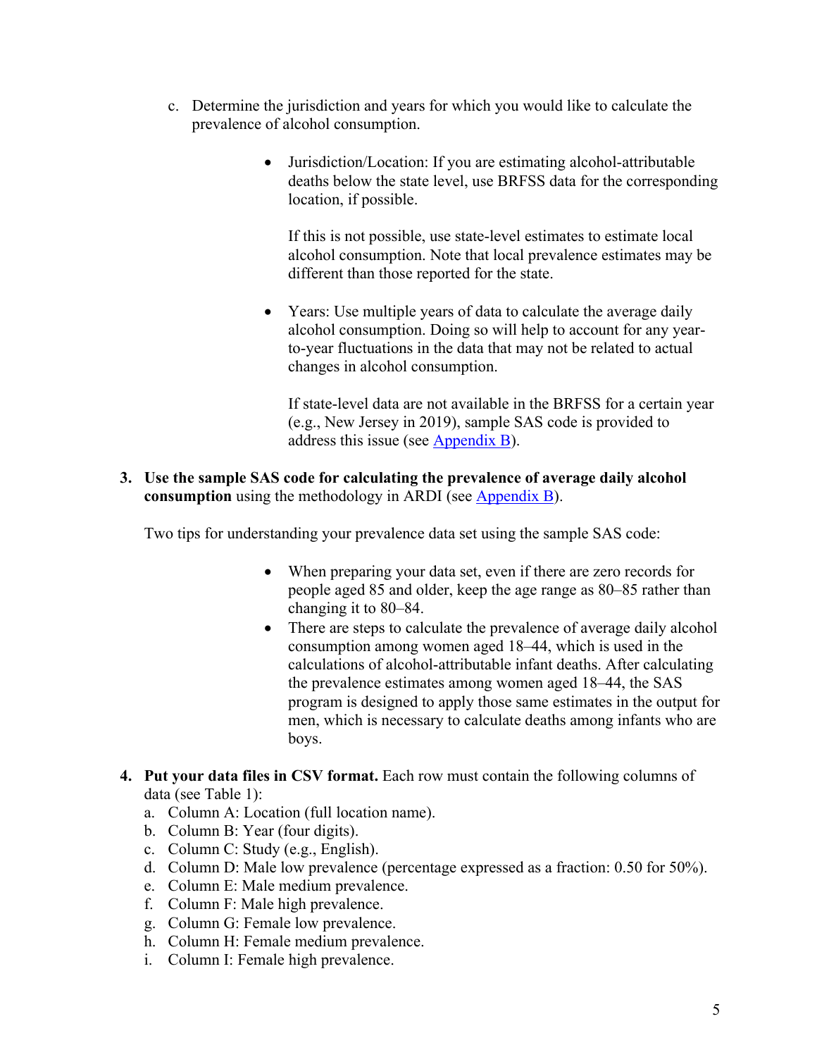c. Determine the jurisdiction and years for which you would like to calculate the prevalence of alcohol consumption.

- Jurisdiction/Location: If you are estimating alcohol-attributable deaths below the state level, use BRFSS data for the corresponding location, if possible.

  If this is not possible, use state-level estimates to estimate local alcohol consumption. Note that local prevalence estimates may be different than those reported for the state.

- Years: Use multiple years of data to calculate the average daily alcohol consumption. Doing so will help to account for any year-to-year fluctuations in the data that may not be related to actual changes in alcohol consumption.

  If state-level data are not available in the BRFSS for a certain year (e.g., New Jersey in 2019), sample SAS code is provided to address this issue (see Appendix B).

3. **Use the sample SAS code for calculating the prevalence of average daily alcohol consumption** using the methodology in ARDI (see Appendix B).

   Two tips for understanding your prevalence data set using the sample SAS code:

   - When preparing your data set, even if there are zero records for people aged 85 and older, keep the age range as 80–85 rather than changing it to 80–84.
   - There are steps to calculate the prevalence of average daily alcohol consumption among women aged 18–44, which is used in the calculations of alcohol-attributable infant deaths. After calculating the prevalence estimates among women aged 18–44, the SAS program is designed to apply those same estimates in the output for men, which is necessary to calculate deaths among infants who are boys.

4. **Put your data files in CSV format.** Each row must contain the following columns of data (see Table 1):
   a. Column A: Location (full location name).
   b. Column B: Year (four digits).
   c. Column C: Study (e.g., English).
   d. Column D: Male low prevalence (percentage expressed as a fraction: 0.50 for 50%).
   e. Column E: Male medium prevalence.
   f. Column F: Male high prevalence.
   g. Column G: Female low prevalence.
   h. Column H: Female medium prevalence.
   i. Column I: Female high prevalence.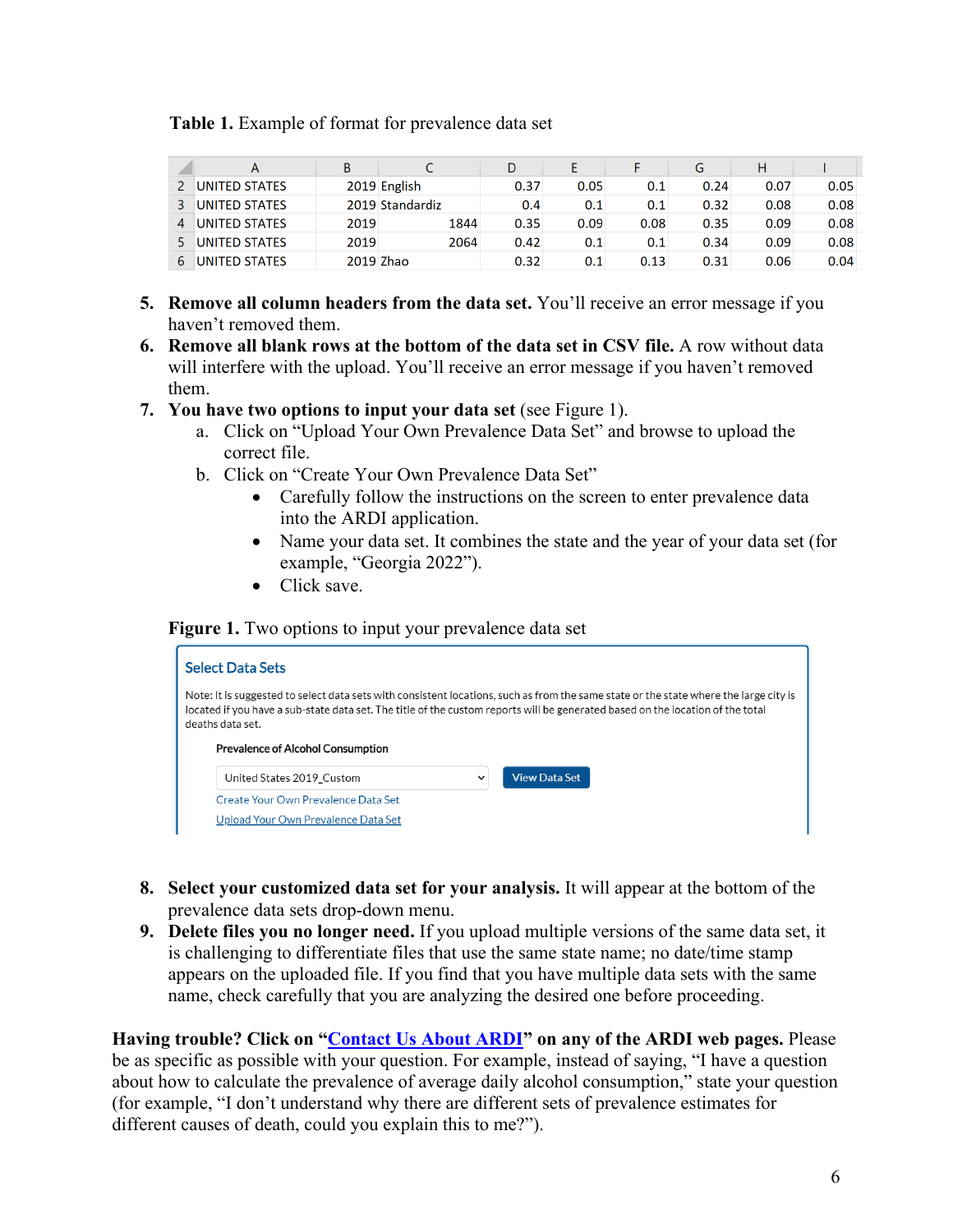**Table 1.** Example of format for prevalence data set

| | A | B | C | D | E | F | G | H | I |
|---|---|---|---|---|---|---|---|---|---|
| 2 | UNITED STATES | 2019 | English | 0.37 | 0.05 | 0.1 | 0.24 | 0.07 | 0.05 |
| 3 | UNITED STATES | 2019 | Standardiz | 0.4 | 0.1 | 0.1 | 0.32 | 0.08 | 0.08 |
| 4 | UNITED STATES | 2019 | 1844 | 0.35 | 0.09 | 0.08 | 0.35 | 0.09 | 0.08 |
| 5 | UNITED STATES | 2019 | 2064 | 0.42 | 0.1 | 0.1 | 0.34 | 0.09 | 0.08 |
| 6 | UNITED STATES | 2019 | Zhao | 0.32 | 0.1 | 0.13 | 0.31 | 0.06 | 0.04 |

5. **Remove all column headers from the data set.** You'll receive an error message if you haven't removed them.
6. **Remove all blank rows at the bottom of the data set in CSV file.** A row without data will interfere with the upload. You'll receive an error message if you haven't removed them.
7. **You have two options to input your data set** (see Figure 1).
   a. Click on "Upload Your Own Prevalence Data Set" and browse to upload the correct file.
   b. Click on "Create Your Own Prevalence Data Set"
      - Carefully follow the instructions on the screen to enter prevalence data into the ARDI application.
      - Name your data set. It combines the state and the year of your data set (for example, "Georgia 2022").
      - Click save.

**Figure 1.** Two options to input your prevalence data set

Select Data Sets

Note: It is suggested to select data sets with consistent locations, such as from the same state or the state where the large city is located if you have a sub-state data set. The title of the custom reports will be generated based on the location of the total deaths data set.

Prevalence of Alcohol Consumption

United States 2019_Custom | View Data Set

Create Your Own Prevalence Data Set

Upload Your Own Prevalence Data Set

8. **Select your customized data set for your analysis.** It will appear at the bottom of the prevalence data sets drop-down menu.
9. **Delete files you no longer need.** If you upload multiple versions of the same data set, it is challenging to differentiate files that use the same state name; no date/time stamp appears on the uploaded file. If you find that you have multiple data sets with the same name, check carefully that you are analyzing the desired one before proceeding.

**Having trouble? Click on "Contact Us About ARDI" on any of the ARDI web pages.** Please be as specific as possible with your question. For example, instead of saying, "I have a question about how to calculate the prevalence of average daily alcohol consumption," state your question (for example, "I don't understand why there are different sets of prevalence estimates for different causes of death, could you explain this to me?").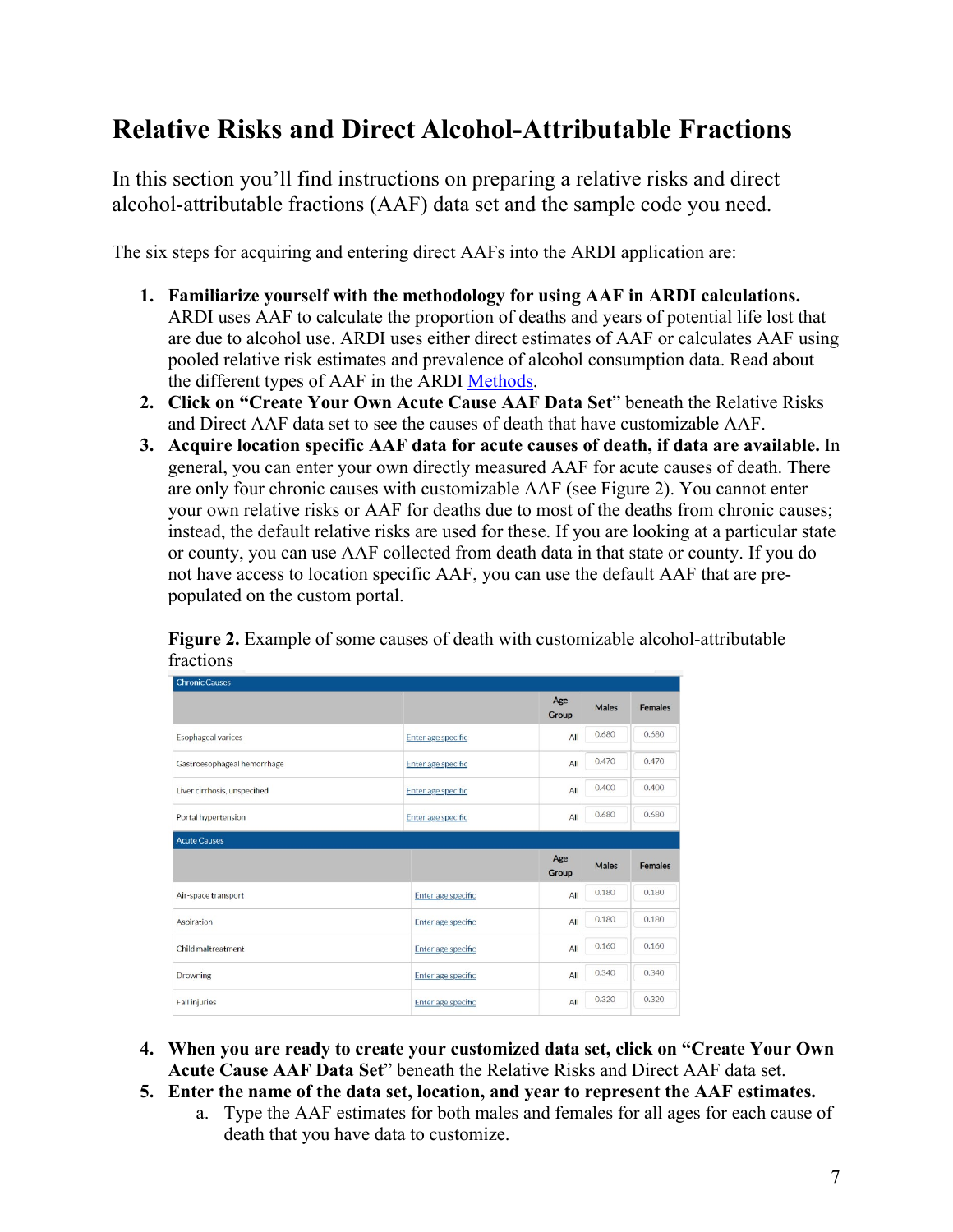# Relative Risks and Direct Alcohol-Attributable Fractions

In this section you'll find instructions on preparing a relative risks and direct alcohol-attributable fractions (AAF) data set and the sample code you need.

The six steps for acquiring and entering direct AAFs into the ARDI application are:

1. **Familiarize yourself with the methodology for using AAF in ARDI calculations.** ARDI uses AAF to calculate the proportion of deaths and years of potential life lost that are due to alcohol use. ARDI uses either direct estimates of AAF or calculates AAF using pooled relative risk estimates and prevalence of alcohol consumption data. Read about the different types of AAF in the ARDI Methods.
2. **Click on "Create Your Own Acute Cause AAF Data Set"** beneath the Relative Risks and Direct AAF data set to see the causes of death that have customizable AAF.
3. **Acquire location specific AAF data for acute causes of death, if data are available.** In general, you can enter your own directly measured AAF for acute causes of death. There are only four chronic causes with customizable AAF (see Figure 2). You cannot enter your own relative risks or AAF for deaths due to most of the deaths from chronic causes; instead, the default relative risks are used for these. If you are looking at a particular state or county, you can use AAF collected from death data in that state or county. If you do not have access to location specific AAF, you can use the default AAF that are pre-populated on the custom portal.

   **Figure 2.** Example of some causes of death with customizable alcohol-attributable fractions

   | Chronic Causes | | Age Group | Males | Females |
   |---|---|---|---|---|
   | Esophageal varices | Enter age specific | All | 0.680 | 0.680 |
   | Gastroesophageal hemorrhage | Enter age specific | All | 0.470 | 0.470 |
   | Liver cirrhosis, unspecified | Enter age specific | All | 0.400 | 0.400 |
   | Portal hypertension | Enter age specific | All | 0.680 | 0.680 |

   | Acute Causes | | Age Group | Males | Females |
   |---|---|---|---|---|
   | Air-space transport | Enter age specific | All | 0.180 | 0.180 |
   | Aspiration | Enter age specific | All | 0.180 | 0.180 |
   | Child maltreatment | Enter age specific | All | 0.160 | 0.160 |
   | Drowning | Enter age specific | All | 0.340 | 0.340 |
   | Fall injuries | Enter age specific | All | 0.320 | 0.320 |

4. **When you are ready to create your customized data set, click on "Create Your Own Acute Cause AAF Data Set"** beneath the Relative Risks and Direct AAF data set.
5. **Enter the name of the data set, location, and year to represent the AAF estimates.**
   a. Type the AAF estimates for both males and females for all ages for each cause of death that you have data to customize.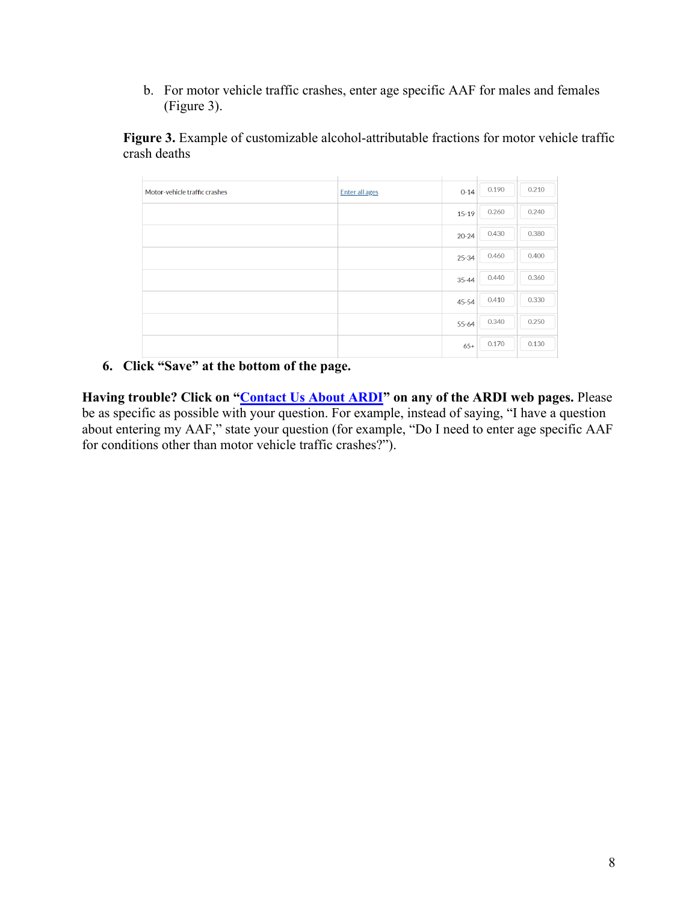b. For motor vehicle traffic crashes, enter age specific AAF for males and females (Figure 3).

**Figure 3.** Example of customizable alcohol-attributable fractions for motor vehicle traffic crash deaths

| | | | | |
|---|---|---|---|---|
| Motor-vehicle traffic crashes | Enter all ages | 0-14 | 0.190 | 0.210 |
| | | 15-19 | 0.260 | 0.240 |
| | | 20-24 | 0.430 | 0.380 |
| | | 25-34 | 0.460 | 0.400 |
| | | 35-44 | 0.440 | 0.360 |
| | | 45-54 | 0.410 | 0.330 |
| | | 55-64 | 0.340 | 0.250 |
| | | 65+ | 0.170 | 0.130 |

6. **Click "Save" at the bottom of the page.**

**Having trouble? Click on "Contact Us About ARDI" on any of the ARDI web pages.** Please be as specific as possible with your question. For example, instead of saying, "I have a question about entering my AAF," state your question (for example, "Do I need to enter age specific AAF for conditions other than motor vehicle traffic crashes?").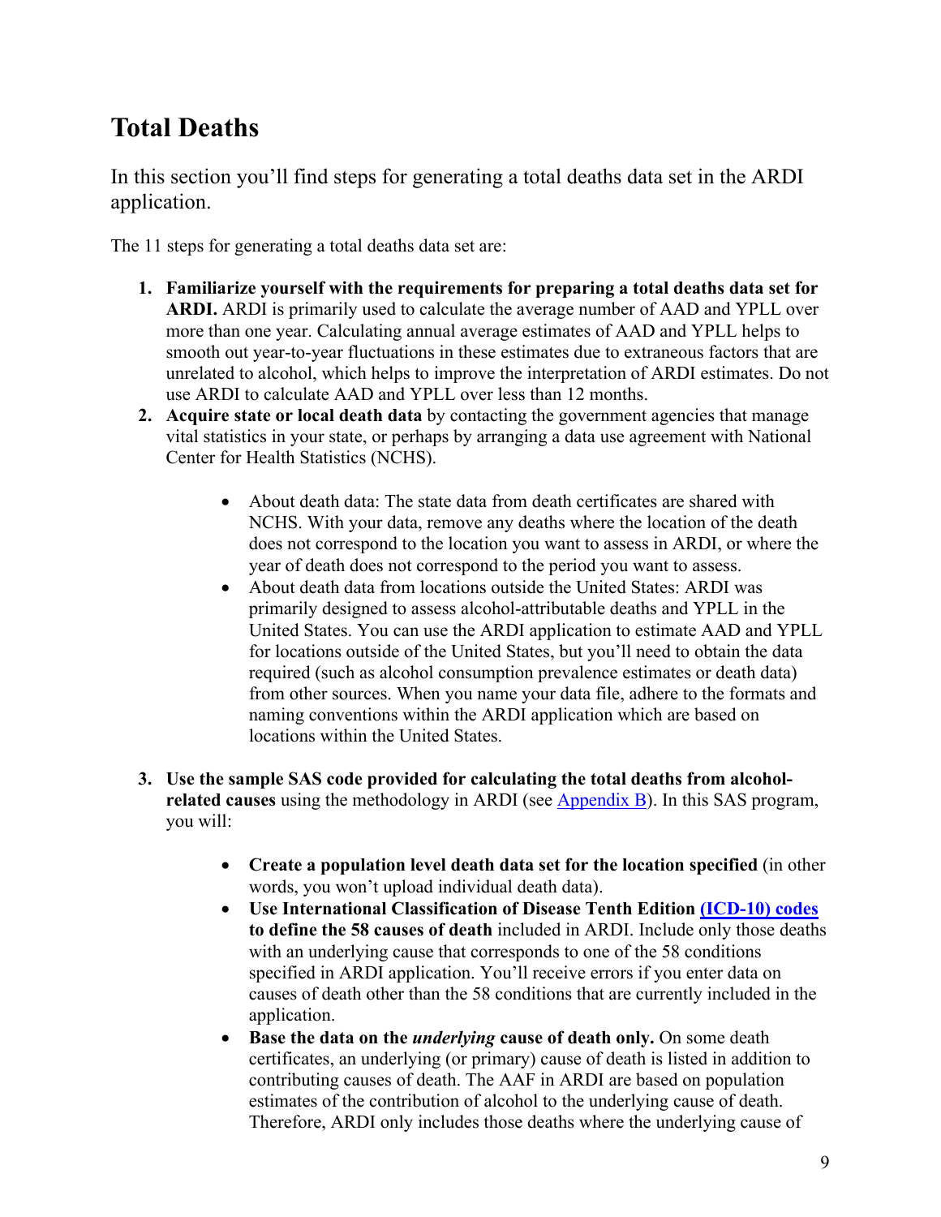# Total Deaths

In this section you'll find steps for generating a total deaths data set in the ARDI application.

The 11 steps for generating a total deaths data set are:

1. **Familiarize yourself with the requirements for preparing a total deaths data set for ARDI.** ARDI is primarily used to calculate the average number of AAD and YPLL over more than one year. Calculating annual average estimates of AAD and YPLL helps to smooth out year-to-year fluctuations in these estimates due to extraneous factors that are unrelated to alcohol, which helps to improve the interpretation of ARDI estimates. Do not use ARDI to calculate AAD and YPLL over less than 12 months.
2. **Acquire state or local death data** by contacting the government agencies that manage vital statistics in your state, or perhaps by arranging a data use agreement with National Center for Health Statistics (NCHS).
    - About death data: The state data from death certificates are shared with NCHS. With your data, remove any deaths where the location of the death does not correspond to the location you want to assess in ARDI, or where the year of death does not correspond to the period you want to assess.
    - About death data from locations outside the United States: ARDI was primarily designed to assess alcohol-attributable deaths and YPLL in the United States. You can use the ARDI application to estimate AAD and YPLL for locations outside of the United States, but you'll need to obtain the data required (such as alcohol consumption prevalence estimates or death data) from other sources. When you name your data file, adhere to the formats and naming conventions within the ARDI application which are based on locations within the United States.
3. **Use the sample SAS code provided for calculating the total deaths from alcohol-related causes** using the methodology in ARDI (see Appendix B). In this SAS program, you will:
    - **Create a population level death data set for the location specified** (in other words, you won't upload individual death data).
    - **Use International Classification of Disease Tenth Edition (ICD-10) codes to define the 58 causes of death** included in ARDI. Include only those deaths with an underlying cause that corresponds to one of the 58 conditions specified in ARDI application. You'll receive errors if you enter data on causes of death other than the 58 conditions that are currently included in the application.
    - **Base the data on the *underlying* cause of death only.** On some death certificates, an underlying (or primary) cause of death is listed in addition to contributing causes of death. The AAF in ARDI are based on population estimates of the contribution of alcohol to the underlying cause of death. Therefore, ARDI only includes those deaths where the underlying cause of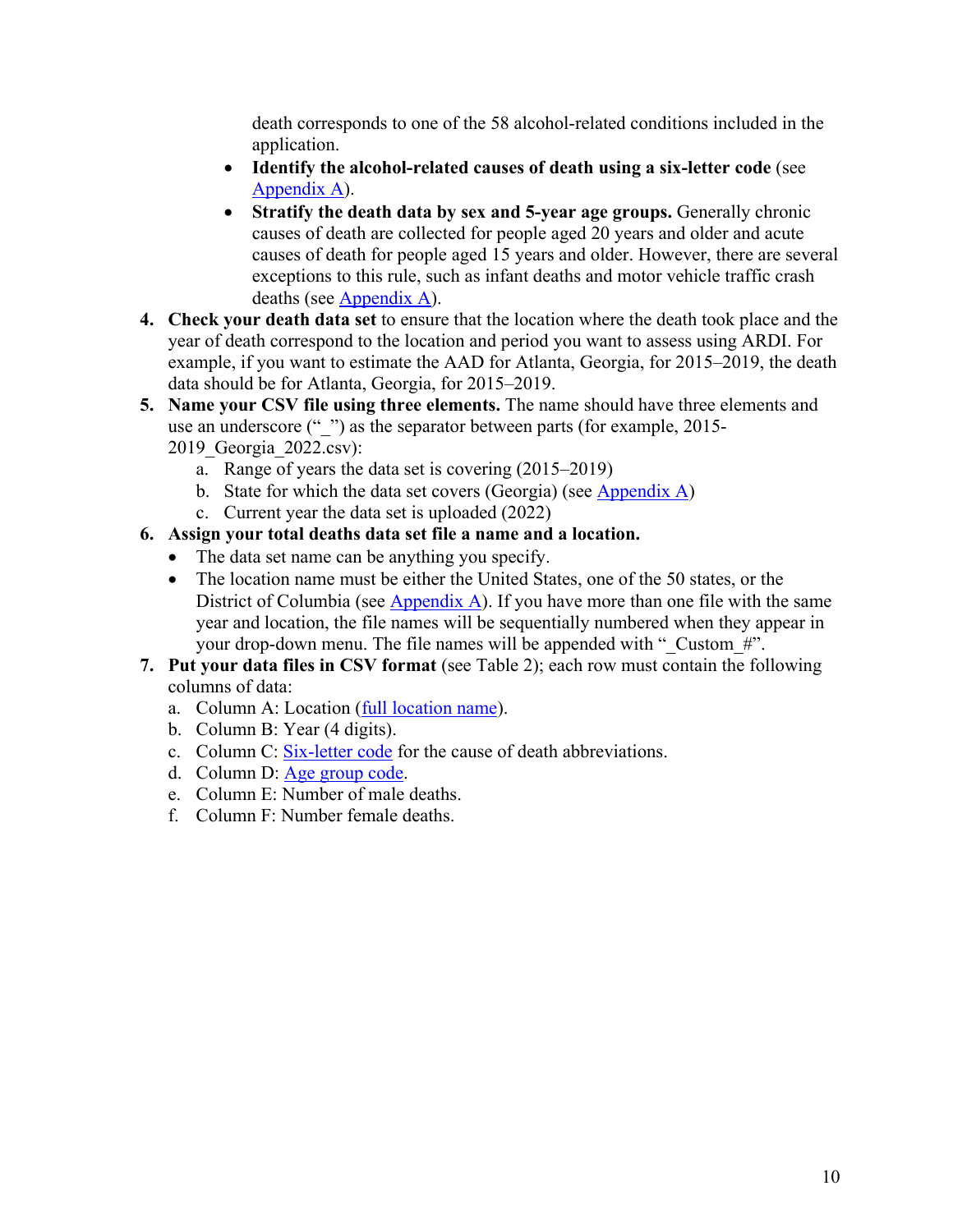death corresponds to one of the 58 alcohol-related conditions included in the application.

- **Identify the alcohol-related causes of death using a six-letter code** (see Appendix A).
- **Stratify the death data by sex and 5-year age groups.** Generally chronic causes of death are collected for people aged 20 years and older and acute causes of death for people aged 15 years and older. However, there are several exceptions to this rule, such as infant deaths and motor vehicle traffic crash deaths (see Appendix A).

4. **Check your death data set** to ensure that the location where the death took place and the year of death correspond to the location and period you want to assess using ARDI. For example, if you want to estimate the AAD for Atlanta, Georgia, for 2015–2019, the death data should be for Atlanta, Georgia, for 2015–2019.
5. **Name your CSV file using three elements.** The name should have three elements and use an underscore ("_") as the separator between parts (for example, 2015-2019_Georgia_2022.csv):
   a. Range of years the data set is covering (2015–2019)
   b. State for which the data set covers (Georgia) (see Appendix A)
   c. Current year the data set is uploaded (2022)
6. **Assign your total deaths data set file a name and a location.**
   - The data set name can be anything you specify.
   - The location name must be either the United States, one of the 50 states, or the District of Columbia (see Appendix A). If you have more than one file with the same year and location, the file names will be sequentially numbered when they appear in your drop-down menu. The file names will be appended with "_Custom_#".
7. **Put your data files in CSV format** (see Table 2); each row must contain the following columns of data:
   a. Column A: Location (full location name).
   b. Column B: Year (4 digits).
   c. Column C: Six-letter code for the cause of death abbreviations.
   d. Column D: Age group code.
   e. Column E: Number of male deaths.
   f. Column F: Number female deaths.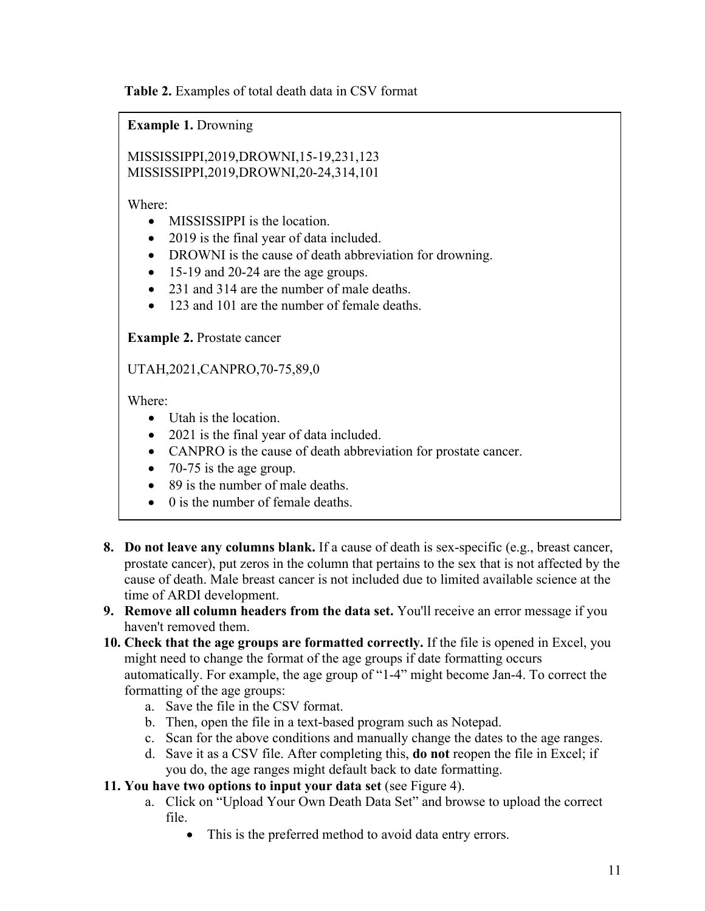**Table 2.** Examples of total death data in CSV format

**Example 1.** Drowning

MISSISSIPPI,2019,DROWNI,15-19,231,123
MISSISSIPPI,2019,DROWNI,20-24,314,101

Where:

- MISSISSIPPI is the location.
- 2019 is the final year of data included.
- DROWNI is the cause of death abbreviation for drowning.
- 15-19 and 20-24 are the age groups.
- 231 and 314 are the number of male deaths.
- 123 and 101 are the number of female deaths.

**Example 2.** Prostate cancer

UTAH,2021,CANPRO,70-75,89,0

Where:

- Utah is the location.
- 2021 is the final year of data included.
- CANPRO is the cause of death abbreviation for prostate cancer.
- 70-75 is the age group.
- 89 is the number of male deaths.
- 0 is the number of female deaths.

8. **Do not leave any columns blank.** If a cause of death is sex-specific (e.g., breast cancer, prostate cancer), put zeros in the column that pertains to the sex that is not affected by the cause of death. Male breast cancer is not included due to limited available science at the time of ARDI development.
9. **Remove all column headers from the data set.** You'll receive an error message if you haven't removed them.
10. **Check that the age groups are formatted correctly.** If the file is opened in Excel, you might need to change the format of the age groups if date formatting occurs automatically. For example, the age group of "1-4" might become Jan-4. To correct the formatting of the age groups:
    a. Save the file in the CSV format.
    b. Then, open the file in a text-based program such as Notepad.
    c. Scan for the above conditions and manually change the dates to the age ranges.
    d. Save it as a CSV file. After completing this, **do not** reopen the file in Excel; if you do, the age ranges might default back to date formatting.
11. **You have two options to input your data set** (see Figure 4).
    a. Click on "Upload Your Own Death Data Set" and browse to upload the correct file.
        - This is the preferred method to avoid data entry errors.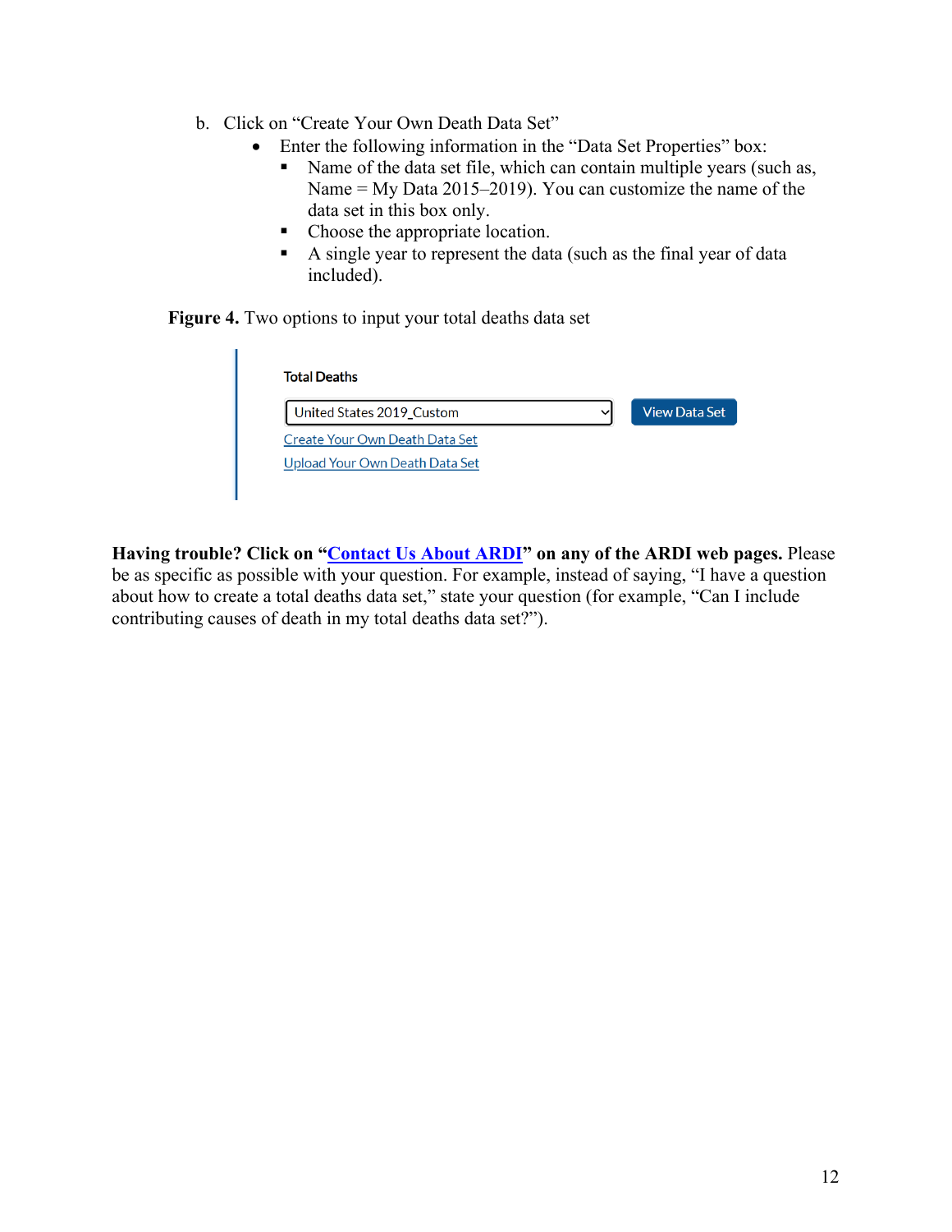b. Click on "Create Your Own Death Data Set"
   - Enter the following information in the "Data Set Properties" box:
     - Name of the data set file, which can contain multiple years (such as, Name = My Data 2015–2019). You can customize the name of the data set in this box only.
     - Choose the appropriate location.
     - A single year to represent the data (such as the final year of data included).

**Figure 4.** Two options to input your total deaths data set

Total Deaths

United States 2019_Custom

View Data Set

Create Your Own Death Data Set

Upload Your Own Death Data Set

**Having trouble? Click on "Contact Us About ARDI" on any of the ARDI web pages.** Please be as specific as possible with your question. For example, instead of saying, "I have a question about how to create a total deaths data set," state your question (for example, "Can I include contributing causes of death in my total deaths data set?").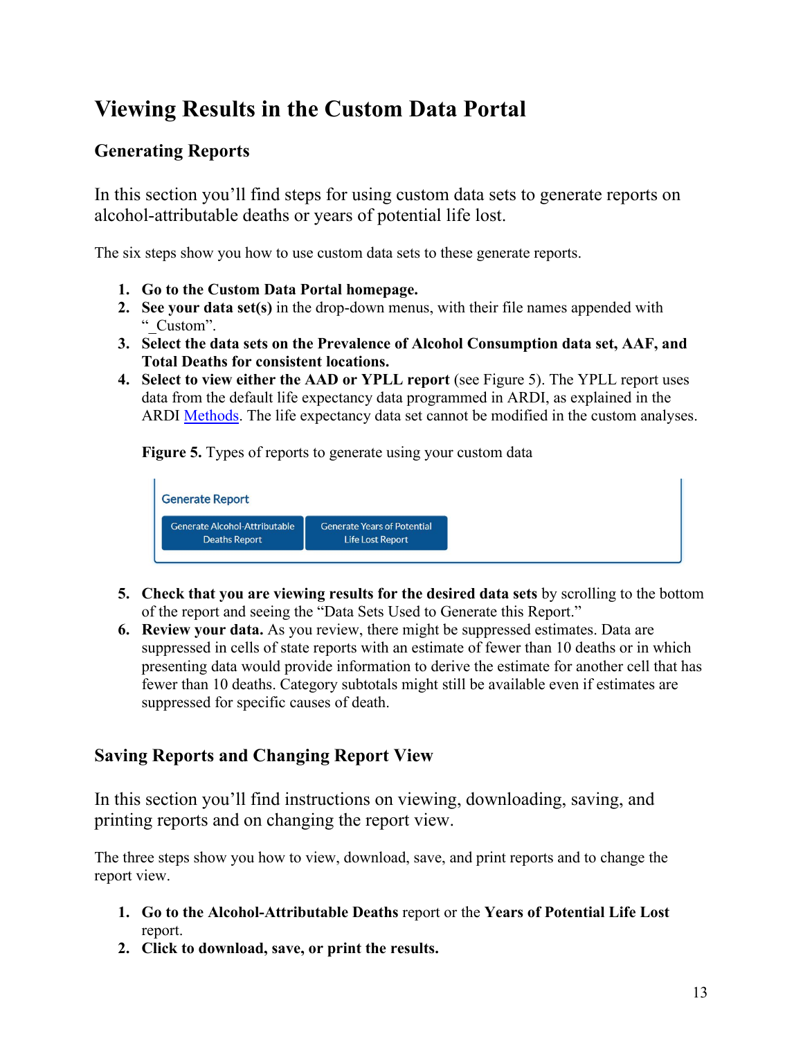# Viewing Results in the Custom Data Portal

## Generating Reports

In this section you'll find steps for using custom data sets to generate reports on alcohol-attributable deaths or years of potential life lost.

The six steps show you how to use custom data sets to these generate reports.

1. **Go to the Custom Data Portal homepage.**
2. **See your data set(s)** in the drop-down menus, with their file names appended with "_Custom".
3. **Select the data sets on the Prevalence of Alcohol Consumption data set, AAF, and Total Deaths for consistent locations.**
4. **Select to view either the AAD or YPLL report** (see Figure 5). The YPLL report uses data from the default life expectancy data programmed in ARDI, as explained in the ARDI [Methods](). The life expectancy data set cannot be modified in the custom analyses.

   **Figure 5.** Types of reports to generate using your custom data

   Generate Report

   Generate Alcohol-Attributable Deaths Report | Generate Years of Potential Life Lost Report

5. **Check that you are viewing results for the desired data sets** by scrolling to the bottom of the report and seeing the "Data Sets Used to Generate this Report."
6. **Review your data.** As you review, there might be suppressed estimates. Data are suppressed in cells of state reports with an estimate of fewer than 10 deaths or in which presenting data would provide information to derive the estimate for another cell that has fewer than 10 deaths. Category subtotals might still be available even if estimates are suppressed for specific causes of death.

## Saving Reports and Changing Report View

In this section you'll find instructions on viewing, downloading, saving, and printing reports and on changing the report view.

The three steps show you how to view, download, save, and print reports and to change the report view.

1. **Go to the Alcohol-Attributable Deaths** report or the **Years of Potential Life Lost** report.
2. **Click to download, save, or print the results.**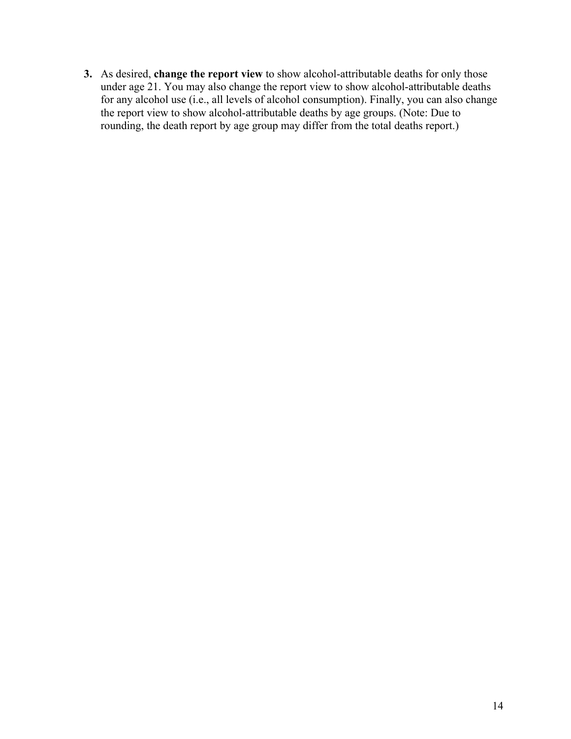3. As desired, **change the report view** to show alcohol-attributable deaths for only those under age 21. You may also change the report view to show alcohol-attributable deaths for any alcohol use (i.e., all levels of alcohol consumption). Finally, you can also change the report view to show alcohol-attributable deaths by age groups. (Note: Due to rounding, the death report by age group may differ from the total deaths report.)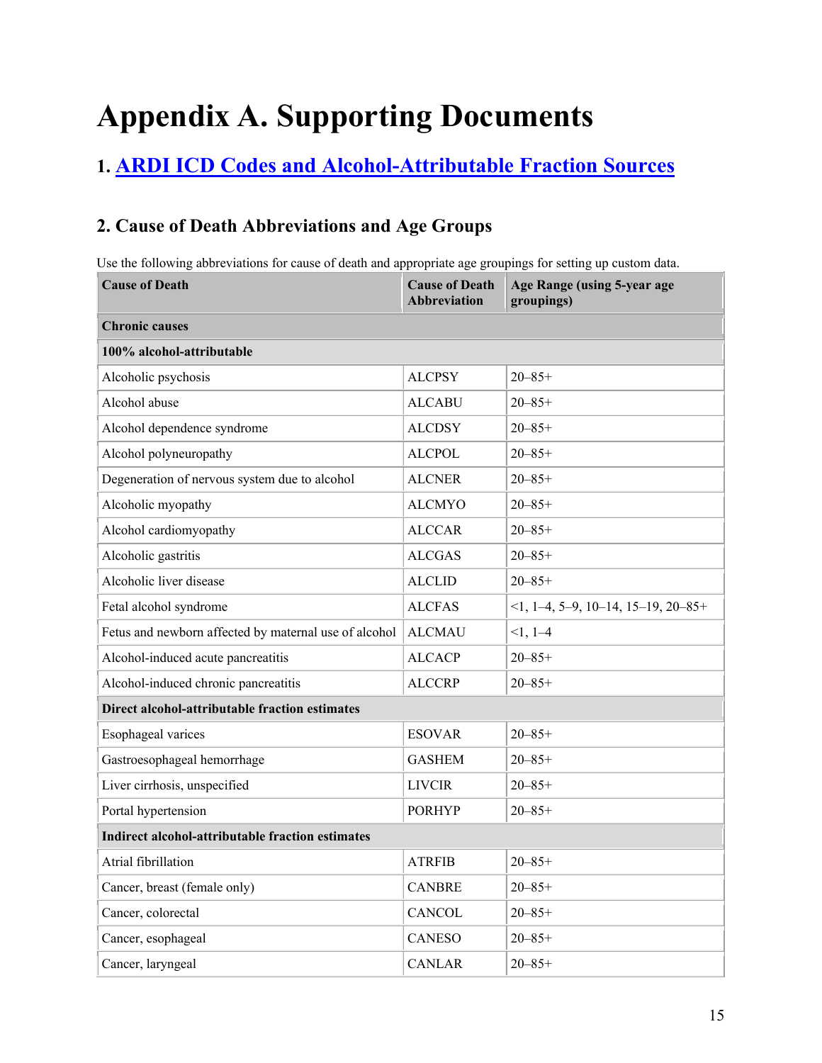# Appendix A. Supporting Documents

## 1. ARDI ICD Codes and Alcohol-Attributable Fraction Sources

## 2. Cause of Death Abbreviations and Age Groups

Use the following abbreviations for cause of death and appropriate age groupings for setting up custom data.

| Cause of Death | Cause of Death Abbreviation | Age Range (using 5-year age groupings) |
|---|---|---|
| **Chronic causes** | | |
| **100% alcohol-attributable** | | |
| Alcoholic psychosis | ALCPSY | 20–85+ |
| Alcohol abuse | ALCABU | 20–85+ |
| Alcohol dependence syndrome | ALCDSY | 20–85+ |
| Alcohol polyneuropathy | ALCPOL | 20–85+ |
| Degeneration of nervous system due to alcohol | ALCNER | 20–85+ |
| Alcoholic myopathy | ALCMYO | 20–85+ |
| Alcohol cardiomyopathy | ALCCAR | 20–85+ |
| Alcoholic gastritis | ALCGAS | 20–85+ |
| Alcoholic liver disease | ALCLID | 20–85+ |
| Fetal alcohol syndrome | ALCFAS | <1, 1–4, 5–9, 10–14, 15–19, 20–85+ |
| Fetus and newborn affected by maternal use of alcohol | ALCMAU | <1, 1–4 |
| Alcohol-induced acute pancreatitis | ALCACP | 20–85+ |
| Alcohol-induced chronic pancreatitis | ALCCRP | 20–85+ |
| **Direct alcohol-attributable fraction estimates** | | |
| Esophageal varices | ESOVAR | 20–85+ |
| Gastroesophageal hemorrhage | GASHEM | 20–85+ |
| Liver cirrhosis, unspecified | LIVCIR | 20–85+ |
| Portal hypertension | PORHYP | 20–85+ |
| **Indirect alcohol-attributable fraction estimates** | | |
| Atrial fibrillation | ATRFIB | 20–85+ |
| Cancer, breast (female only) | CANBRE | 20–85+ |
| Cancer, colorectal | CANCOL | 20–85+ |
| Cancer, esophageal | CANESO | 20–85+ |
| Cancer, laryngeal | CANLAR | 20–85+ |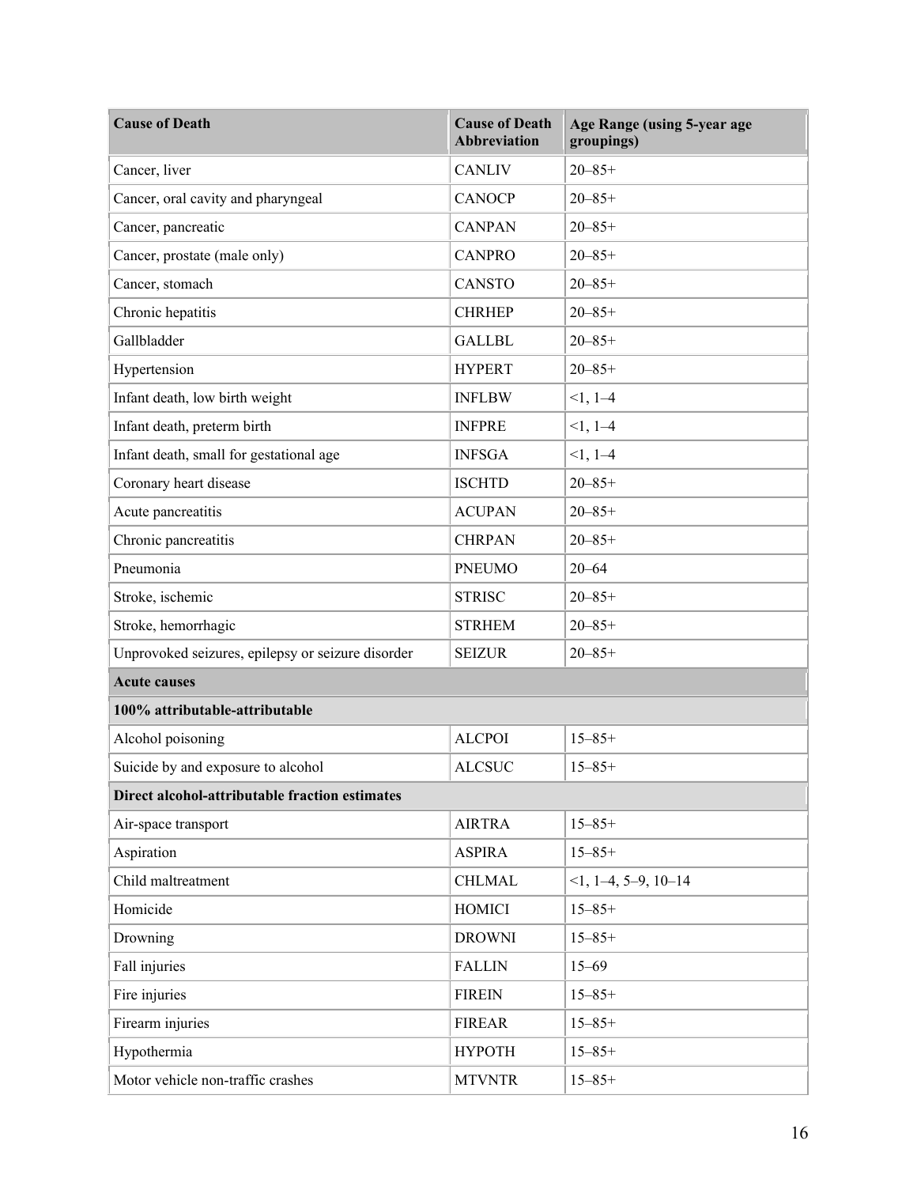| Cause of Death | Cause of Death Abbreviation | Age Range (using 5-year age groupings) |
| --- | --- | --- |
| Cancer, liver | CANLIV | 20–85+ |
| Cancer, oral cavity and pharyngeal | CANOCP | 20–85+ |
| Cancer, pancreatic | CANPAN | 20–85+ |
| Cancer, prostate (male only) | CANPRO | 20–85+ |
| Cancer, stomach | CANSTO | 20–85+ |
| Chronic hepatitis | CHRHEP | 20–85+ |
| Gallbladder | GALLBL | 20–85+ |
| Hypertension | HYPERT | 20–85+ |
| Infant death, low birth weight | INFLBW | <1, 1–4 |
| Infant death, preterm birth | INFPRE | <1, 1–4 |
| Infant death, small for gestational age | INFSGA | <1, 1–4 |
| Coronary heart disease | ISCHTD | 20–85+ |
| Acute pancreatitis | ACUPAN | 20–85+ |
| Chronic pancreatitis | CHRPAN | 20–85+ |
| Pneumonia | PNEUMO | 20–64 |
| Stroke, ischemic | STRISC | 20–85+ |
| Stroke, hemorrhagic | STRHEM | 20–85+ |
| Unprovoked seizures, epilepsy or seizure disorder | SEIZUR | 20–85+ |
| **Acute causes** | | |
| **100% attributable-attributable** | | |
| Alcohol poisoning | ALCPOI | 15–85+ |
| Suicide by and exposure to alcohol | ALCSUC | 15–85+ |
| **Direct alcohol-attributable fraction estimates** | | |
| Air-space transport | AIRTRA | 15–85+ |
| Aspiration | ASPIRA | 15–85+ |
| Child maltreatment | CHLMAL | <1, 1–4, 5–9, 10–14 |
| Homicide | HOMICI | 15–85+ |
| Drowning | DROWNI | 15–85+ |
| Fall injuries | FALLIN | 15–69 |
| Fire injuries | FIREIN | 15–85+ |
| Firearm injuries | FIREAR | 15–85+ |
| Hypothermia | HYPOTH | 15–85+ |
| Motor vehicle non-traffic crashes | MTVNTR | 15–85+ |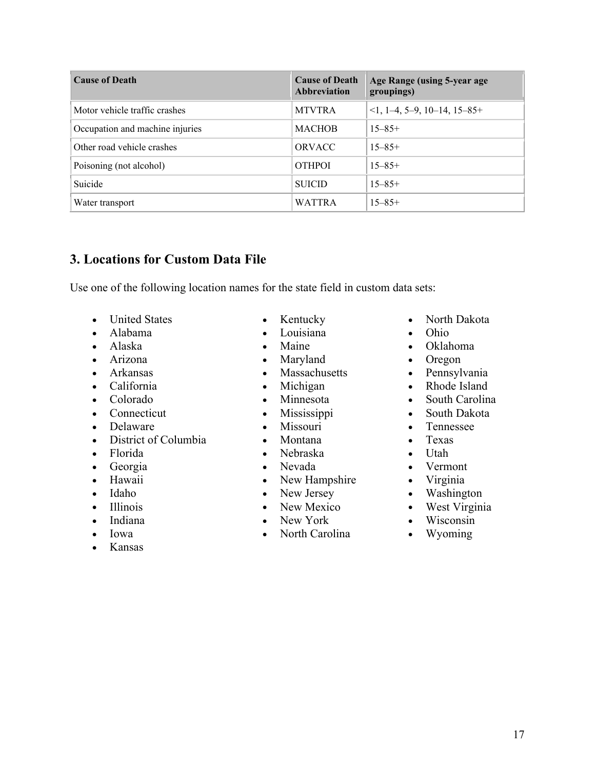| Cause of Death | Cause of Death Abbreviation | Age Range (using 5-year age groupings) |
|---|---|---|
| Motor vehicle traffic crashes | MTVTRA | <1, 1–4, 5–9, 10–14, 15–85+ |
| Occupation and machine injuries | MACHOB | 15–85+ |
| Other road vehicle crashes | ORVACC | 15–85+ |
| Poisoning (not alcohol) | OTHPOI | 15–85+ |
| Suicide | SUICID | 15–85+ |
| Water transport | WATTRA | 15–85+ |

## 3. Locations for Custom Data File

Use one of the following location names for the state field in custom data sets:

- United States
- Alabama
- Alaska
- Arizona
- Arkansas
- California
- Colorado
- Connecticut
- Delaware
- District of Columbia
- Florida
- Georgia
- Hawaii
- Idaho
- Illinois
- Indiana
- Iowa
- Kansas
- Kentucky
- Louisiana
- Maine
- Maryland
- Massachusetts
- Michigan
- Minnesota
- Mississippi
- Missouri
- Montana
- Nebraska
- Nevada
- New Hampshire
- New Jersey
- New Mexico
- New York
- North Carolina
- North Dakota
- Ohio
- Oklahoma
- Oregon
- Pennsylvania
- Rhode Island
- South Carolina
- South Dakota
- Tennessee
- Texas
- Utah
- Vermont
- Virginia
- Washington
- West Virginia
- Wisconsin
- Wyoming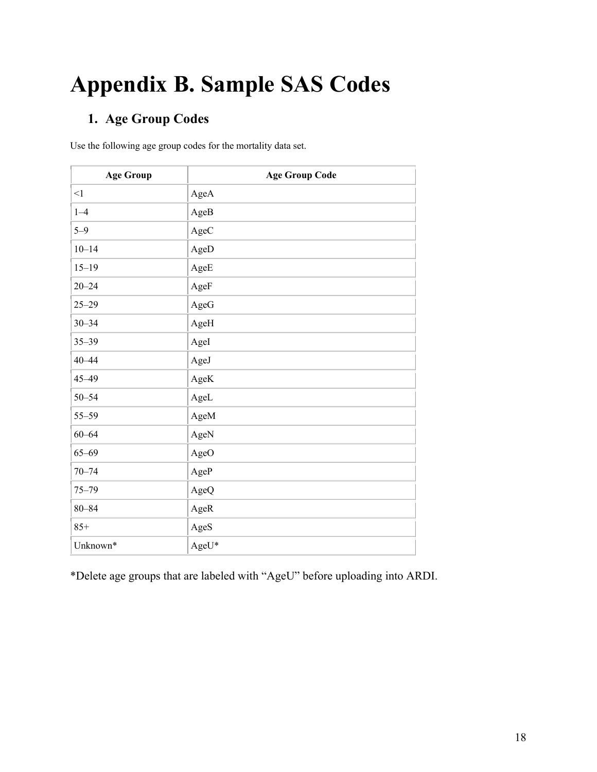# Appendix B. Sample SAS Codes

## 1. Age Group Codes

Use the following age group codes for the mortality data set.

| Age Group | Age Group Code |
|---|---|
| <1 | AgeA |
| 1–4 | AgeB |
| 5–9 | AgeC |
| 10–14 | AgeD |
| 15–19 | AgeE |
| 20–24 | AgeF |
| 25–29 | AgeG |
| 30–34 | AgeH |
| 35–39 | AgeI |
| 40–44 | AgeJ |
| 45–49 | AgeK |
| 50–54 | AgeL |
| 55–59 | AgeM |
| 60–64 | AgeN |
| 65–69 | AgeO |
| 70–74 | AgeP |
| 75–79 | AgeQ |
| 80–84 | AgeR |
| 85+ | AgeS |
| Unknown* | AgeU* |

*Delete age groups that are labeled with "AgeU" before uploading into ARDI.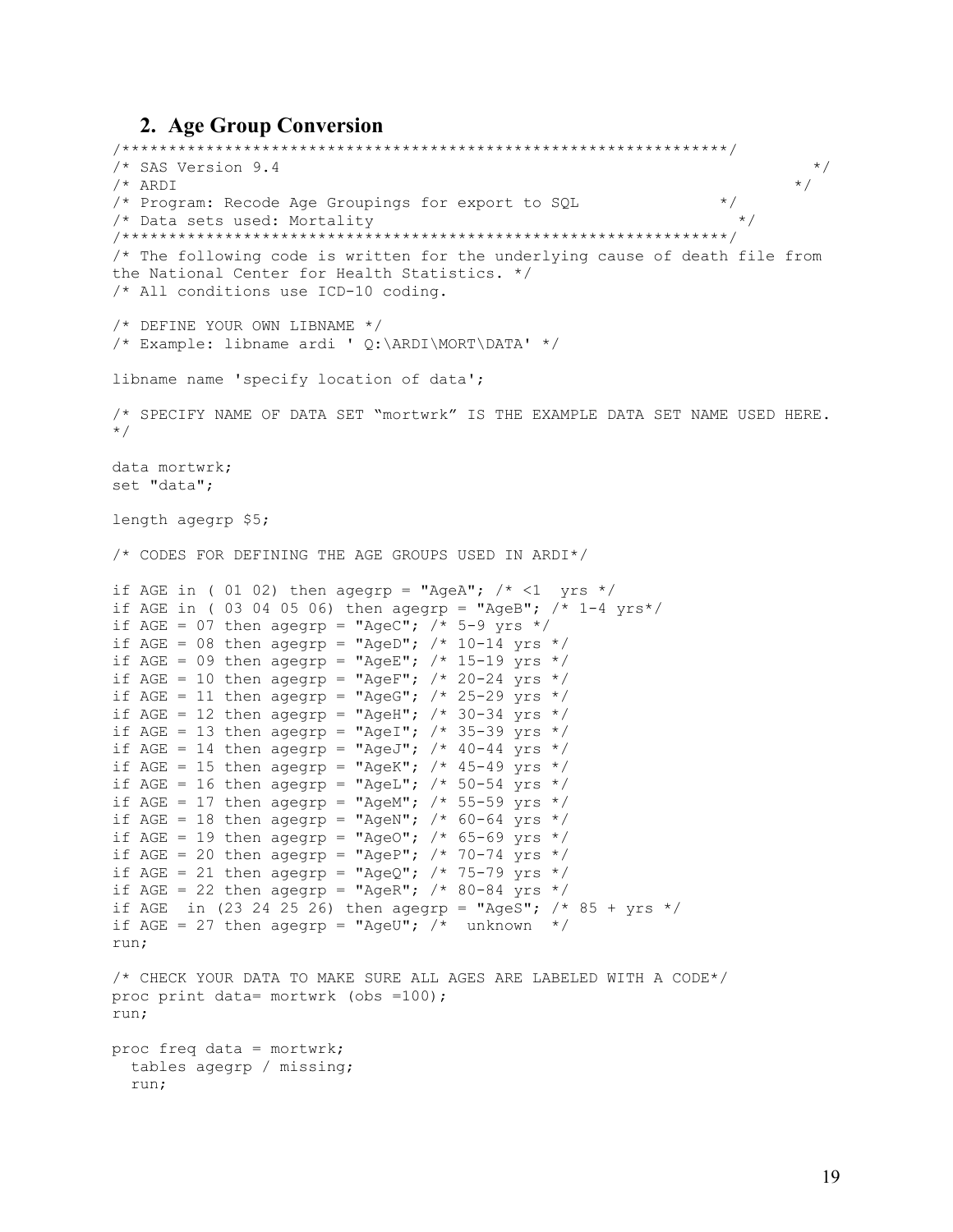## 2. Age Group Conversion

```
/****************************************************************/
/* SAS Version 9.4                                              */
/* ARDI                                                        */
/* Program: Recode Age Groupings for export to SQL             */
/* Data sets used: Mortality                                    */
/****************************************************************/
/* The following code is written for the underlying cause of death file from
the National Center for Health Statistics. */
/* All conditions use ICD-10 coding.

/* DEFINE YOUR OWN LIBNAME */
/* Example: libname ardi ' Q:\ARDI\MORT\DATA' */

libname name 'specify location of data';

/* SPECIFY NAME OF DATA SET “mortwrk” IS THE EXAMPLE DATA SET NAME USED HERE.
*/

data mortwrk;
set "data";

length agegrp $5;

/* CODES FOR DEFINING THE AGE GROUPS USED IN ARDI*/

if AGE in ( 01 02) then agegrp = "AgeA"; /* <1  yrs */
if AGE in ( 03 04 05 06) then agegrp = "AgeB"; /* 1-4 yrs*/
if AGE = 07 then agegrp = "AgeC"; /* 5-9 yrs */
if AGE = 08 then agegrp = "AgeD"; /* 10-14 yrs */
if AGE = 09 then agegrp = "AgeE"; /* 15-19 yrs */
if AGE = 10 then agegrp = "AgeF"; /* 20-24 yrs */
if AGE = 11 then agegrp = "AgeG"; /* 25-29 yrs */
if AGE = 12 then agegrp = "AgeH"; /* 30-34 yrs */
if AGE = 13 then agegrp = "AgeI"; /* 35-39 yrs */
if AGE = 14 then agegrp = "AgeJ"; /* 40-44 yrs */
if AGE = 15 then agegrp = "AgeK"; /* 45-49 yrs */
if AGE = 16 then agegrp = "AgeL"; /* 50-54 yrs */
if AGE = 17 then agegrp = "AgeM"; /* 55-59 yrs */
if AGE = 18 then agegrp = "AgeN"; /* 60-64 yrs */
if AGE = 19 then agegrp = "AgeO"; /* 65-69 yrs */
if AGE = 20 then agegrp = "AgeP"; /* 70-74 yrs */
if AGE = 21 then agegrp = "AgeQ"; /* 75-79 yrs */
if AGE = 22 then agegrp = "AgeR"; /* 80-84 yrs */
if AGE  in (23 24 25 26) then agegrp = "AgeS"; /* 85 + yrs */
if AGE = 27 then agegrp = "AgeU"; /*  unknown  */
run;

/* CHECK YOUR DATA TO MAKE SURE ALL AGES ARE LABELED WITH A CODE*/
proc print data= mortwrk (obs =100);
run;

proc freq data = mortwrk;
  tables agegrp / missing;
  run;
```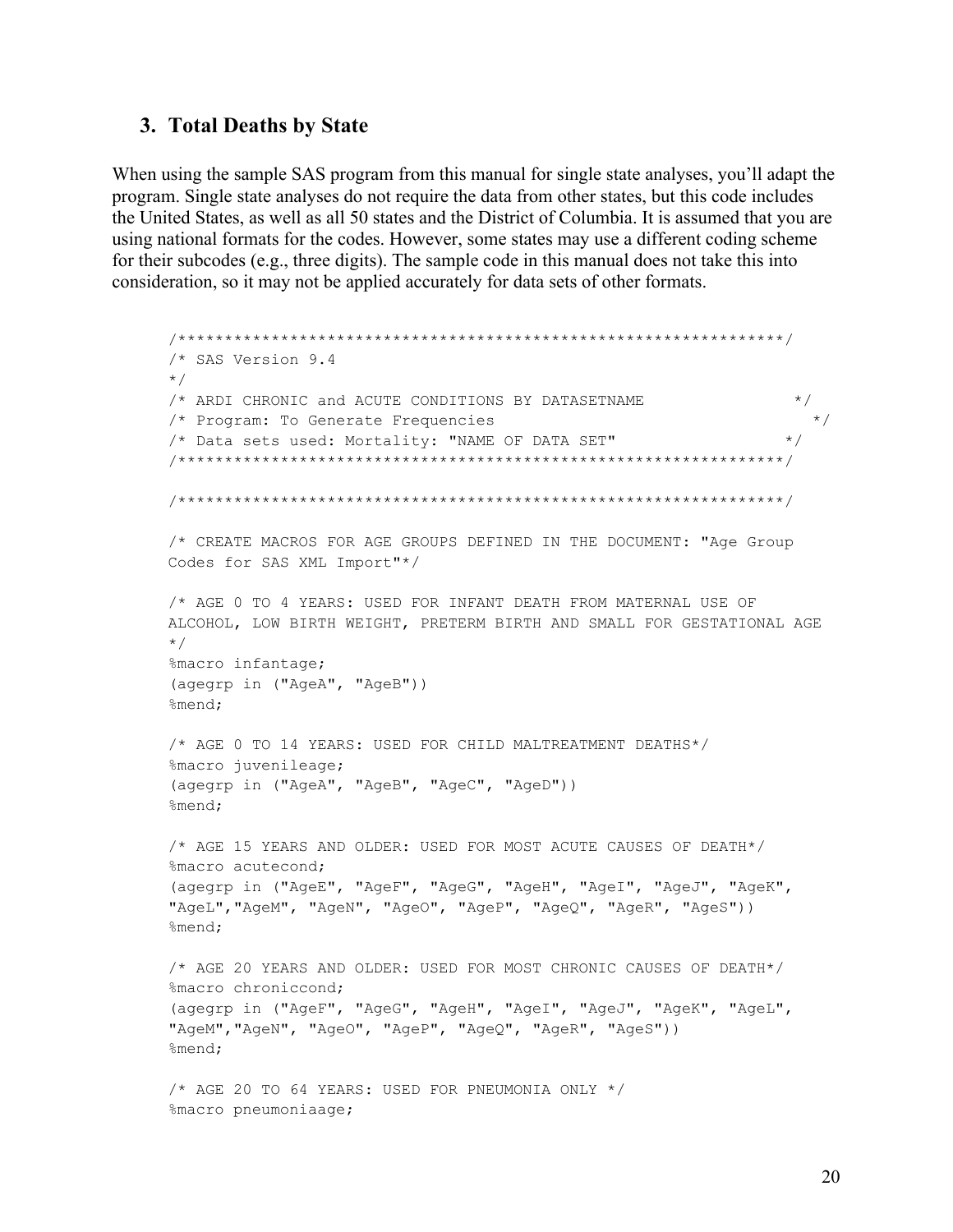## 3. Total Deaths by State

When using the sample SAS program from this manual for single state analyses, you'll adapt the program. Single state analyses do not require the data from other states, but this code includes the United States, as well as all 50 states and the District of Columbia. It is assumed that you are using national formats for the codes. However, some states may use a different coding scheme for their subcodes (e.g., three digits). The sample code in this manual does not take this into consideration, so it may not be applied accurately for data sets of other formats.

```
/****************************************************************/
/* SAS Version 9.4
*/
/* ARDI CHRONIC and ACUTE CONDITIONS BY DATASETNAME              */
/* Program: To Generate Frequencies                                */
/* Data sets used: Mortality: "NAME OF DATA SET"                 */
/****************************************************************/

/****************************************************************/

/* CREATE MACROS FOR AGE GROUPS DEFINED IN THE DOCUMENT: "Age Group
Codes for SAS XML Import"*/

/* AGE 0 TO 4 YEARS: USED FOR INFANT DEATH FROM MATERNAL USE OF
ALCOHOL, LOW BIRTH WEIGHT, PRETERM BIRTH AND SMALL FOR GESTATIONAL AGE
*/
%macro infantage;
(agegrp in ("AgeA", "AgeB"))
%mend;

/* AGE 0 TO 14 YEARS: USED FOR CHILD MALTREATMENT DEATHS*/
%macro juvenileage;
(agegrp in ("AgeA", "AgeB", "AgeC", "AgeD"))
%mend;

/* AGE 15 YEARS AND OLDER: USED FOR MOST ACUTE CAUSES OF DEATH*/
%macro acutecond;
(agegrp in ("AgeE", "AgeF", "AgeG", "AgeH", "AgeI", "AgeJ", "AgeK",
"AgeL","AgeM", "AgeN", "AgeO", "AgeP", "AgeQ", "AgeR", "AgeS"))
%mend;

/* AGE 20 YEARS AND OLDER: USED FOR MOST CHRONIC CAUSES OF DEATH*/
%macro chroniccond;
(agegrp in ("AgeF", "AgeG", "AgeH", "AgeI", "AgeJ", "AgeK", "AgeL",
"AgeM","AgeN", "AgeO", "AgeP", "AgeQ", "AgeR", "AgeS"))
%mend;

/* AGE 20 TO 64 YEARS: USED FOR PNEUMONIA ONLY */
%macro pneumoniaage;
```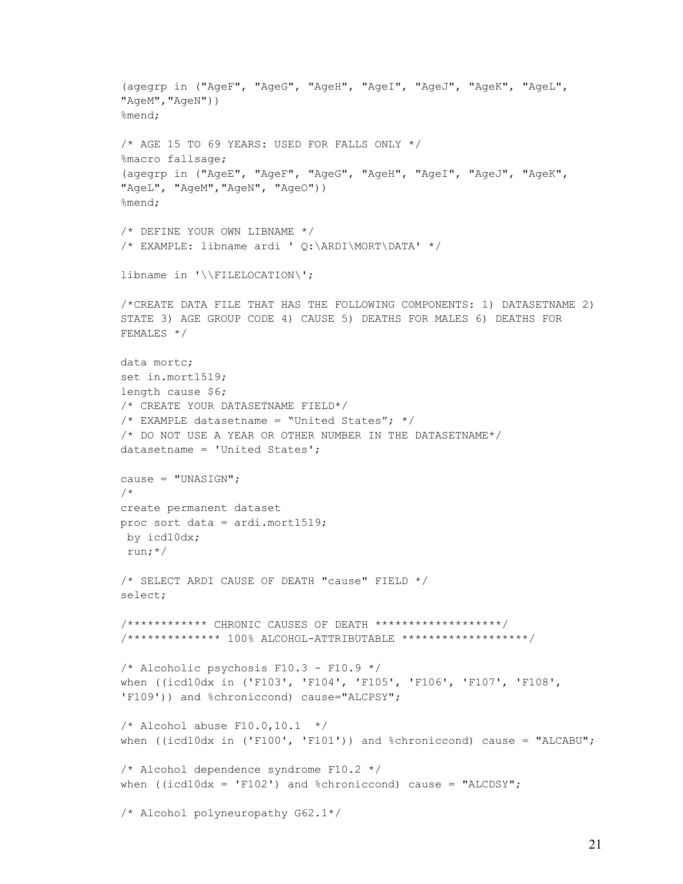```
(agegrp in ("AgeF", "AgeG", "AgeH", "AgeI", "AgeJ", "AgeK", "AgeL",
"AgeM","AgeN"))
%mend;

/* AGE 15 TO 69 YEARS: USED FOR FALLS ONLY */
%macro fallsage;
(agegrp in ("AgeE", "AgeF", "AgeG", "AgeH", "AgeI", "AgeJ", "AgeK",
"AgeL", "AgeM","AgeN", "AgeO"))
%mend;

/* DEFINE YOUR OWN LIBNAME */
/* EXAMPLE: libname ardi ' Q:\ARDI\MORT\DATA' */

libname in '\\FILELOCATION\';

/*CREATE DATA FILE THAT HAS THE FOLLOWING COMPONENTS: 1) DATASETNAME 2)
STATE 3) AGE GROUP CODE 4) CAUSE 5) DEATHS FOR MALES 6) DEATHS FOR
FEMALES */

data mortc;
set in.mort1519;
length cause $6;
/* CREATE YOUR DATASETNAME FIELD*/
/* EXAMPLE datasetname = "United States"; */
/* DO NOT USE A YEAR OR OTHER NUMBER IN THE DATASETNAME*/
datasetname = 'United States';

cause = "UNASIGN";
/*
create permanent dataset
proc sort data = ardi.mort1519;
 by icd10dx;
 run;*/

/* SELECT ARDI CAUSE OF DEATH "cause" FIELD */
select;

/************ CHRONIC CAUSES OF DEATH *******************/
/************** 100% ALCOHOL-ATTRIBUTABLE *******************/

/* Alcoholic psychosis F10.3 - F10.9 */
when ((icd10dx in ('F103', 'F104', 'F105', 'F106', 'F107', 'F108',
'F109')) and %chroniccond) cause="ALCPSY";

/* Alcohol abuse F10.0,10.1  */
when ((icd10dx in ('F100', 'F101')) and %chroniccond) cause = "ALCABU";

/* Alcohol dependence syndrome F10.2 */
when ((icd10dx = 'F102') and %chroniccond) cause = "ALCDSY";

/* Alcohol polyneuropathy G62.1*/
```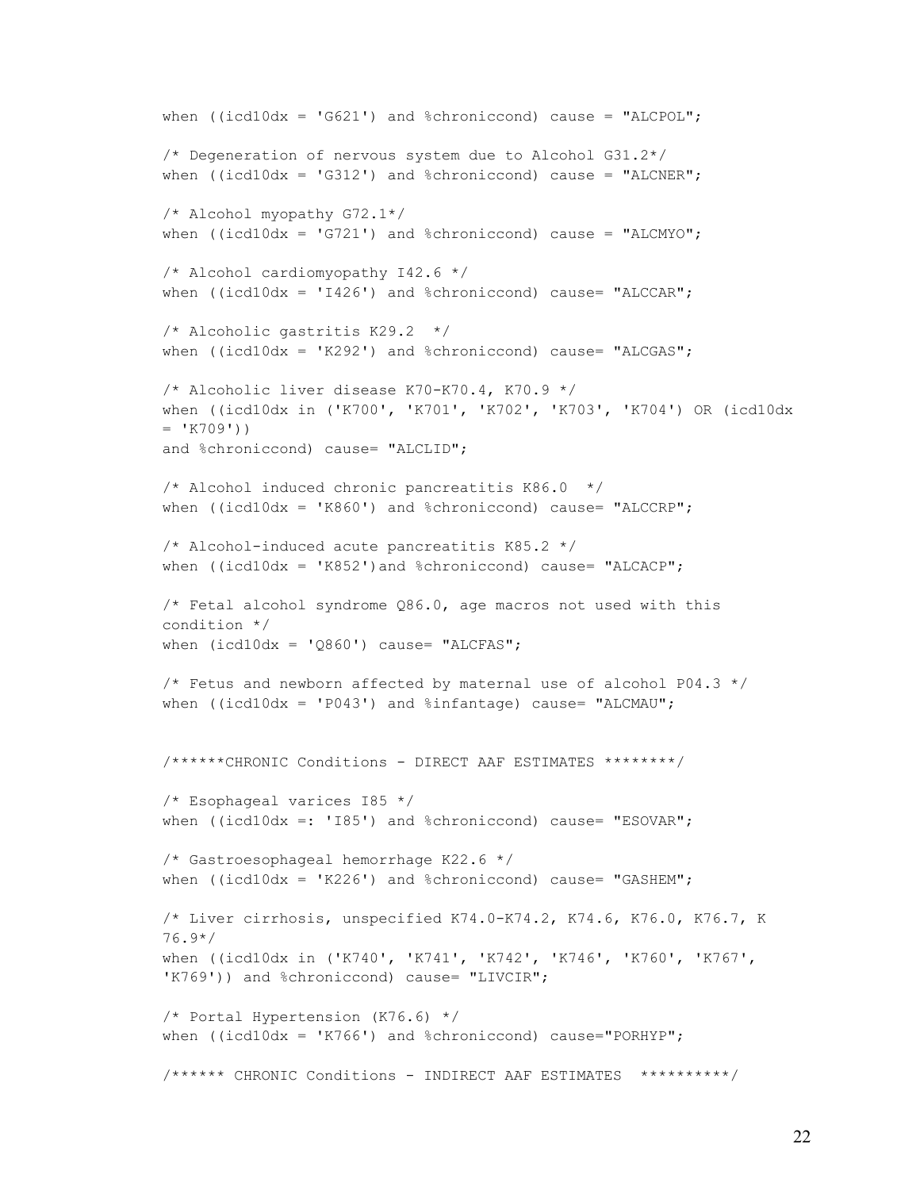```
when ((icd10dx = 'G621') and %chroniccond) cause = "ALCPOL";

/* Degeneration of nervous system due to Alcohol G31.2*/
when ((icd10dx = 'G312') and %chroniccond) cause = "ALCNER";

/* Alcohol myopathy G72.1*/
when ((icd10dx = 'G721') and %chroniccond) cause = "ALCMYO";

/* Alcohol cardiomyopathy I42.6 */
when ((icd10dx = 'I426') and %chroniccond) cause= "ALCCAR";

/* Alcoholic gastritis K29.2  */
when ((icd10dx = 'K292') and %chroniccond) cause= "ALCGAS";

/* Alcoholic liver disease K70-K70.4, K70.9 */
when ((icd10dx in ('K700', 'K701', 'K702', 'K703', 'K704') OR (icd10dx
= 'K709'))
and %chroniccond) cause= "ALCLID";

/* Alcohol induced chronic pancreatitis K86.0  */
when ((icd10dx = 'K860') and %chroniccond) cause= "ALCCRP";

/* Alcohol-induced acute pancreatitis K85.2 */
when ((icd10dx = 'K852')and %chroniccond) cause= "ALCACP";

/* Fetal alcohol syndrome Q86.0, age macros not used with this
condition */
when (icd10dx = 'Q860') cause= "ALCFAS";

/* Fetus and newborn affected by maternal use of alcohol P04.3 */
when ((icd10dx = 'P043') and %infantage) cause= "ALCMAU";


/******CHRONIC Conditions - DIRECT AAF ESTIMATES ********/

/* Esophageal varices I85 */
when ((icd10dx =: 'I85') and %chroniccond) cause= "ESOVAR";

/* Gastroesophageal hemorrhage K22.6 */
when ((icd10dx = 'K226') and %chroniccond) cause= "GASHEM";

/* Liver cirrhosis, unspecified K74.0-K74.2, K74.6, K76.0, K76.7, K
76.9*/
when ((icd10dx in ('K740', 'K741', 'K742', 'K746', 'K760', 'K767',
'K769')) and %chroniccond) cause= "LIVCIR";

/* Portal Hypertension (K76.6) */
when ((icd10dx = 'K766') and %chroniccond) cause="PORHYP";

/****** CHRONIC Conditions - INDIRECT AAF ESTIMATES  **********/
```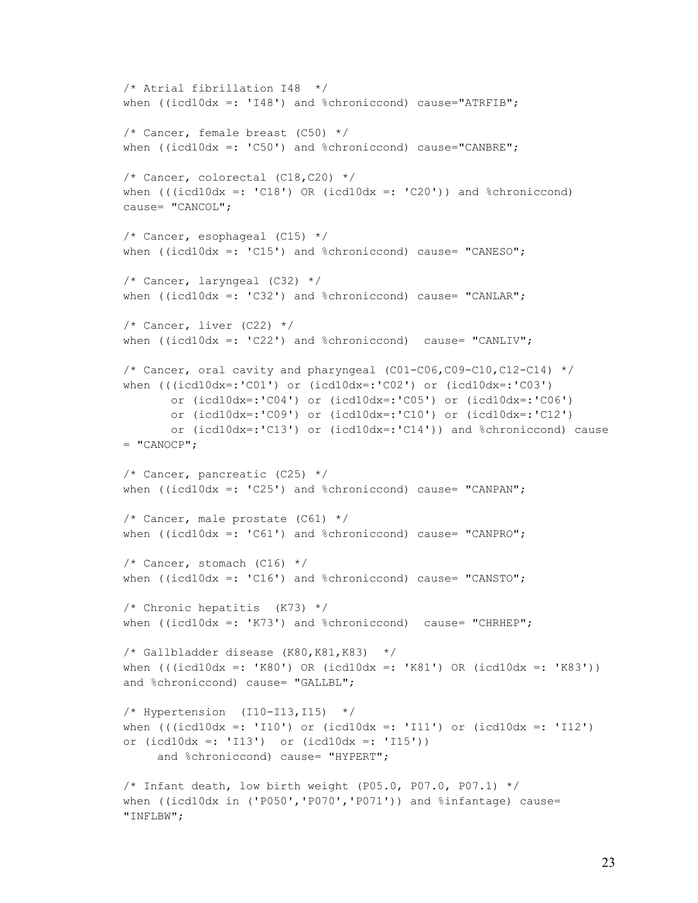```
/* Atrial fibrillation I48  */
when ((icd10dx =: 'I48') and %chroniccond) cause="ATRFIB";

/* Cancer, female breast (C50) */
when ((icd10dx =: 'C50') and %chroniccond) cause="CANBRE";

/* Cancer, colorectal (C18,C20) */
when (((icd10dx =: 'C18') OR (icd10dx =: 'C20')) and %chroniccond)
cause= "CANCOL";

/* Cancer, esophageal (C15) */
when ((icd10dx =: 'C15') and %chroniccond) cause= "CANESO";

/* Cancer, laryngeal (C32) */
when ((icd10dx =: 'C32') and %chroniccond) cause= "CANLAR";

/* Cancer, liver (C22) */
when ((icd10dx =: 'C22') and %chroniccond)  cause= "CANLIV";

/* Cancer, oral cavity and pharyngeal (C01-C06,C09-C10,C12-C14) */
when (((icd10dx=:'C01') or (icd10dx=:'C02') or (icd10dx=:'C03')
       or (icd10dx=:'C04') or (icd10dx=:'C05') or (icd10dx=:'C06')
       or (icd10dx=:'C09') or (icd10dx=:'C10') or (icd10dx=:'C12')
       or (icd10dx=:'C13') or (icd10dx=:'C14')) and %chroniccond) cause
= "CANOCP";

/* Cancer, pancreatic (C25) */
when ((icd10dx =: 'C25') and %chroniccond) cause= "CANPAN";

/* Cancer, male prostate (C61) */
when ((icd10dx =: 'C61') and %chroniccond) cause= "CANPRO";

/* Cancer, stomach (C16) */
when ((icd10dx =: 'C16') and %chroniccond) cause= "CANSTO";

/* Chronic hepatitis  (K73) */
when ((icd10dx =: 'K73') and %chroniccond)  cause= "CHRHEP";

/* Gallbladder disease (K80,K81,K83)  */
when (((icd10dx =: 'K80') OR (icd10dx =: 'K81') OR (icd10dx =: 'K83'))
and %chroniccond) cause= "GALLBL";

/* Hypertension  (I10-I13,I15)  */
when (((icd10dx =: 'I10') or (icd10dx =: 'I11') or (icd10dx =: 'I12')
or (icd10dx =: 'I13')  or (icd10dx =: 'I15'))
     and %chroniccond) cause= "HYPERT";

/* Infant death, low birth weight (P05.0, P07.0, P07.1) */
when ((icd10dx in ('P050','P070','P071')) and %infantage) cause=
"INFLBW";
```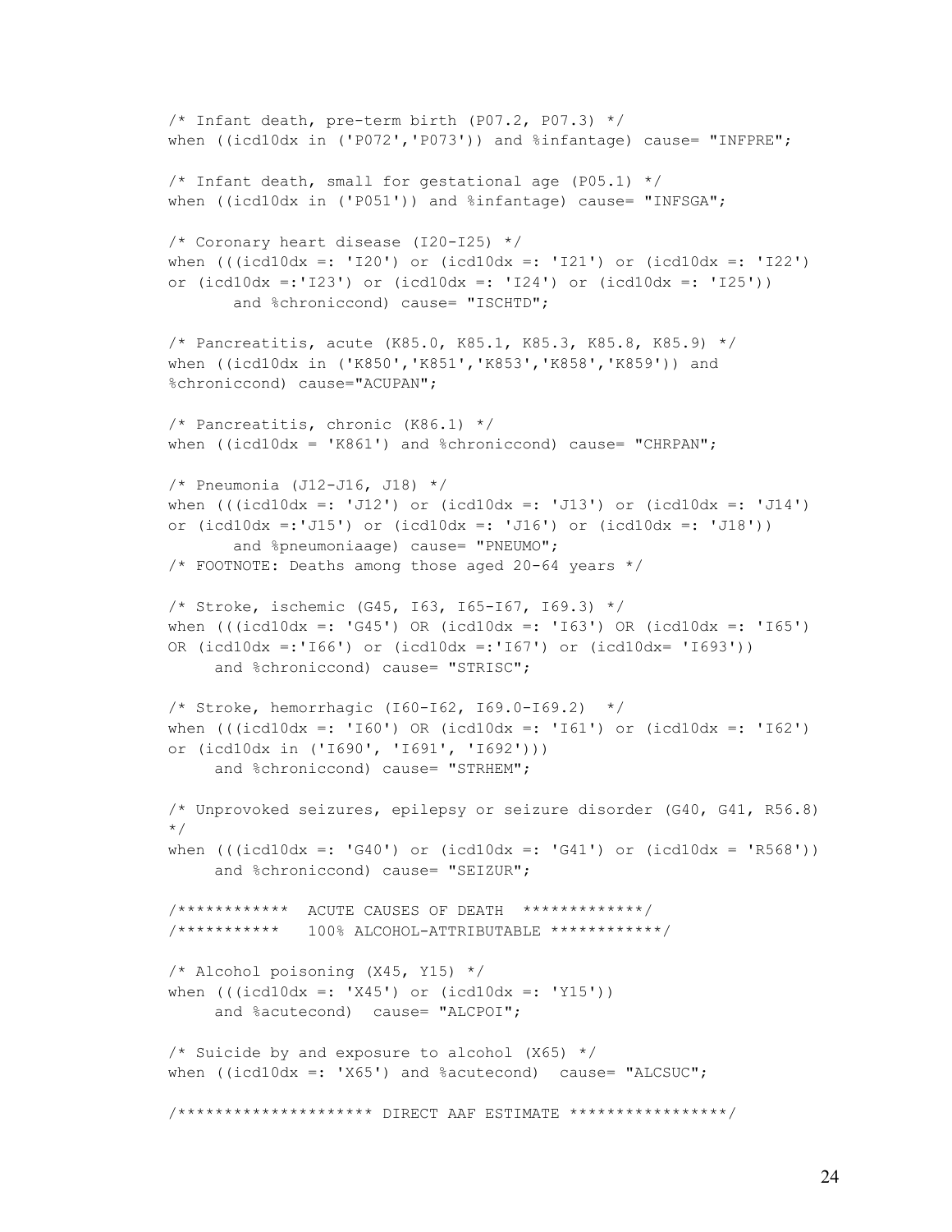```
/* Infant death, pre-term birth (P07.2, P07.3) */
when ((icd10dx in ('P072','P073')) and %infantage) cause= "INFPRE";

/* Infant death, small for gestational age (P05.1) */
when ((icd10dx in ('P051')) and %infantage) cause= "INFSGA";

/* Coronary heart disease (I20-I25) */
when (((icd10dx =: 'I20') or (icd10dx =: 'I21') or (icd10dx =: 'I22')
or (icd10dx =:'I23') or (icd10dx =: 'I24') or (icd10dx =: 'I25'))
       and %chroniccond) cause= "ISCHTD";

/* Pancreatitis, acute (K85.0, K85.1, K85.3, K85.8, K85.9) */
when ((icd10dx in ('K850','K851','K853','K858','K859')) and
%chroniccond) cause="ACUPAN";

/* Pancreatitis, chronic (K86.1) */
when ((icd10dx = 'K861') and %chroniccond) cause= "CHRPAN";

/* Pneumonia (J12-J16, J18) */
when (((icd10dx =: 'J12') or (icd10dx =: 'J13') or (icd10dx =: 'J14')
or (icd10dx =:'J15') or (icd10dx =: 'J16') or (icd10dx =: 'J18'))
       and %pneumoniaage) cause= "PNEUMO";
/* FOOTNOTE: Deaths among those aged 20-64 years */

/* Stroke, ischemic (G45, I63, I65-I67, I69.3) */
when (((icd10dx =: 'G45') OR (icd10dx =: 'I63') OR (icd10dx =: 'I65')
OR (icd10dx =:'I66') or (icd10dx =:'I67') or (icd10dx= 'I693'))
     and %chroniccond) cause= "STRISC";

/* Stroke, hemorrhagic (I60-I62, I69.0-I69.2)  */
when (((icd10dx =: 'I60') OR (icd10dx =: 'I61') or (icd10dx =: 'I62')
or (icd10dx in ('I690', 'I691', 'I692')))
     and %chroniccond) cause= "STRHEM";

/* Unprovoked seizures, epilepsy or seizure disorder (G40, G41, R56.8)
*/
when (((icd10dx =: 'G40') or (icd10dx =: 'G41') or (icd10dx = 'R568'))
     and %chroniccond) cause= "SEIZUR";

/************  ACUTE CAUSES OF DEATH  *************/
/***********   100% ALCOHOL-ATTRIBUTABLE ************/

/* Alcohol poisoning (X45, Y15) */
when (((icd10dx =: 'X45') or (icd10dx =: 'Y15'))
     and %acutecond)  cause= "ALCPOI";

/* Suicide by and exposure to alcohol (X65) */
when ((icd10dx =: 'X65') and %acutecond)  cause= "ALCSUC";

/******************** DIRECT AAF ESTIMATE *****************/
```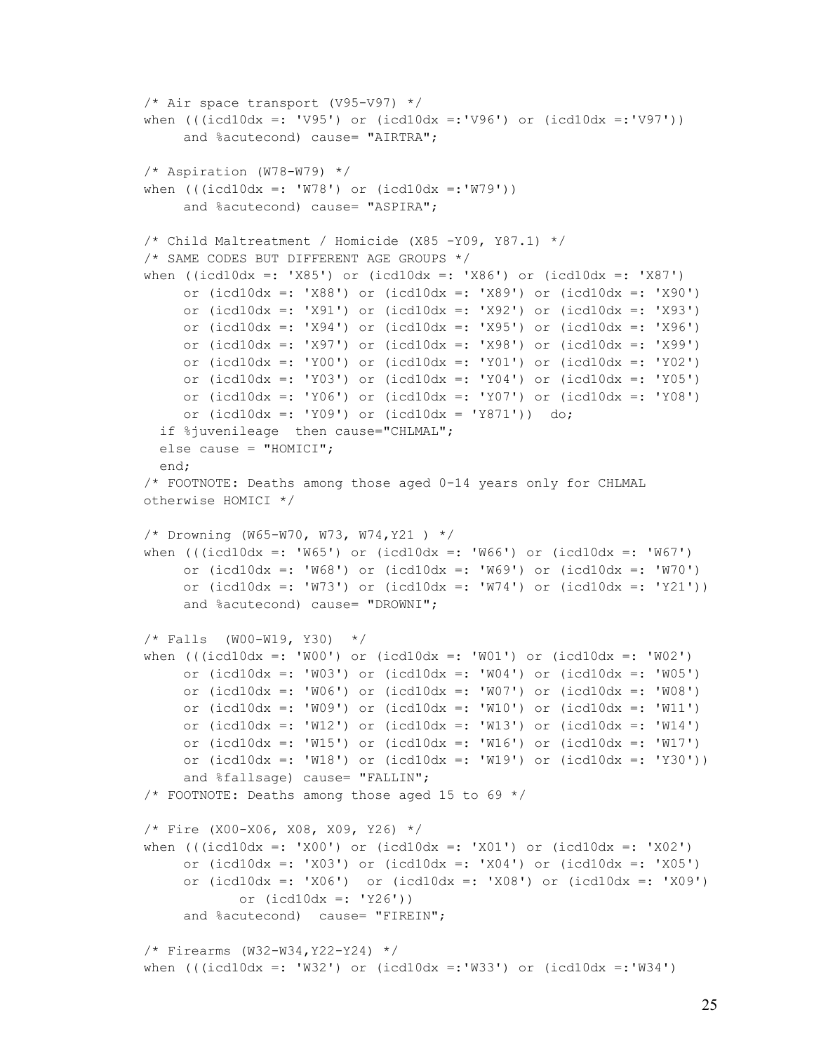```
/* Air space transport (V95-V97) */
when (((icd10dx =: 'V95') or (icd10dx =:'V96') or (icd10dx =:'V97'))
     and %acutecond) cause= "AIRTRA";

/* Aspiration (W78-W79) */
when (((icd10dx =: 'W78') or (icd10dx =:'W79'))
     and %acutecond) cause= "ASPIRA";

/* Child Maltreatment / Homicide (X85 -Y09, Y87.1) */
/* SAME CODES BUT DIFFERENT AGE GROUPS */
when ((icd10dx =: 'X85') or (icd10dx =: 'X86') or (icd10dx =: 'X87')
     or (icd10dx =: 'X88') or (icd10dx =: 'X89') or (icd10dx =: 'X90')
     or (icd10dx =: 'X91') or (icd10dx =: 'X92') or (icd10dx =: 'X93')
     or (icd10dx =: 'X94') or (icd10dx =: 'X95') or (icd10dx =: 'X96')
     or (icd10dx =: 'X97') or (icd10dx =: 'X98') or (icd10dx =: 'X99')
     or (icd10dx =: 'Y00') or (icd10dx =: 'Y01') or (icd10dx =: 'Y02')
     or (icd10dx =: 'Y03') or (icd10dx =: 'Y04') or (icd10dx =: 'Y05')
     or (icd10dx =: 'Y06') or (icd10dx =: 'Y07') or (icd10dx =: 'Y08')
     or (icd10dx =: 'Y09') or (icd10dx = 'Y871'))  do;
  if %juvenileage  then cause="CHLMAL";
  else cause = "HOMICI";
  end;
/* FOOTNOTE: Deaths among those aged 0-14 years only for CHLMAL
otherwise HOMICI */

/* Drowning (W65-W70, W73, W74,Y21 ) */
when (((icd10dx =: 'W65') or (icd10dx =: 'W66') or (icd10dx =: 'W67')
     or (icd10dx =: 'W68') or (icd10dx =: 'W69') or (icd10dx =: 'W70')
     or (icd10dx =: 'W73') or (icd10dx =: 'W74') or (icd10dx =: 'Y21'))
     and %acutecond) cause= "DROWNI";

/* Falls  (W00-W19, Y30)  */
when (((icd10dx =: 'W00') or (icd10dx =: 'W01') or (icd10dx =: 'W02')
     or (icd10dx =: 'W03') or (icd10dx =: 'W04') or (icd10dx =: 'W05')
     or (icd10dx =: 'W06') or (icd10dx =: 'W07') or (icd10dx =: 'W08')
     or (icd10dx =: 'W09') or (icd10dx =: 'W10') or (icd10dx =: 'W11')
     or (icd10dx =: 'W12') or (icd10dx =: 'W13') or (icd10dx =: 'W14')
     or (icd10dx =: 'W15') or (icd10dx =: 'W16') or (icd10dx =: 'W17')
     or (icd10dx =: 'W18') or (icd10dx =: 'W19') or (icd10dx =: 'Y30'))
     and %fallsage) cause= "FALLIN";
/* FOOTNOTE: Deaths among those aged 15 to 69 */

/* Fire (X00-X06, X08, X09, Y26) */
when (((icd10dx =: 'X00') or (icd10dx =: 'X01') or (icd10dx =: 'X02')
     or (icd10dx =: 'X03') or (icd10dx =: 'X04') or (icd10dx =: 'X05')
     or (icd10dx =: 'X06')  or (icd10dx =: 'X08') or (icd10dx =: 'X09')
           or (icd10dx =: 'Y26'))
     and %acutecond)  cause= "FIREIN";

/* Firearms (W32-W34,Y22-Y24) */
when (((icd10dx =: 'W32') or (icd10dx =:'W33') or (icd10dx =:'W34')
```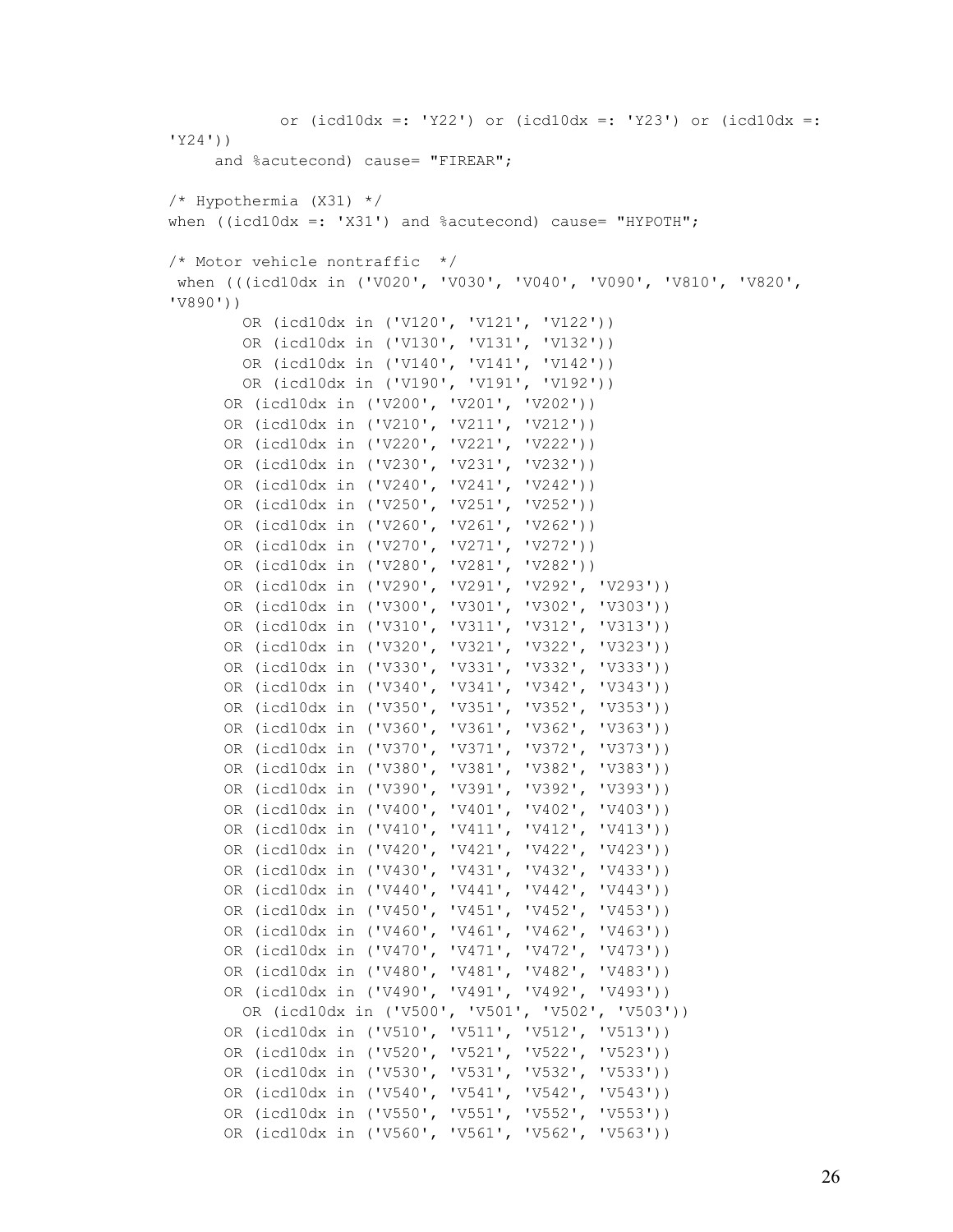```
            or (icd10dx =: 'Y22') or (icd10dx =: 'Y23') or (icd10dx =:
'Y24'))
     and %acutecond) cause= "FIREAR";

/* Hypothermia (X31) */
when ((icd10dx =: 'X31') and %acutecond) cause= "HYPOTH";

/* Motor vehicle nontraffic  */
 when (((icd10dx in ('V020', 'V030', 'V040', 'V090', 'V810', 'V820',
'V890'))
        OR (icd10dx in ('V120', 'V121', 'V122'))
        OR (icd10dx in ('V130', 'V131', 'V132'))
        OR (icd10dx in ('V140', 'V141', 'V142'))
        OR (icd10dx in ('V190', 'V191', 'V192'))
      OR (icd10dx in ('V200', 'V201', 'V202'))
      OR (icd10dx in ('V210', 'V211', 'V212'))
      OR (icd10dx in ('V220', 'V221', 'V222'))
      OR (icd10dx in ('V230', 'V231', 'V232'))
      OR (icd10dx in ('V240', 'V241', 'V242'))
      OR (icd10dx in ('V250', 'V251', 'V252'))
      OR (icd10dx in ('V260', 'V261', 'V262'))
      OR (icd10dx in ('V270', 'V271', 'V272'))
      OR (icd10dx in ('V280', 'V281', 'V282'))
      OR (icd10dx in ('V290', 'V291', 'V292', 'V293'))
      OR (icd10dx in ('V300', 'V301', 'V302', 'V303'))
      OR (icd10dx in ('V310', 'V311', 'V312', 'V313'))
      OR (icd10dx in ('V320', 'V321', 'V322', 'V323'))
      OR (icd10dx in ('V330', 'V331', 'V332', 'V333'))
      OR (icd10dx in ('V340', 'V341', 'V342', 'V343'))
      OR (icd10dx in ('V350', 'V351', 'V352', 'V353'))
      OR (icd10dx in ('V360', 'V361', 'V362', 'V363'))
      OR (icd10dx in ('V370', 'V371', 'V372', 'V373'))
      OR (icd10dx in ('V380', 'V381', 'V382', 'V383'))
      OR (icd10dx in ('V390', 'V391', 'V392', 'V393'))
      OR (icd10dx in ('V400', 'V401', 'V402', 'V403'))
      OR (icd10dx in ('V410', 'V411', 'V412', 'V413'))
      OR (icd10dx in ('V420', 'V421', 'V422', 'V423'))
      OR (icd10dx in ('V430', 'V431', 'V432', 'V433'))
      OR (icd10dx in ('V440', 'V441', 'V442', 'V443'))
      OR (icd10dx in ('V450', 'V451', 'V452', 'V453'))
      OR (icd10dx in ('V460', 'V461', 'V462', 'V463'))
      OR (icd10dx in ('V470', 'V471', 'V472', 'V473'))
      OR (icd10dx in ('V480', 'V481', 'V482', 'V483'))
      OR (icd10dx in ('V490', 'V491', 'V492', 'V493'))
        OR (icd10dx in ('V500', 'V501', 'V502', 'V503'))
      OR (icd10dx in ('V510', 'V511', 'V512', 'V513'))
      OR (icd10dx in ('V520', 'V521', 'V522', 'V523'))
      OR (icd10dx in ('V530', 'V531', 'V532', 'V533'))
      OR (icd10dx in ('V540', 'V541', 'V542', 'V543'))
      OR (icd10dx in ('V550', 'V551', 'V552', 'V553'))
      OR (icd10dx in ('V560', 'V561', 'V562', 'V563'))
```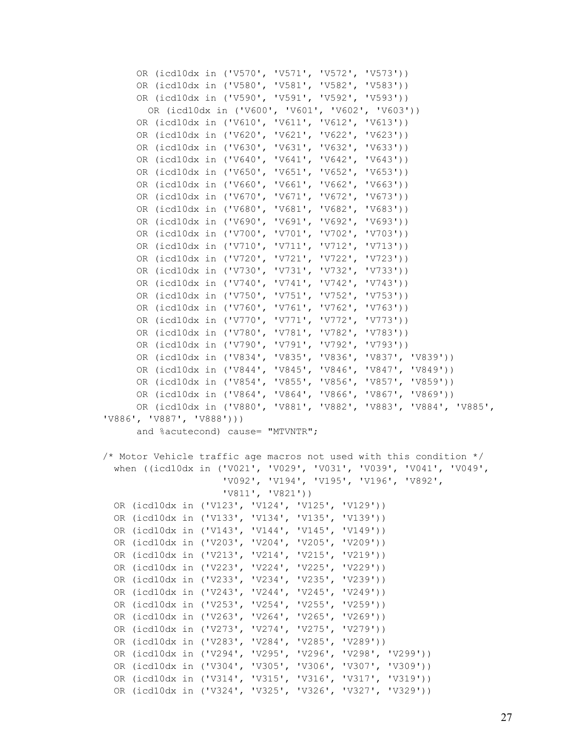```
      OR (icd10dx in ('V570', 'V571', 'V572', 'V573'))
      OR (icd10dx in ('V580', 'V581', 'V582', 'V583'))
      OR (icd10dx in ('V590', 'V591', 'V592', 'V593'))
        OR (icd10dx in ('V600', 'V601', 'V602', 'V603'))
      OR (icd10dx in ('V610', 'V611', 'V612', 'V613'))
      OR (icd10dx in ('V620', 'V621', 'V622', 'V623'))
      OR (icd10dx in ('V630', 'V631', 'V632', 'V633'))
      OR (icd10dx in ('V640', 'V641', 'V642', 'V643'))
      OR (icd10dx in ('V650', 'V651', 'V652', 'V653'))
      OR (icd10dx in ('V660', 'V661', 'V662', 'V663'))
      OR (icd10dx in ('V670', 'V671', 'V672', 'V673'))
      OR (icd10dx in ('V680', 'V681', 'V682', 'V683'))
      OR (icd10dx in ('V690', 'V691', 'V692', 'V693'))
      OR (icd10dx in ('V700', 'V701', 'V702', 'V703'))
      OR (icd10dx in ('V710', 'V711', 'V712', 'V713'))
      OR (icd10dx in ('V720', 'V721', 'V722', 'V723'))
      OR (icd10dx in ('V730', 'V731', 'V732', 'V733'))
      OR (icd10dx in ('V740', 'V741', 'V742', 'V743'))
      OR (icd10dx in ('V750', 'V751', 'V752', 'V753'))
      OR (icd10dx in ('V760', 'V761', 'V762', 'V763'))
      OR (icd10dx in ('V770', 'V771', 'V772', 'V773'))
      OR (icd10dx in ('V780', 'V781', 'V782', 'V783'))
      OR (icd10dx in ('V790', 'V791', 'V792', 'V793'))
      OR (icd10dx in ('V834', 'V835', 'V836', 'V837', 'V839'))
      OR (icd10dx in ('V844', 'V845', 'V846', 'V847', 'V849'))
      OR (icd10dx in ('V854', 'V855', 'V856', 'V857', 'V859'))
      OR (icd10dx in ('V864', 'V864', 'V866', 'V867', 'V869'))
      OR (icd10dx in ('V880', 'V881', 'V882', 'V883', 'V884', 'V885',
'V886', 'V887', 'V888')))
      and %acutecond) cause= "MTVNTR";

/* Motor Vehicle traffic age macros not used with this condition */
  when ((icd10dx in ('V021', 'V029', 'V031', 'V039', 'V041', 'V049',
                     'V092', 'V194', 'V195', 'V196', 'V892',
                     'V811', 'V821'))
  OR (icd10dx in ('V123', 'V124', 'V125', 'V129'))
  OR (icd10dx in ('V133', 'V134', 'V135', 'V139'))
  OR (icd10dx in ('V143', 'V144', 'V145', 'V149'))
  OR (icd10dx in ('V203', 'V204', 'V205', 'V209'))
  OR (icd10dx in ('V213', 'V214', 'V215', 'V219'))
  OR (icd10dx in ('V223', 'V224', 'V225', 'V229'))
  OR (icd10dx in ('V233', 'V234', 'V235', 'V239'))
  OR (icd10dx in ('V243', 'V244', 'V245', 'V249'))
  OR (icd10dx in ('V253', 'V254', 'V255', 'V259'))
  OR (icd10dx in ('V263', 'V264', 'V265', 'V269'))
  OR (icd10dx in ('V273', 'V274', 'V275', 'V279'))
  OR (icd10dx in ('V283', 'V284', 'V285', 'V289'))
  OR (icd10dx in ('V294', 'V295', 'V296', 'V298', 'V299'))
  OR (icd10dx in ('V304', 'V305', 'V306', 'V307', 'V309'))
  OR (icd10dx in ('V314', 'V315', 'V316', 'V317', 'V319'))
  OR (icd10dx in ('V324', 'V325', 'V326', 'V327', 'V329'))
```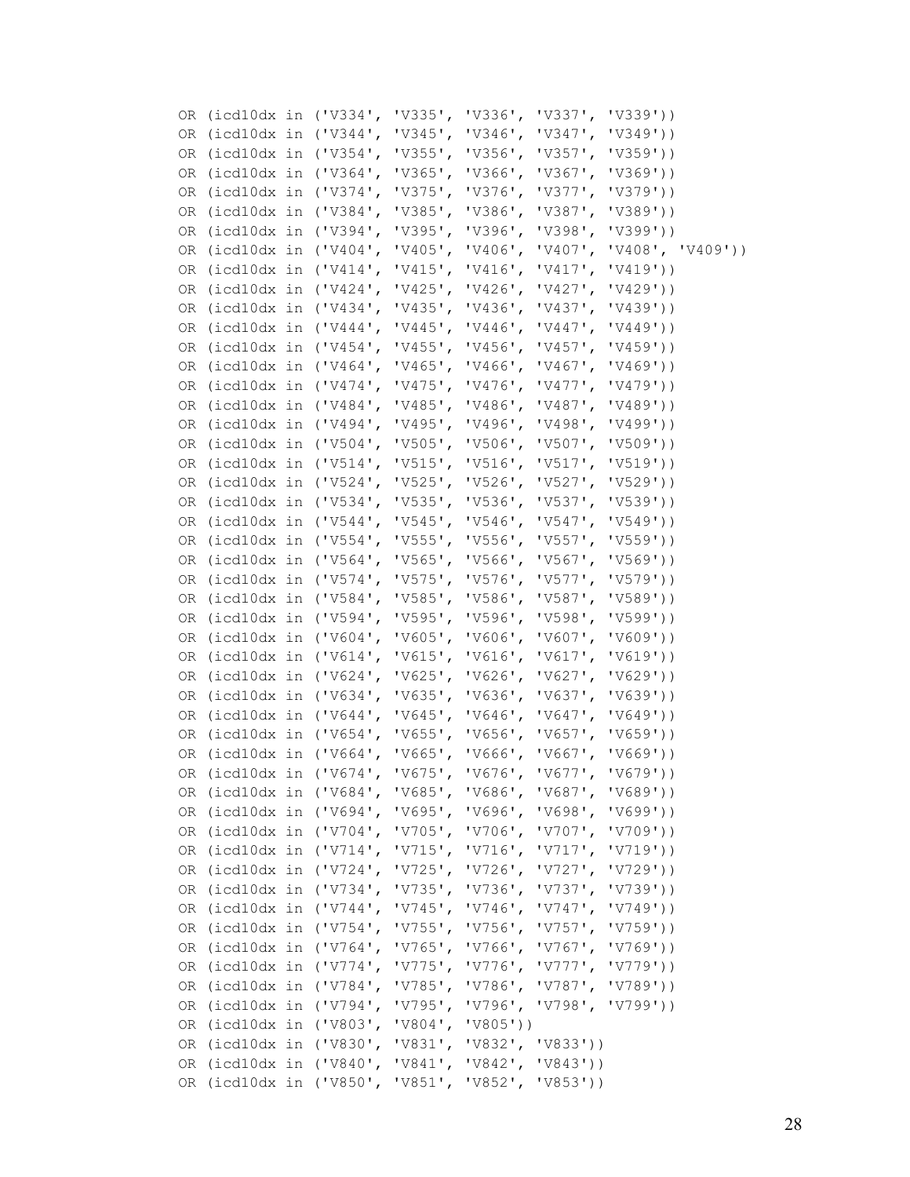```
OR (icd10dx in ('V334', 'V335', 'V336', 'V337', 'V339'))
OR (icd10dx in ('V344', 'V345', 'V346', 'V347', 'V349'))
OR (icd10dx in ('V354', 'V355', 'V356', 'V357', 'V359'))
OR (icd10dx in ('V364', 'V365', 'V366', 'V367', 'V369'))
OR (icd10dx in ('V374', 'V375', 'V376', 'V377', 'V379'))
OR (icd10dx in ('V384', 'V385', 'V386', 'V387', 'V389'))
OR (icd10dx in ('V394', 'V395', 'V396', 'V398', 'V399'))
OR (icd10dx in ('V404', 'V405', 'V406', 'V407', 'V408', 'V409'))
OR (icd10dx in ('V414', 'V415', 'V416', 'V417', 'V419'))
OR (icd10dx in ('V424', 'V425', 'V426', 'V427', 'V429'))
OR (icd10dx in ('V434', 'V435', 'V436', 'V437', 'V439'))
OR (icd10dx in ('V444', 'V445', 'V446', 'V447', 'V449'))
OR (icd10dx in ('V454', 'V455', 'V456', 'V457', 'V459'))
OR (icd10dx in ('V464', 'V465', 'V466', 'V467', 'V469'))
OR (icd10dx in ('V474', 'V475', 'V476', 'V477', 'V479'))
OR (icd10dx in ('V484', 'V485', 'V486', 'V487', 'V489'))
OR (icd10dx in ('V494', 'V495', 'V496', 'V498', 'V499'))
OR (icd10dx in ('V504', 'V505', 'V506', 'V507', 'V509'))
OR (icd10dx in ('V514', 'V515', 'V516', 'V517', 'V519'))
OR (icd10dx in ('V524', 'V525', 'V526', 'V527', 'V529'))
OR (icd10dx in ('V534', 'V535', 'V536', 'V537', 'V539'))
OR (icd10dx in ('V544', 'V545', 'V546', 'V547', 'V549'))
OR (icd10dx in ('V554', 'V555', 'V556', 'V557', 'V559'))
OR (icd10dx in ('V564', 'V565', 'V566', 'V567', 'V569'))
OR (icd10dx in ('V574', 'V575', 'V576', 'V577', 'V579'))
OR (icd10dx in ('V584', 'V585', 'V586', 'V587', 'V589'))
OR (icd10dx in ('V594', 'V595', 'V596', 'V598', 'V599'))
OR (icd10dx in ('V604', 'V605', 'V606', 'V607', 'V609'))
OR (icd10dx in ('V614', 'V615', 'V616', 'V617', 'V619'))
OR (icd10dx in ('V624', 'V625', 'V626', 'V627', 'V629'))
OR (icd10dx in ('V634', 'V635', 'V636', 'V637', 'V639'))
OR (icd10dx in ('V644', 'V645', 'V646', 'V647', 'V649'))
OR (icd10dx in ('V654', 'V655', 'V656', 'V657', 'V659'))
OR (icd10dx in ('V664', 'V665', 'V666', 'V667', 'V669'))
OR (icd10dx in ('V674', 'V675', 'V676', 'V677', 'V679'))
OR (icd10dx in ('V684', 'V685', 'V686', 'V687', 'V689'))
OR (icd10dx in ('V694', 'V695', 'V696', 'V698', 'V699'))
OR (icd10dx in ('V704', 'V705', 'V706', 'V707', 'V709'))
OR (icd10dx in ('V714', 'V715', 'V716', 'V717', 'V719'))
OR (icd10dx in ('V724', 'V725', 'V726', 'V727', 'V729'))
OR (icd10dx in ('V734', 'V735', 'V736', 'V737', 'V739'))
OR (icd10dx in ('V744', 'V745', 'V746', 'V747', 'V749'))
OR (icd10dx in ('V754', 'V755', 'V756', 'V757', 'V759'))
OR (icd10dx in ('V764', 'V765', 'V766', 'V767', 'V769'))
OR (icd10dx in ('V774', 'V775', 'V776', 'V777', 'V779'))
OR (icd10dx in ('V784', 'V785', 'V786', 'V787', 'V789'))
OR (icd10dx in ('V794', 'V795', 'V796', 'V798', 'V799'))
OR (icd10dx in ('V803', 'V804', 'V805'))
OR (icd10dx in ('V830', 'V831', 'V832', 'V833'))
OR (icd10dx in ('V840', 'V841', 'V842', 'V843'))
OR (icd10dx in ('V850', 'V851', 'V852', 'V853'))
```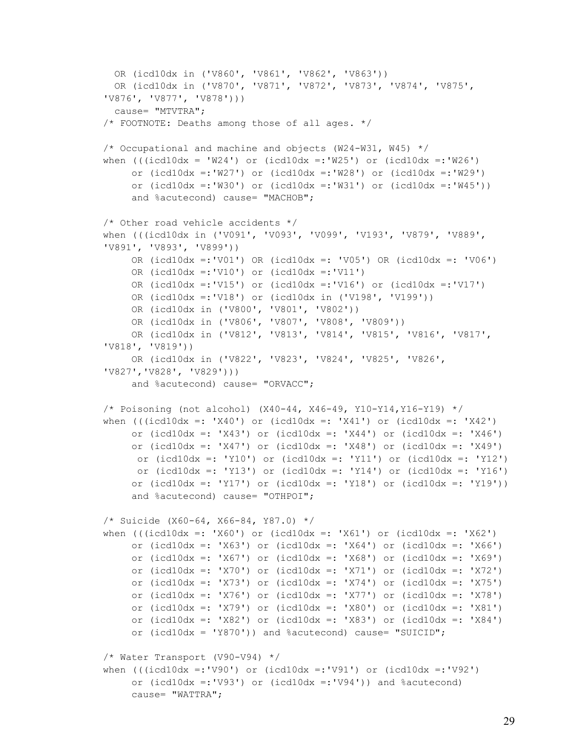```
  OR (icd10dx in ('V860', 'V861', 'V862', 'V863'))
  OR (icd10dx in ('V870', 'V871', 'V872', 'V873', 'V874', 'V875',
'V876', 'V877', 'V878')))
  cause= "MTVTRA";
/* FOOTNOTE: Deaths among those of all ages. */

/* Occupational and machine and objects (W24-W31, W45) */
when (((icd10dx = 'W24') or (icd10dx =:'W25') or (icd10dx =:'W26')
     or (icd10dx =:'W27') or (icd10dx =:'W28') or (icd10dx =:'W29')
     or (icd10dx =:'W30') or (icd10dx =:'W31') or (icd10dx =:'W45'))
     and %acutecond) cause= "MACHOB";

/* Other road vehicle accidents */
when (((icd10dx in ('V091', 'V093', 'V099', 'V193', 'V879', 'V889',
'V891', 'V893', 'V899'))
     OR (icd10dx =:'V01') OR (icd10dx =: 'V05') OR (icd10dx =: 'V06')
     OR (icd10dx =:'V10') or (icd10dx =:'V11')
     OR (icd10dx =:'V15') or (icd10dx =:'V16') or (icd10dx =:'V17')
     OR (icd10dx =:'V18') or (icd10dx in ('V198', 'V199'))
     OR (icd10dx in ('V800', 'V801', 'V802'))
     OR (icd10dx in ('V806', 'V807', 'V808', 'V809'))
     OR (icd10dx in ('V812', 'V813', 'V814', 'V815', 'V816', 'V817',
'V818', 'V819'))
     OR (icd10dx in ('V822', 'V823', 'V824', 'V825', 'V826',
'V827','V828', 'V829')))
     and %acutecond) cause= "ORVACC";

/* Poisoning (not alcohol) (X40-44, X46-49, Y10-Y14,Y16-Y19) */
when (((icd10dx =: 'X40') or (icd10dx =: 'X41') or (icd10dx =: 'X42')
     or (icd10dx =: 'X43') or (icd10dx =: 'X44') or (icd10dx =: 'X46')
     or (icd10dx =: 'X47') or (icd10dx =: 'X48') or (icd10dx =: 'X49')
      or (icd10dx =: 'Y10') or (icd10dx =: 'Y11') or (icd10dx =: 'Y12')
      or (icd10dx =: 'Y13') or (icd10dx =: 'Y14') or (icd10dx =: 'Y16')
     or (icd10dx =: 'Y17') or (icd10dx =: 'Y18') or (icd10dx =: 'Y19'))
     and %acutecond) cause= "OTHPOI";

/* Suicide (X60-64, X66-84, Y87.0) */
when (((icd10dx =: 'X60') or (icd10dx =: 'X61') or (icd10dx =: 'X62')
     or (icd10dx =: 'X63') or (icd10dx =: 'X64') or (icd10dx =: 'X66')
     or (icd10dx =: 'X67') or (icd10dx =: 'X68') or (icd10dx =: 'X69')
     or (icd10dx =: 'X70') or (icd10dx =: 'X71') or (icd10dx =: 'X72')
     or (icd10dx =: 'X73') or (icd10dx =: 'X74') or (icd10dx =: 'X75')
     or (icd10dx =: 'X76') or (icd10dx =: 'X77') or (icd10dx =: 'X78')
     or (icd10dx =: 'X79') or (icd10dx =: 'X80') or (icd10dx =: 'X81')
     or (icd10dx =: 'X82') or (icd10dx =: 'X83') or (icd10dx =: 'X84')
     or (icd10dx = 'Y870')) and %acutecond) cause= "SUICID";

/* Water Transport (V90-V94) */
when (((icd10dx =:'V90') or (icd10dx =:'V91') or (icd10dx =:'V92')
     or (icd10dx =:'V93') or (icd10dx =:'V94')) and %acutecond)
     cause= "WATTRA";
```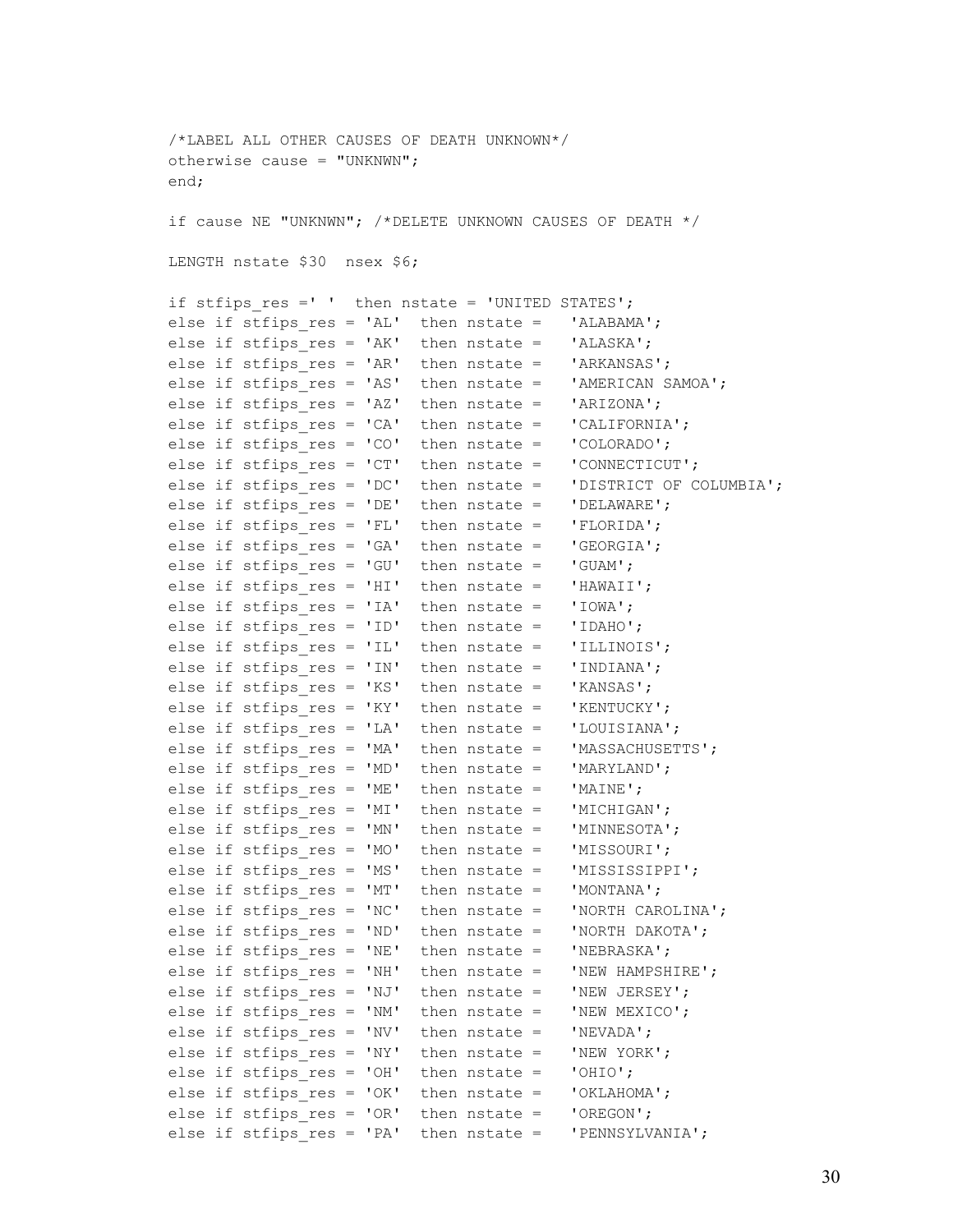```
/*LABEL ALL OTHER CAUSES OF DEATH UNKNOWN*/
otherwise cause = "UNKNWN";
end;

if cause NE "UNKNWN"; /*DELETE UNKNOWN CAUSES OF DEATH */

LENGTH nstate $30  nsex $6;

if stfips_res =' '  then nstate = 'UNITED STATES';
else if stfips_res = 'AL'  then nstate =   'ALABAMA';
else if stfips_res = 'AK'  then nstate =   'ALASKA';
else if stfips_res = 'AR'  then nstate =   'ARKANSAS';
else if stfips_res = 'AS'  then nstate =   'AMERICAN SAMOA';
else if stfips_res = 'AZ'  then nstate =   'ARIZONA';
else if stfips_res = 'CA'  then nstate =   'CALIFORNIA';
else if stfips_res = 'CO'  then nstate =   'COLORADO';
else if stfips_res = 'CT'  then nstate =   'CONNECTICUT';
else if stfips_res = 'DC'  then nstate =   'DISTRICT OF COLUMBIA';
else if stfips_res = 'DE'  then nstate =   'DELAWARE';
else if stfips_res = 'FL'  then nstate =   'FLORIDA';
else if stfips_res = 'GA'  then nstate =   'GEORGIA';
else if stfips_res = 'GU'  then nstate =   'GUAM';
else if stfips_res = 'HI'  then nstate =   'HAWAII';
else if stfips_res = 'IA'  then nstate =   'IOWA';
else if stfips_res = 'ID'  then nstate =   'IDAHO';
else if stfips_res = 'IL'  then nstate =   'ILLINOIS';
else if stfips_res = 'IN'  then nstate =   'INDIANA';
else if stfips_res = 'KS'  then nstate =   'KANSAS';
else if stfips_res = 'KY'  then nstate =   'KENTUCKY';
else if stfips_res = 'LA'  then nstate =   'LOUISIANA';
else if stfips_res = 'MA'  then nstate =   'MASSACHUSETTS';
else if stfips_res = 'MD'  then nstate =   'MARYLAND';
else if stfips_res = 'ME'  then nstate =   'MAINE';
else if stfips_res = 'MI'  then nstate =   'MICHIGAN';
else if stfips_res = 'MN'  then nstate =   'MINNESOTA';
else if stfips_res = 'MO'  then nstate =   'MISSOURI';
else if stfips_res = 'MS'  then nstate =   'MISSISSIPPI';
else if stfips_res = 'MT'  then nstate =   'MONTANA';
else if stfips_res = 'NC'  then nstate =   'NORTH CAROLINA';
else if stfips_res = 'ND'  then nstate =   'NORTH DAKOTA';
else if stfips_res = 'NE'  then nstate =   'NEBRASKA';
else if stfips_res = 'NH'  then nstate =   'NEW HAMPSHIRE';
else if stfips_res = 'NJ'  then nstate =   'NEW JERSEY';
else if stfips_res = 'NM'  then nstate =   'NEW MEXICO';
else if stfips_res = 'NV'  then nstate =   'NEVADA';
else if stfips_res = 'NY'  then nstate =   'NEW YORK';
else if stfips_res = 'OH'  then nstate =   'OHIO';
else if stfips_res = 'OK'  then nstate =   'OKLAHOMA';
else if stfips_res = 'OR'  then nstate =   'OREGON';
else if stfips_res = 'PA'  then nstate =   'PENNSYLVANIA';
```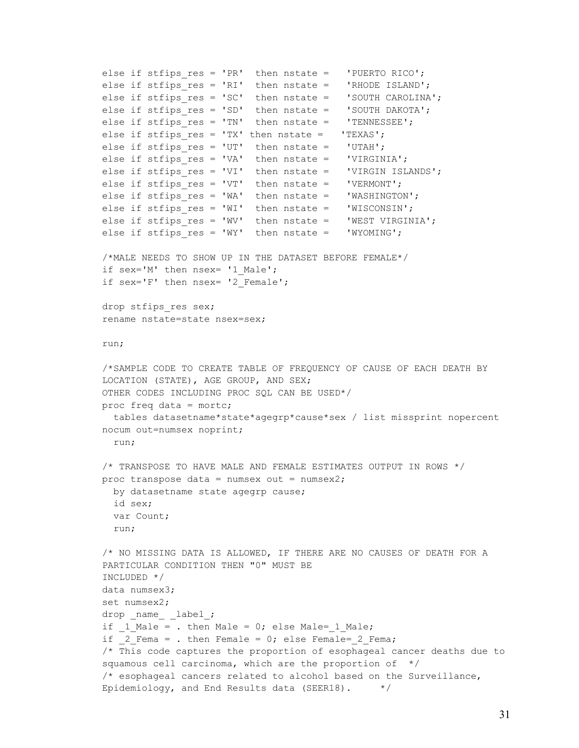```
else if stfips_res = 'PR'  then nstate =   'PUERTO RICO';
else if stfips_res = 'RI'  then nstate =   'RHODE ISLAND';
else if stfips_res = 'SC'  then nstate =   'SOUTH CAROLINA';
else if stfips_res = 'SD'  then nstate =   'SOUTH DAKOTA';
else if stfips_res = 'TN'  then nstate =   'TENNESSEE';
else if stfips_res = 'TX' then nstate =   'TEXAS';
else if stfips_res = 'UT'  then nstate =   'UTAH';
else if stfips_res = 'VA'  then nstate =   'VIRGINIA';
else if stfips_res = 'VI'  then nstate =   'VIRGIN ISLANDS';
else if stfips_res = 'VT'  then nstate =   'VERMONT';
else if stfips_res = 'WA'  then nstate =   'WASHINGTON';
else if stfips_res = 'WI'  then nstate =   'WISCONSIN';
else if stfips_res = 'WV'  then nstate =   'WEST VIRGINIA';
else if stfips_res = 'WY'  then nstate =   'WYOMING';

/*MALE NEEDS TO SHOW UP IN THE DATASET BEFORE FEMALE*/
if sex='M' then nsex= '1_Male';
if sex='F' then nsex= '2_Female';

drop stfips_res sex;
rename nstate=state nsex=sex;

run;

/*SAMPLE CODE TO CREATE TABLE OF FREQUENCY OF CAUSE OF EACH DEATH BY
LOCATION (STATE), AGE GROUP, AND SEX;
OTHER CODES INCLUDING PROC SQL CAN BE USED*/
proc freq data = mortc;
  tables datasetname*state*agegrp*cause*sex / list missprint nopercent
nocum out=numsex noprint;
  run;

/* TRANSPOSE TO HAVE MALE AND FEMALE ESTIMATES OUTPUT IN ROWS */
proc transpose data = numsex out = numsex2;
  by datasetname state agegrp cause;
  id sex;
  var Count;
  run;

/* NO MISSING DATA IS ALLOWED, IF THERE ARE NO CAUSES OF DEATH FOR A
PARTICULAR CONDITION THEN "0" MUST BE
INCLUDED */
data numsex3;
set numsex2;
drop _name_ _label_;
if _1_Male = . then Male = 0; else Male=_1_Male;
if _2_Fema = . then Female = 0; else Female=_2_Fema;
/* This code captures the proportion of esophageal cancer deaths due to
squamous cell carcinoma, which are the proportion of  */
/* esophageal cancers related to alcohol based on the Surveillance,
Epidemiology, and End Results data (SEER18).     */
```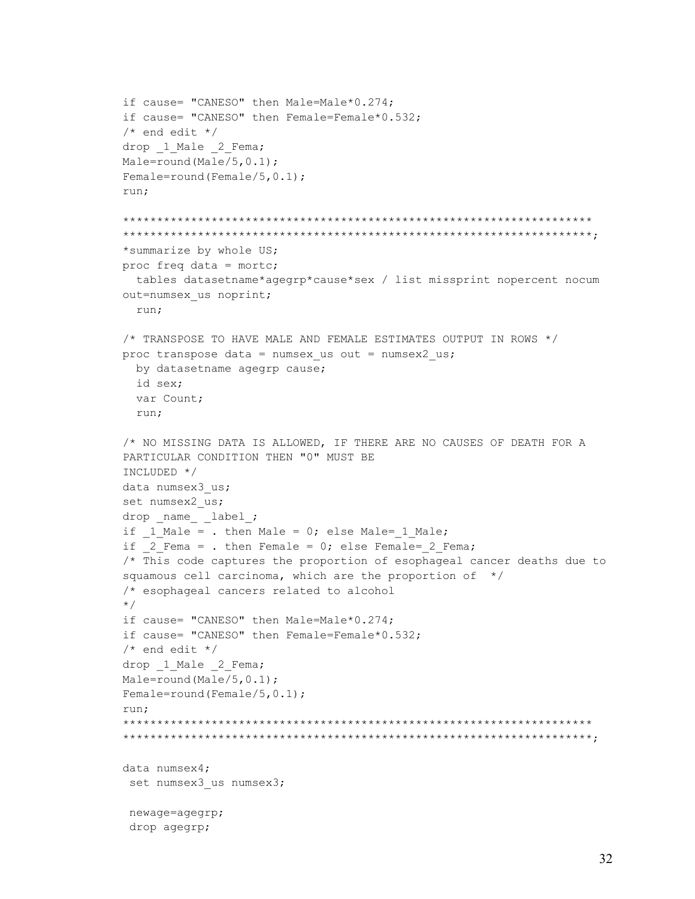```
if cause= "CANESO" then Male=Male*0.274;
if cause= "CANESO" then Female=Female*0.532;
/* end edit */
drop _1_Male _2_Fema;
Male=round(Male/5,0.1);
Female=round(Female/5,0.1);
run;

*****************************************************************
*****************************************************************;
*summarize by whole US;
proc freq data = mortc;
  tables datasetname*agegrp*cause*sex / list missprint nopercent nocum
out=numsex_us noprint;
  run;

/* TRANSPOSE TO HAVE MALE AND FEMALE ESTIMATES OUTPUT IN ROWS */
proc transpose data = numsex_us out = numsex2_us;
  by datasetname agegrp cause;
  id sex;
  var Count;
  run;

/* NO MISSING DATA IS ALLOWED, IF THERE ARE NO CAUSES OF DEATH FOR A
PARTICULAR CONDITION THEN "0" MUST BE
INCLUDED */
data numsex3_us;
set numsex2_us;
drop _name_ _label_;
if _1_Male = . then Male = 0; else Male=_1_Male;
if _2_Fema = . then Female = 0; else Female=_2_Fema;
/* This code captures the proportion of esophageal cancer deaths due to
squamous cell carcinoma, which are the proportion of  */
/* esophageal cancers related to alcohol
*/
if cause= "CANESO" then Male=Male*0.274;
if cause= "CANESO" then Female=Female*0.532;
/* end edit */
drop _1_Male _2_Fema;
Male=round(Male/5,0.1);
Female=round(Female/5,0.1);
run;
*****************************************************************
*****************************************************************;

data numsex4;
 set numsex3_us numsex3;

 newage=agegrp;
 drop agegrp;
```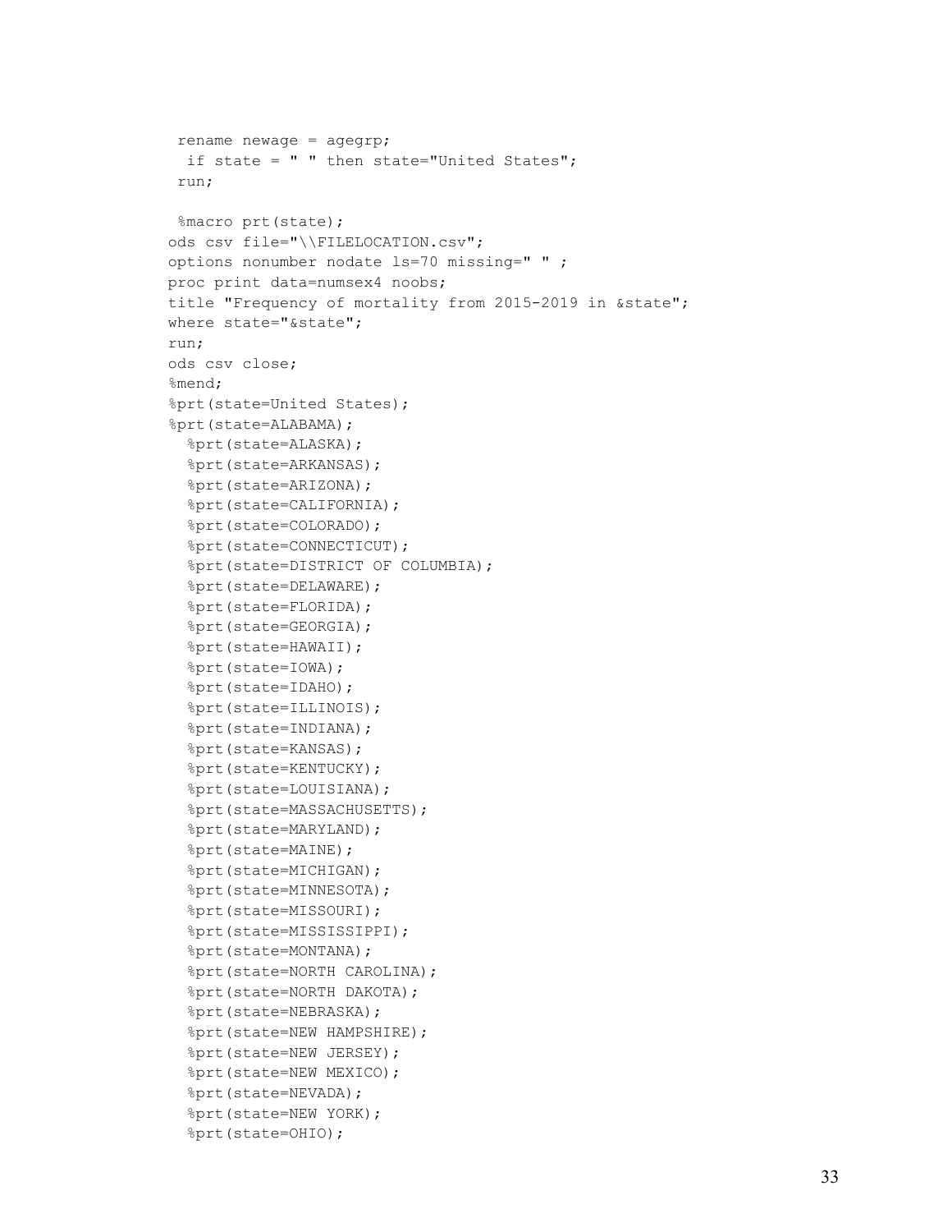```
 rename newage = agegrp;
  if state = " " then state="United States";
 run;

 %macro prt(state);
ods csv file="\\FILELOCATION.csv";
options nonumber nodate ls=70 missing=" " ;
proc print data=numsex4 noobs;
title "Frequency of mortality from 2015-2019 in &state";
where state="&state";
run;
ods csv close;
%mend;
%prt(state=United States);
%prt(state=ALABAMA);
  %prt(state=ALASKA);
  %prt(state=ARKANSAS);
  %prt(state=ARIZONA);
  %prt(state=CALIFORNIA);
  %prt(state=COLORADO);
  %prt(state=CONNECTICUT);
  %prt(state=DISTRICT OF COLUMBIA);
  %prt(state=DELAWARE);
  %prt(state=FLORIDA);
  %prt(state=GEORGIA);
  %prt(state=HAWAII);
  %prt(state=IOWA);
  %prt(state=IDAHO);
  %prt(state=ILLINOIS);
  %prt(state=INDIANA);
  %prt(state=KANSAS);
  %prt(state=KENTUCKY);
  %prt(state=LOUISIANA);
  %prt(state=MASSACHUSETTS);
  %prt(state=MARYLAND);
  %prt(state=MAINE);
  %prt(state=MICHIGAN);
  %prt(state=MINNESOTA);
  %prt(state=MISSOURI);
  %prt(state=MISSISSIPPI);
  %prt(state=MONTANA);
  %prt(state=NORTH CAROLINA);
  %prt(state=NORTH DAKOTA);
  %prt(state=NEBRASKA);
  %prt(state=NEW HAMPSHIRE);
  %prt(state=NEW JERSEY);
  %prt(state=NEW MEXICO);
  %prt(state=NEVADA);
  %prt(state=NEW YORK);
  %prt(state=OHIO);
```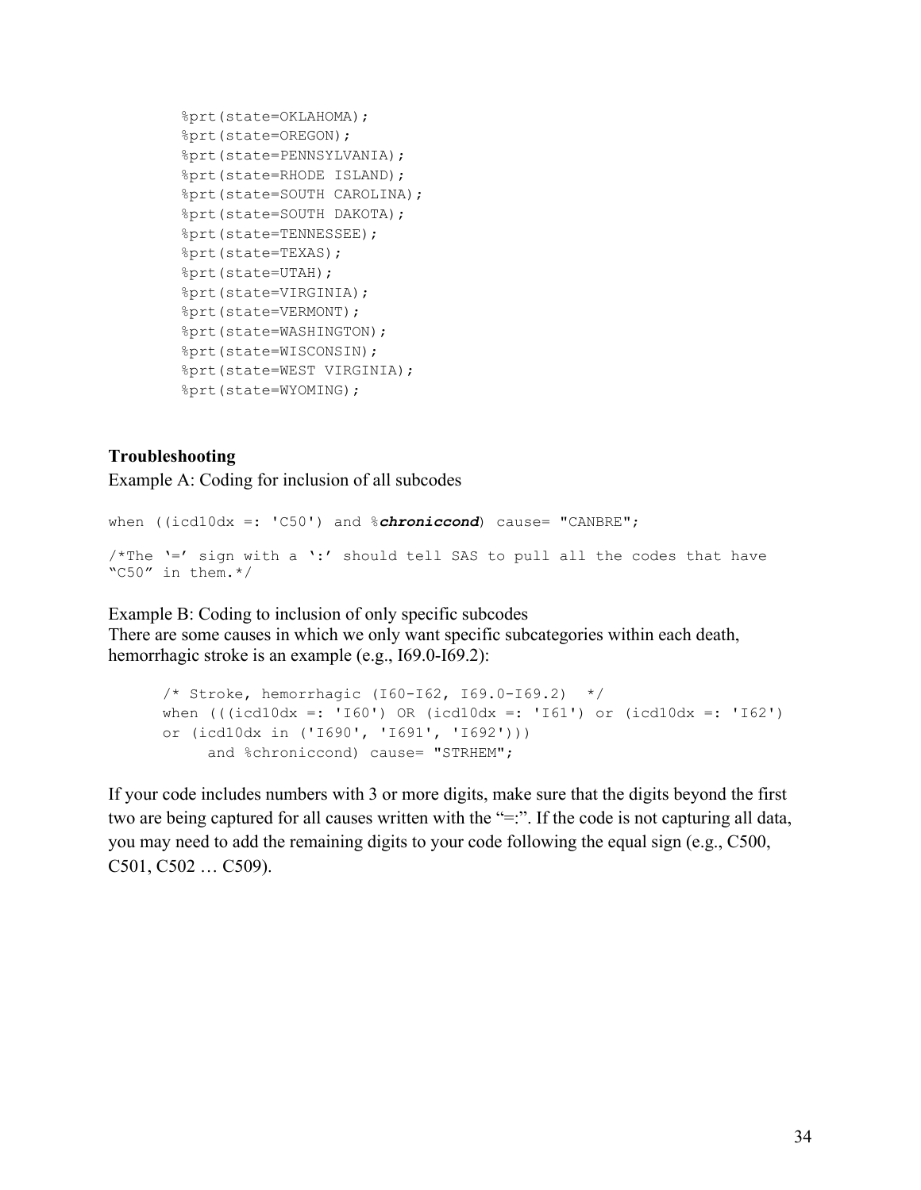```
%prt(state=OKLAHOMA);
%prt(state=OREGON);
%prt(state=PENNSYLVANIA);
%prt(state=RHODE ISLAND);
%prt(state=SOUTH CAROLINA);
%prt(state=SOUTH DAKOTA);
%prt(state=TENNESSEE);
%prt(state=TEXAS);
%prt(state=UTAH);
%prt(state=VIRGINIA);
%prt(state=VERMONT);
%prt(state=WASHINGTON);
%prt(state=WISCONSIN);
%prt(state=WEST VIRGINIA);
%prt(state=WYOMING);
```

**Troubleshooting**

Example A: Coding for inclusion of all subcodes

```
when ((icd10dx =: 'C50') and %chroniccond) cause= "CANBRE";

/*The '=' sign with a ':' should tell SAS to pull all the codes that have
"C50" in them.*/
```

Example B: Coding to inclusion of only specific subcodes

There are some causes in which we only want specific subcategories within each death, hemorrhagic stroke is an example (e.g., I69.0-I69.2):

```
/* Stroke, hemorrhagic (I60-I62, I69.0-I69.2)  */
when (((icd10dx =: 'I60') OR (icd10dx =: 'I61') or (icd10dx =: 'I62')
or (icd10dx in ('I690', 'I691', 'I692')))
     and %chroniccond) cause= "STRHEM";
```

If your code includes numbers with 3 or more digits, make sure that the digits beyond the first two are being captured for all causes written with the "=:". If the code is not capturing all data, you may need to add the remaining digits to your code following the equal sign (e.g., C500, C501, C502 … C509).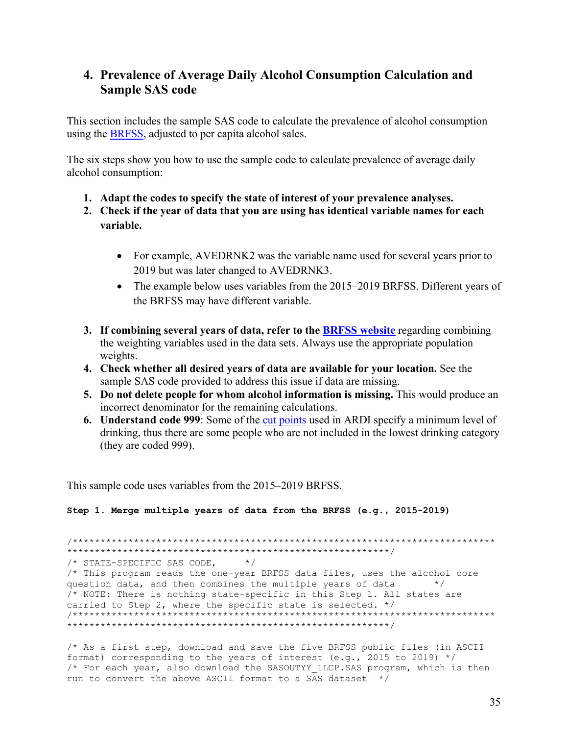## 4. Prevalence of Average Daily Alcohol Consumption Calculation and Sample SAS code

This section includes the sample SAS code to calculate the prevalence of alcohol consumption using the [BRFSS](), adjusted to per capita alcohol sales.

The six steps show you how to use the sample code to calculate prevalence of average daily alcohol consumption:

1. **Adapt the codes to specify the state of interest of your prevalence analyses.**
2. **Check if the year of data that you are using has identical variable names for each variable.**
   - For example, AVEDRNK2 was the variable name used for several years prior to 2019 but was later changed to AVEDRNK3.
   - The example below uses variables from the 2015–2019 BRFSS. Different years of the BRFSS may have different variable.
3. **If combining several years of data, refer to the [BRFSS website]()** regarding combining the weighting variables used in the data sets. Always use the appropriate population weights.
4. **Check whether all desired years of data are available for your location.** See the sample SAS code provided to address this issue if data are missing.
5. **Do not delete people for whom alcohol information is missing.** This would produce an incorrect denominator for the remaining calculations.
6. **Understand code 999**: Some of the [cut points]() used in ARDI specify a minimum level of drinking, thus there are some people who are not included in the lowest drinking category (they are coded 999).

This sample code uses variables from the 2015–2019 BRFSS.

**Step 1. Merge multiple years of data from the BRFSS (e.g., 2015-2019)**

```
/*****************************************************************************
*******************************************************/
/* STATE-SPECIFIC SAS CODE,     */
/* This program reads the one-year BRFSS data files, uses the alcohol core
question data, and then combines the multiple years of data       */
/* NOTE: There is nothing state-specific in this Step 1. All states are
carried to Step 2, where the specific state is selected. */
/*****************************************************************************
*******************************************************/

/* As a first step, download and save the five BRFSS public files (in ASCII
format) corresponding to the years of interest (e.g., 2015 to 2019) */
/* For each year, also download the SASOUTYY_LLCP.SAS program, which is then
run to convert the above ASCII format to a SAS dataset  */
```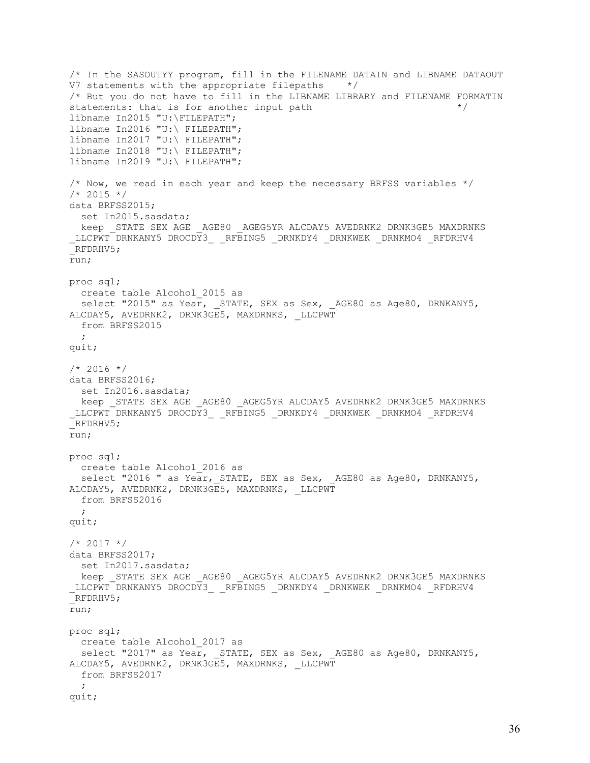```
/* In the SASOUTYY program, fill in the FILENAME DATAIN and LIBNAME DATAOUT
V7 statements with the appropriate filepaths    */
/* But you do not have to fill in the LIBNAME LIBRARY and FILENAME FORMATIN
statements: that is for another input path                           */
libname In2015 "U:\FILEPATH";
libname In2016 "U:\ FILEPATH";
libname In2017 "U:\ FILEPATH";
libname In2018 "U:\ FILEPATH";
libname In2019 "U:\ FILEPATH";

/* Now, we read in each year and keep the necessary BRFSS variables */
/* 2015 */
data BRFSS2015;
  set In2015.sasdata;
  keep _STATE SEX AGE _AGE80 _AGEG5YR ALCDAY5 AVEDRNK2 DRNK3GE5 MAXDRNKS
_LLCPWT DRNKANY5 DROCDY3_ _RFBING5 _DRNKDY4 _DRNKWEK _DRNKMO4 _RFDRHV4
_RFDRHV5;
run;

proc sql;
  create table Alcohol_2015 as
  select "2015" as Year, _STATE, SEX as Sex, _AGE80 as Age80, DRNKANY5,
ALCDAY5, AVEDRNK2, DRNK3GE5, MAXDRNKS, _LLCPWT
  from BRFSS2015
  ;
quit;

/* 2016 */
data BRFSS2016;
  set In2016.sasdata;
  keep _STATE SEX AGE _AGE80 _AGEG5YR ALCDAY5 AVEDRNK2 DRNK3GE5 MAXDRNKS
_LLCPWT DRNKANY5 DROCDY3_ _RFBING5 _DRNKDY4 _DRNKWEK _DRNKMO4 _RFDRHV4
_RFDRHV5;
run;

proc sql;
  create table Alcohol_2016 as
  select "2016 " as Year,_STATE, SEX as Sex, _AGE80 as Age80, DRNKANY5,
ALCDAY5, AVEDRNK2, DRNK3GE5, MAXDRNKS, _LLCPWT
  from BRFSS2016
  ;
quit;

/* 2017 */
data BRFSS2017;
  set In2017.sasdata;
  keep _STATE SEX AGE _AGE80 _AGEG5YR ALCDAY5 AVEDRNK2 DRNK3GE5 MAXDRNKS
_LLCPWT DRNKANY5 DROCDY3_ _RFBING5 _DRNKDY4 _DRNKWEK _DRNKMO4 _RFDRHV4
_RFDRHV5;
run;

proc sql;
  create table Alcohol_2017 as
  select "2017" as Year, _STATE, SEX as Sex, _AGE80 as Age80, DRNKANY5,
ALCDAY5, AVEDRNK2, DRNK3GE5, MAXDRNKS, _LLCPWT
  from BRFSS2017
  ;
quit;
```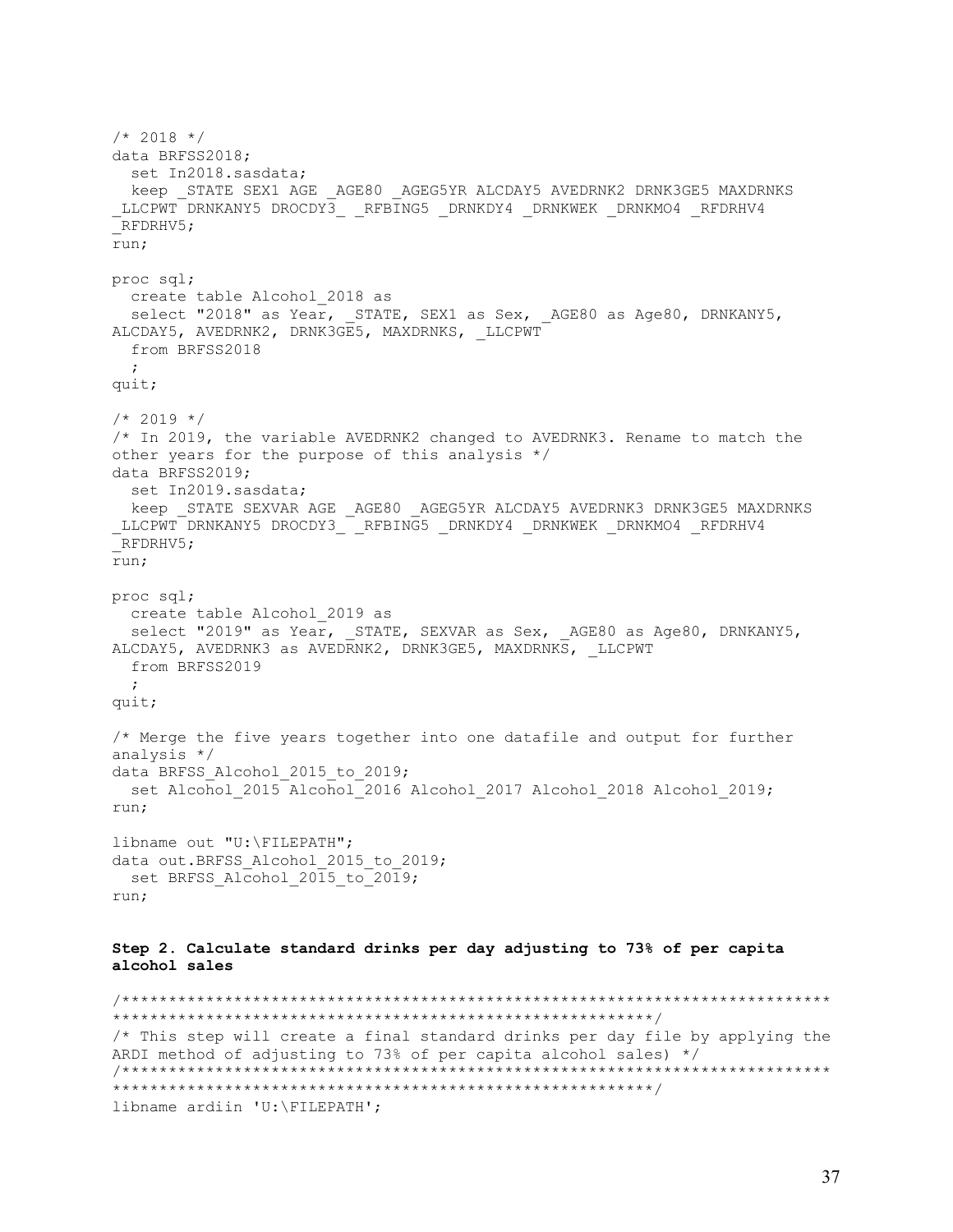```
/* 2018 */
data BRFSS2018;
  set In2018.sasdata;
  keep _STATE SEX1 AGE _AGE80 _AGEG5YR ALCDAY5 AVEDRNK2 DRNK3GE5 MAXDRNKS
_LLCPWT DRNKANY5 DROCDY3_ _RFBING5 _DRNKDY4 _DRNKWEK _DRNKMO4 _RFDRHV4
_RFDRHV5;
run;

proc sql;
  create table Alcohol_2018 as
  select "2018" as Year, _STATE, SEX1 as Sex, _AGE80 as Age80, DRNKANY5,
ALCDAY5, AVEDRNK2, DRNK3GE5, MAXDRNKS, _LLCPWT
  from BRFSS2018
  ;
quit;

/* 2019 */
/* In 2019, the variable AVEDRNK2 changed to AVEDRNK3. Rename to match the
other years for the purpose of this analysis */
data BRFSS2019;
  set In2019.sasdata;
  keep _STATE SEXVAR AGE _AGE80 _AGEG5YR ALCDAY5 AVEDRNK3 DRNK3GE5 MAXDRNKS
_LLCPWT DRNKANY5 DROCDY3_ _RFBING5 _DRNKDY4 _DRNKWEK _DRNKMO4 _RFDRHV4
_RFDRHV5;
run;

proc sql;
  create table Alcohol_2019 as
  select "2019" as Year, _STATE, SEXVAR as Sex, _AGE80 as Age80, DRNKANY5,
ALCDAY5, AVEDRNK3 as AVEDRNK2, DRNK3GE5, MAXDRNKS, _LLCPWT
  from BRFSS2019
  ;
quit;

/* Merge the five years together into one datafile and output for further
analysis */
data BRFSS_Alcohol_2015_to_2019;
  set Alcohol_2015 Alcohol_2016 Alcohol_2017 Alcohol_2018 Alcohol_2019;
run;

libname out "U:\FILEPATH";
data out.BRFSS_Alcohol_2015_to_2019;
  set BRFSS_Alcohol_2015_to_2019;
run;
```

**Step 2. Calculate standard drinks per day adjusting to 73% of per capita alcohol sales**

```
/*****************************************************************************
*******************************************************/
/* This step will create a final standard drinks per day file by applying the
ARDI method of adjusting to 73% of per capita alcohol sales) */
/*****************************************************************************
*******************************************************/
libname ardiin 'U:\FILEPATH';
```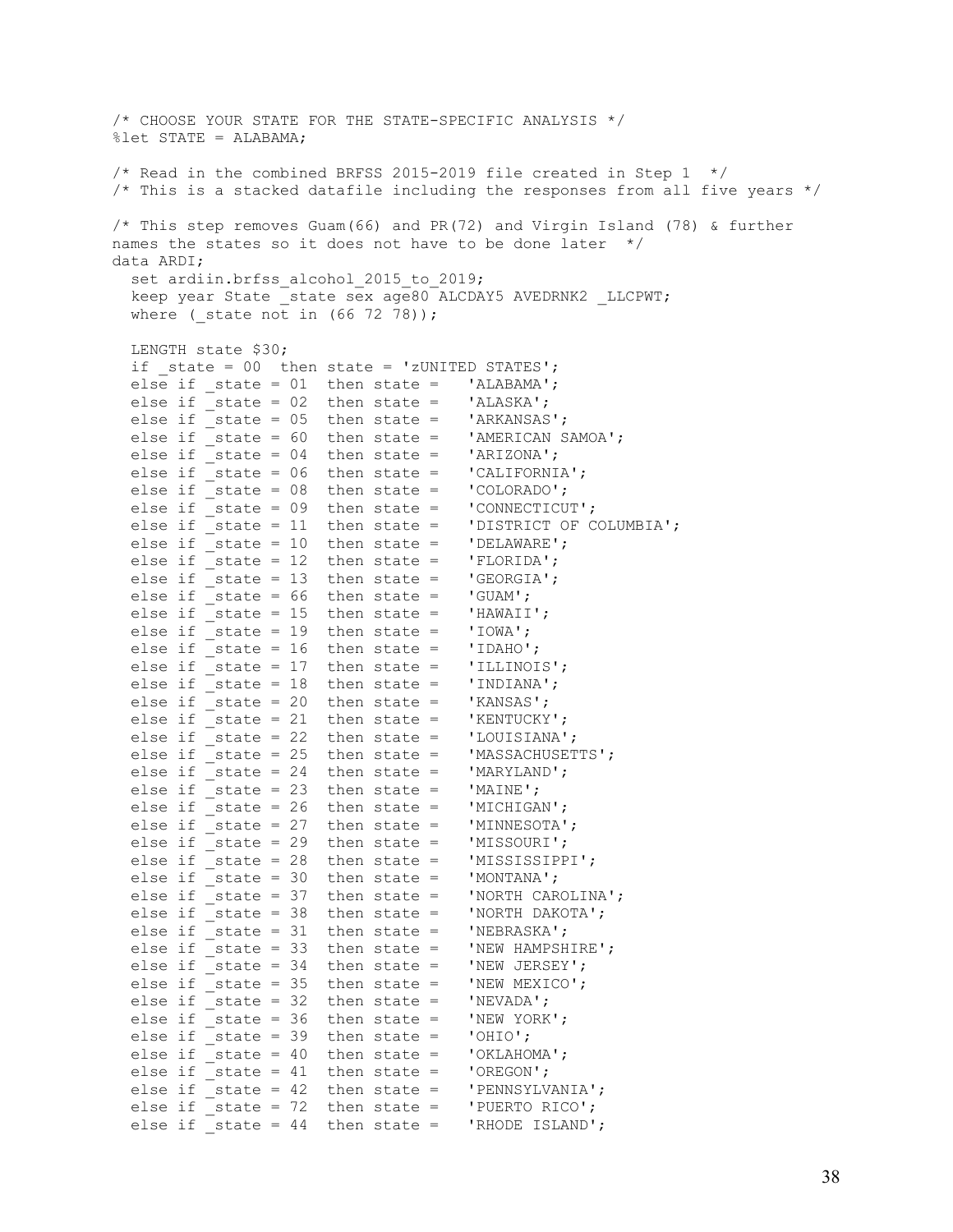```
/* CHOOSE YOUR STATE FOR THE STATE-SPECIFIC ANALYSIS */
%let STATE = ALABAMA;

/* Read in the combined BRFSS 2015-2019 file created in Step 1  */
/* This is a stacked datafile including the responses from all five years */

/* This step removes Guam(66) and PR(72) and Virgin Island (78) & further
names the states so it does not have to be done later  */
data ARDI;
  set ardiin.brfss_alcohol_2015_to_2019;
  keep year State _state sex age80 ALCDAY5 AVEDRNK2 _LLCPWT;
  where (_state not in (66 72 78));

  LENGTH state $30;
  if _state = 00  then state = 'zUNITED STATES';
  else if _state = 01  then state =   'ALABAMA';
  else if _state = 02  then state =   'ALASKA';
  else if _state = 05  then state =   'ARKANSAS';
  else if _state = 60  then state =   'AMERICAN SAMOA';
  else if _state = 04  then state =   'ARIZONA';
  else if _state = 06  then state =   'CALIFORNIA';
  else if _state = 08  then state =   'COLORADO';
  else if _state = 09  then state =   'CONNECTICUT';
  else if _state = 11  then state =   'DISTRICT OF COLUMBIA';
  else if _state = 10  then state =   'DELAWARE';
  else if _state = 12  then state =   'FLORIDA';
  else if _state = 13  then state =   'GEORGIA';
  else if _state = 66  then state =   'GUAM';
  else if _state = 15  then state =   'HAWAII';
  else if _state = 19  then state =   'IOWA';
  else if _state = 16  then state =   'IDAHO';
  else if _state = 17  then state =   'ILLINOIS';
  else if _state = 18  then state =   'INDIANA';
  else if _state = 20  then state =   'KANSAS';
  else if _state = 21  then state =   'KENTUCKY';
  else if _state = 22  then state =   'LOUISIANA';
  else if _state = 25  then state =   'MASSACHUSETTS';
  else if _state = 24  then state =   'MARYLAND';
  else if _state = 23  then state =   'MAINE';
  else if _state = 26  then state =   'MICHIGAN';
  else if _state = 27  then state =   'MINNESOTA';
  else if _state = 29  then state =   'MISSOURI';
  else if _state = 28  then state =   'MISSISSIPPI';
  else if _state = 30  then state =   'MONTANA';
  else if _state = 37  then state =   'NORTH CAROLINA';
  else if _state = 38  then state =   'NORTH DAKOTA';
  else if _state = 31  then state =   'NEBRASKA';
  else if _state = 33  then state =   'NEW HAMPSHIRE';
  else if _state = 34  then state =   'NEW JERSEY';
  else if _state = 35  then state =   'NEW MEXICO';
  else if _state = 32  then state =   'NEVADA';
  else if _state = 36  then state =   'NEW YORK';
  else if _state = 39  then state =   'OHIO';
  else if _state = 40  then state =   'OKLAHOMA';
  else if _state = 41  then state =   'OREGON';
  else if _state = 42  then state =   'PENNSYLVANIA';
  else if _state = 72  then state =   'PUERTO RICO';
  else if _state = 44  then state =   'RHODE ISLAND';
```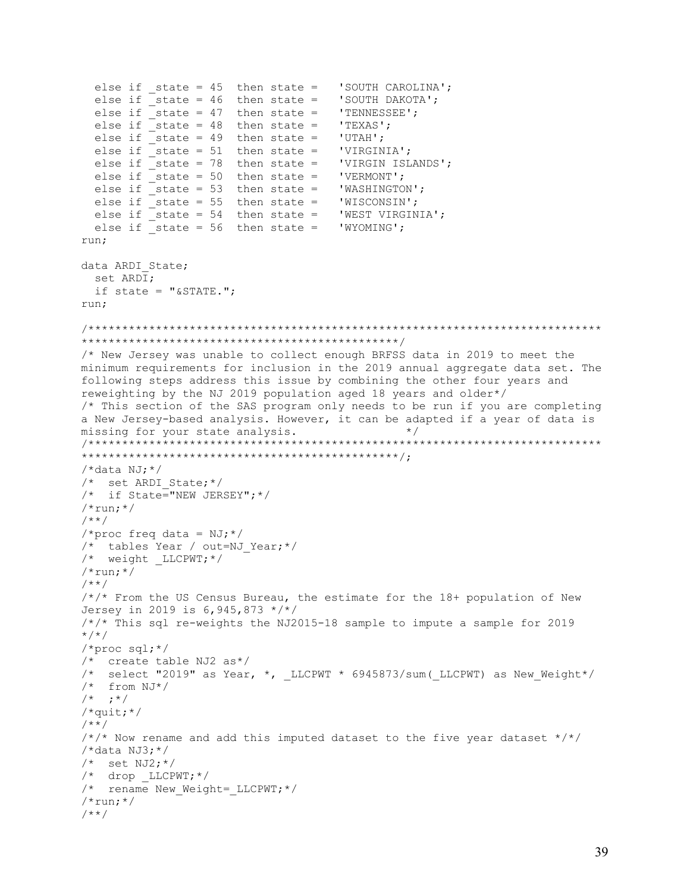```
  else if _state = 45  then state =   'SOUTH CAROLINA';
  else if _state = 46  then state =   'SOUTH DAKOTA';
  else if _state = 47  then state =   'TENNESSEE';
  else if _state = 48  then state =   'TEXAS';
  else if _state = 49  then state =   'UTAH';
  else if _state = 51  then state =   'VIRGINIA';
  else if _state = 78  then state =   'VIRGIN ISLANDS';
  else if _state = 50  then state =   'VERMONT';
  else if _state = 53  then state =   'WASHINGTON';
  else if _state = 55  then state =   'WISCONSIN';
  else if _state = 54  then state =   'WEST VIRGINIA';
  else if _state = 56  then state =   'WYOMING';
run;

data ARDI_State;
  set ARDI;
  if state = "&STATE.";
run;

/******************************************************************************
**********************************************/
/* New Jersey was unable to collect enough BRFSS data in 2019 to meet the
minimum requirements for inclusion in the 2019 annual aggregate data set. The
following steps address this issue by combining the other four years and
reweighting by the NJ 2019 population aged 18 years and older*/
/* This section of the SAS program only needs to be run if you are completing
a New Jersey-based analysis. However, it can be adapted if a year of data is
missing for your state analysis.             */
/******************************************************************************
**********************************************/;
/*data NJ;*/
/*  set ARDI_State;*/
/*  if State="NEW JERSEY";*/
/*run;*/
/**/
/*proc freq data = NJ;*/
/*  tables Year / out=NJ_Year;*/
/*  weight _LLCPWT;*/
/*run;*/
/**/
/*/* From the US Census Bureau, the estimate for the 18+ population of New
Jersey in 2019 is 6,945,873 */*/
/*/* This sql re-weights the NJ2015-18 sample to impute a sample for 2019
*/*/
/*proc sql;*/
/*  create table NJ2 as*/
/*  select "2019" as Year, *, _LLCPWT * 6945873/sum(_LLCPWT) as New_Weight*/
/*  from NJ*/
/*  ;*/
/*quit;*/
/**/
/*/* Now rename and add this imputed dataset to the five year dataset */*/
/*data NJ3;*/
/*  set NJ2;*/
/*  drop _LLCPWT;*/
/*  rename New_Weight=_LLCPWT;*/
/*run;*/
/**/
```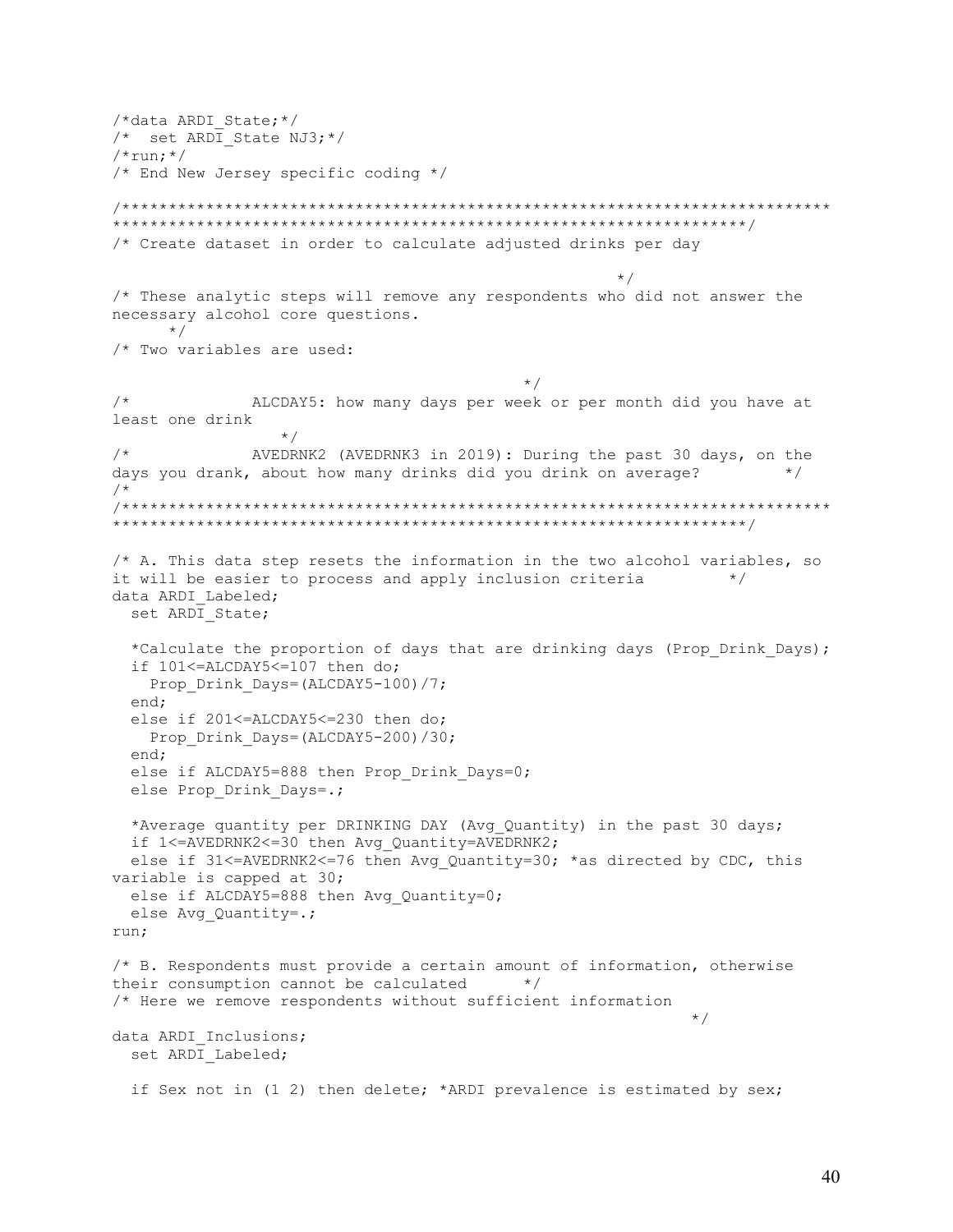```
/*data ARDI_State;*/
/*  set ARDI_State NJ3;*/
/*run;*/
/* End New Jersey specific coding */

/*************************************************************************
*****************************************************************/
/* Create dataset in order to calculate adjusted drinks per day

                                                        */
/* These analytic steps will remove any respondents who did not answer the
necessary alcohol core questions.
     */
/* Two variables are used:

                                               */
/*            ALCDAY5: how many days per week or per month did you have at
least one drink
               */
/*            AVEDRNK2 (AVEDRNK3 in 2019): During the past 30 days, on the
days you drank, about how many drinks did you drink on average?        */
/*
/*************************************************************************
*****************************************************************/

/* A. This data step resets the information in the two alcohol variables, so
it will be easier to process and apply inclusion criteria        */
data ARDI_Labeled;
  set ARDI_State;

  *Calculate the proportion of days that are drinking days (Prop_Drink_Days);
  if 101<=ALCDAY5<=107 then do;
    Prop_Drink_Days=(ALCDAY5-100)/7;
  end;
  else if 201<=ALCDAY5<=230 then do;
    Prop_Drink_Days=(ALCDAY5-200)/30;
  end;
  else if ALCDAY5=888 then Prop_Drink_Days=0;
  else Prop_Drink_Days=.;

  *Average quantity per DRINKING DAY (Avg_Quantity) in the past 30 days;
  if 1<=AVEDRNK2<=30 then Avg_Quantity=AVEDRNK2;
  else if 31<=AVEDRNK2<=76 then Avg_Quantity=30; *as directed by CDC, this
variable is capped at 30;
  else if ALCDAY5=888 then Avg_Quantity=0;
  else Avg_Quantity=.;
run;

/* B. Respondents must provide a certain amount of information, otherwise
their consumption cannot be calculated      */
/* Here we remove respondents without sufficient information
                                                        */
data ARDI_Inclusions;
  set ARDI_Labeled;

  if Sex not in (1 2) then delete; *ARDI prevalence is estimated by sex;
```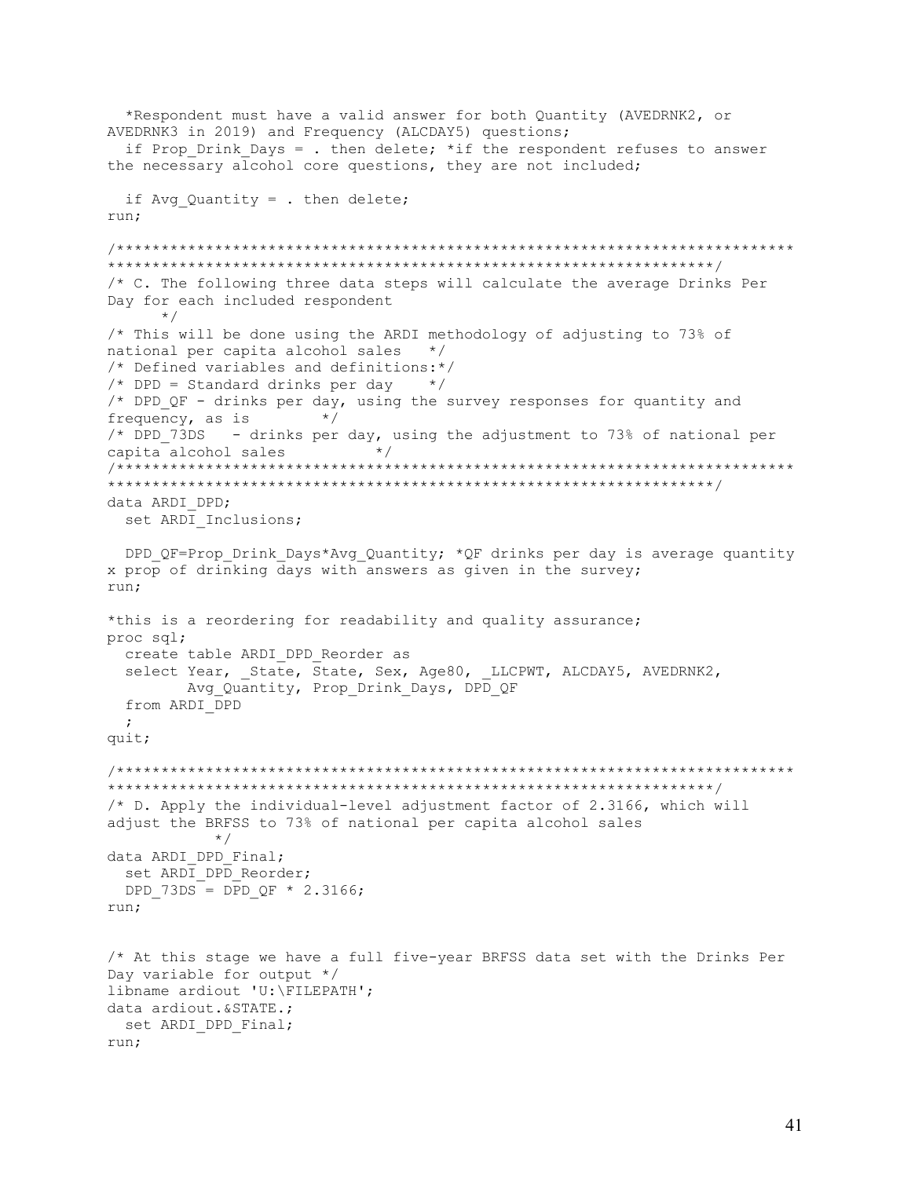```
  *Respondent must have a valid answer for both Quantity (AVEDRNK2, or
AVEDRNK3 in 2019) and Frequency (ALCDAY5) questions;
  if Prop_Drink_Days = . then delete; *if the respondent refuses to answer
the necessary alcohol core questions, they are not included;

  if Avg_Quantity = . then delete;
run;

/***************************************************************************
*****************************************************************/
/* C. The following three data steps will calculate the average Drinks Per
Day for each included respondent
      */
/* This will be done using the ARDI methodology of adjusting to 73% of
national per capita alcohol sales   */
/* Defined variables and definitions:*/
/* DPD = Standard drinks per day    */
/* DPD_QF - drinks per day, using the survey responses for quantity and
frequency, as is        */
/* DPD_73DS   - drinks per day, using the adjustment to 73% of national per
capita alcohol sales        */
/***************************************************************************
*****************************************************************/
data ARDI_DPD;
  set ARDI_Inclusions;

  DPD_QF=Prop_Drink_Days*Avg_Quantity; *QF drinks per day is average quantity
x prop of drinking days with answers as given in the survey;
run;

*this is a reordering for readability and quality assurance;
proc sql;
  create table ARDI_DPD_Reorder as
  select Year, _State, State, Sex, Age80, _LLCPWT, ALCDAY5, AVEDRNK2,
         Avg_Quantity, Prop_Drink_Days, DPD_QF
  from ARDI_DPD
  ;
quit;

/***************************************************************************
*****************************************************************/
/* D. Apply the individual-level adjustment factor of 2.3166, which will
adjust the BRFSS to 73% of national per capita alcohol sales
          */
data ARDI_DPD_Final;
  set ARDI_DPD_Reorder;
  DPD_73DS = DPD_QF * 2.3166;
run;


/* At this stage we have a full five-year BRFSS data set with the Drinks Per
Day variable for output */
libname ardiout 'U:\FILEPATH';
data ardiout.&STATE.;
  set ARDI_DPD_Final;
run;
```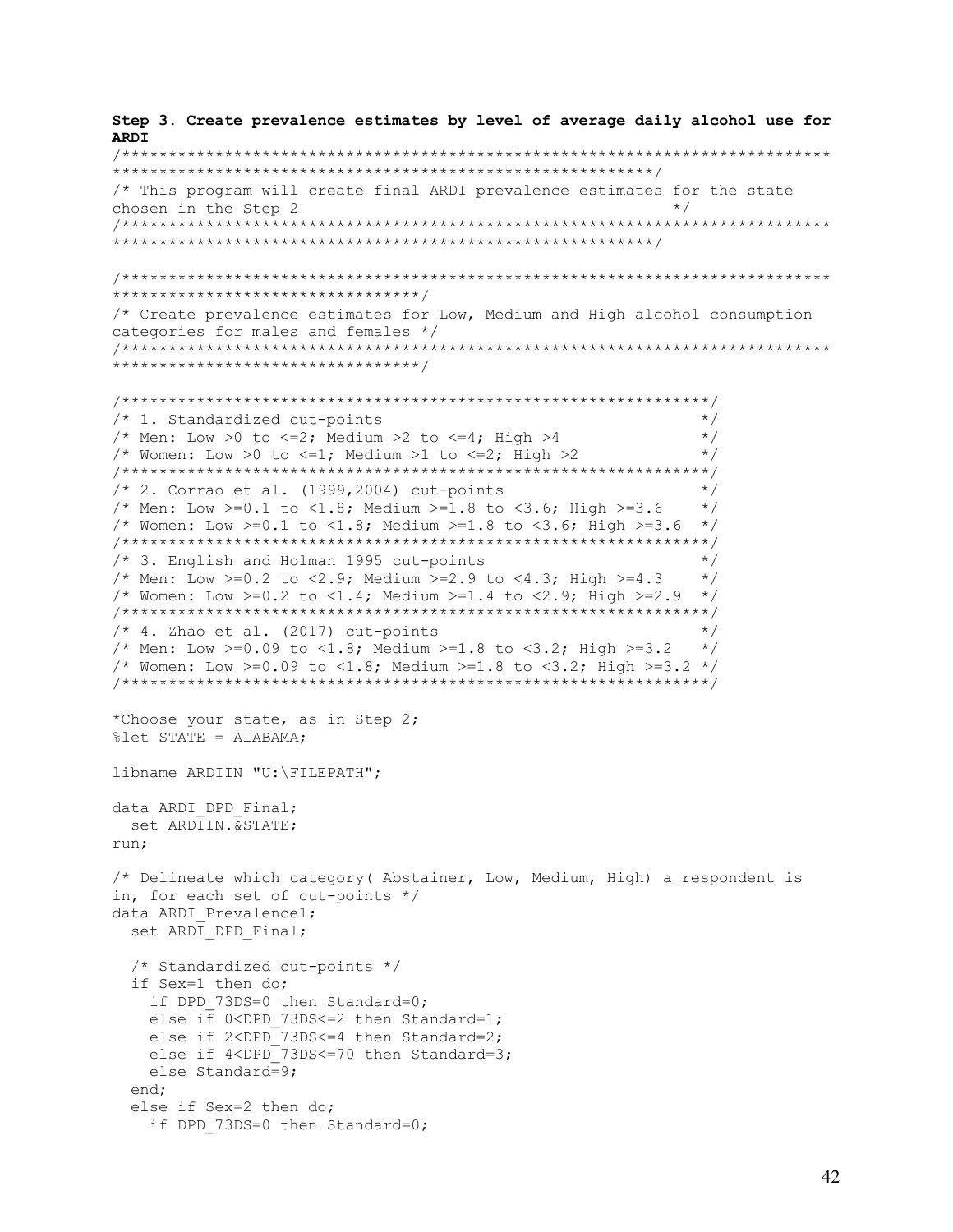**Step 3. Create prevalence estimates by level of average daily alcohol use for ARDI**

```
/*****************************************************************************
*********************************************************/
/* This program will create final ARDI prevalence estimates for the state
chosen in the Step 2                                                    */
/*****************************************************************************
*********************************************************/

/*****************************************************************************
********************************/
/* Create prevalence estimates for Low, Medium and High alcohol consumption
categories for males and females */
/*****************************************************************************
********************************/

/***************************************************************/
/* 1. Standardized cut-points                                  */
/* Men: Low >0 to <=2; Medium >2 to <=4; High >4               */
/* Women: Low >0 to <=1; Medium >1 to <=2; High >2             */
/***************************************************************/
/* 2. Corrao et al. (1999,2004) cut-points                     */
/* Men: Low >=0.1 to <1.8; Medium >=1.8 to <3.6; High >=3.6    */
/* Women: Low >=0.1 to <1.8; Medium >=1.8 to <3.6; High >=3.6  */
/***************************************************************/
/* 3. English and Holman 1995 cut-points                       */
/* Men: Low >=0.2 to <2.9; Medium >=2.9 to <4.3; High >=4.3    */
/* Women: Low >=0.2 to <1.4; Medium >=1.4 to <2.9; High >=2.9  */
/***************************************************************/
/* 4. Zhao et al. (2017) cut-points                            */
/* Men: Low >=0.09 to <1.8; Medium >=1.8 to <3.2; High >=3.2   */
/* Women: Low >=0.09 to <1.8; Medium >=1.8 to <3.2; High >=3.2 */
/***************************************************************/

*Choose your state, as in Step 2;
%let STATE = ALABAMA;

libname ARDIIN "U:\FILEPATH";

data ARDI_DPD_Final;
  set ARDIIN.&STATE;
run;

/* Delineate which category( Abstainer, Low, Medium, High) a respondent is
in, for each set of cut-points */
data ARDI_Prevalence1;
  set ARDI_DPD_Final;

  /* Standardized cut-points */
  if Sex=1 then do;
    if DPD_73DS=0 then Standard=0;
    else if 0<DPD_73DS<=2 then Standard=1;
    else if 2<DPD_73DS<=4 then Standard=2;
    else if 4<DPD_73DS<=70 then Standard=3;
    else Standard=9;
  end;
  else if Sex=2 then do;
    if DPD_73DS=0 then Standard=0;
```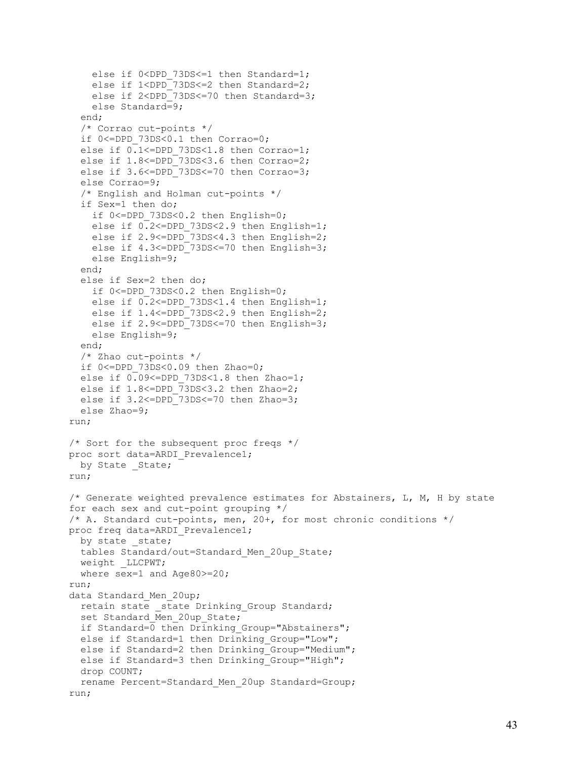```
    else if 0<DPD_73DS<=1 then Standard=1;
    else if 1<DPD_73DS<=2 then Standard=2;
    else if 2<DPD_73DS<=70 then Standard=3;
    else Standard=9;
  end;
  /* Corrao cut-points */
  if 0<=DPD_73DS<0.1 then Corrao=0;
  else if 0.1<=DPD_73DS<1.8 then Corrao=1;
  else if 1.8<=DPD_73DS<3.6 then Corrao=2;
  else if 3.6<=DPD_73DS<=70 then Corrao=3;
  else Corrao=9;
  /* English and Holman cut-points */
  if Sex=1 then do;
    if 0<=DPD_73DS<0.2 then English=0;
    else if 0.2<=DPD_73DS<2.9 then English=1;
    else if 2.9<=DPD_73DS<4.3 then English=2;
    else if 4.3<=DPD_73DS<=70 then English=3;
    else English=9;
  end;
  else if Sex=2 then do;
    if 0<=DPD_73DS<0.2 then English=0;
    else if 0.2<=DPD_73DS<1.4 then English=1;
    else if 1.4<=DPD_73DS<2.9 then English=2;
    else if 2.9<=DPD_73DS<=70 then English=3;
    else English=9;
  end;
  /* Zhao cut-points */
  if 0<=DPD_73DS<0.09 then Zhao=0;
  else if 0.09<=DPD_73DS<1.8 then Zhao=1;
  else if 1.8<=DPD_73DS<3.2 then Zhao=2;
  else if 3.2<=DPD_73DS<=70 then Zhao=3;
  else Zhao=9;
run;

/* Sort for the subsequent proc freqs */
proc sort data=ARDI_Prevalence1;
  by State _State;
run;

/* Generate weighted prevalence estimates for Abstainers, L, M, H by state
for each sex and cut-point grouping */
/* A. Standard cut-points, men, 20+, for most chronic conditions */
proc freq data=ARDI_Prevalence1;
  by state _state;
  tables Standard/out=Standard_Men_20up_State;
  weight _LLCPWT;
  where sex=1 and Age80>=20;
run;
data Standard_Men_20up;
  retain state _state Drinking_Group Standard;
  set Standard_Men_20up_State;
  if Standard=0 then Drinking_Group="Abstainers";
  else if Standard=1 then Drinking_Group="Low";
  else if Standard=2 then Drinking_Group="Medium";
  else if Standard=3 then Drinking_Group="High";
  drop COUNT;
  rename Percent=Standard_Men_20up Standard=Group;
run;
```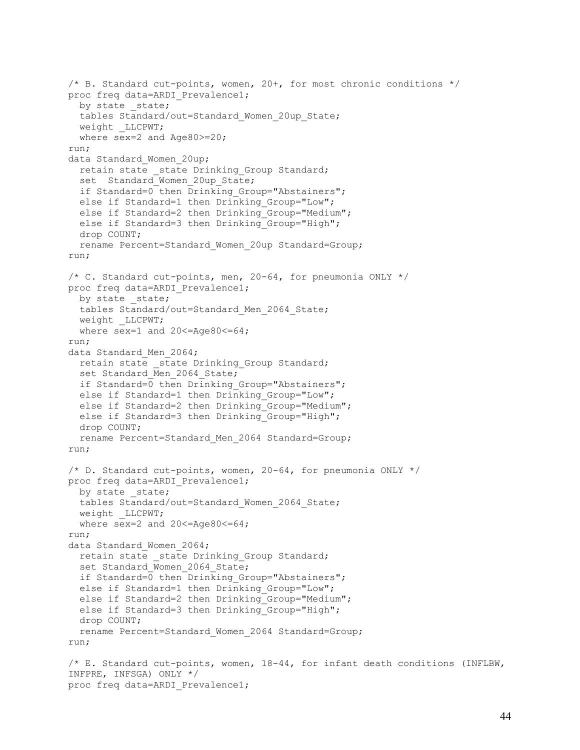```
/* B. Standard cut-points, women, 20+, for most chronic conditions */
proc freq data=ARDI_Prevalence1;
  by state _state;
  tables Standard/out=Standard_Women_20up_State;
  weight _LLCPWT;
  where sex=2 and Age80>=20;
run;
data Standard_Women_20up;
  retain state _state Drinking_Group Standard;
  set  Standard_Women_20up_State;
  if Standard=0 then Drinking_Group="Abstainers";
  else if Standard=1 then Drinking_Group="Low";
  else if Standard=2 then Drinking_Group="Medium";
  else if Standard=3 then Drinking_Group="High";
  drop COUNT;
  rename Percent=Standard_Women_20up Standard=Group;
run;

/* C. Standard cut-points, men, 20-64, for pneumonia ONLY */
proc freq data=ARDI_Prevalence1;
  by state _state;
  tables Standard/out=Standard_Men_2064_State;
  weight _LLCPWT;
  where sex=1 and 20<=Age80<=64;
run;
data Standard_Men_2064;
  retain state _state Drinking_Group Standard;
  set Standard_Men_2064_State;
  if Standard=0 then Drinking_Group="Abstainers";
  else if Standard=1 then Drinking_Group="Low";
  else if Standard=2 then Drinking_Group="Medium";
  else if Standard=3 then Drinking_Group="High";
  drop COUNT;
  rename Percent=Standard_Men_2064 Standard=Group;
run;

/* D. Standard cut-points, women, 20-64, for pneumonia ONLY */
proc freq data=ARDI_Prevalence1;
  by state _state;
  tables Standard/out=Standard_Women_2064_State;
  weight _LLCPWT;
  where sex=2 and 20<=Age80<=64;
run;
data Standard_Women_2064;
  retain state _state Drinking_Group Standard;
  set Standard_Women_2064_State;
  if Standard=0 then Drinking_Group="Abstainers";
  else if Standard=1 then Drinking_Group="Low";
  else if Standard=2 then Drinking_Group="Medium";
  else if Standard=3 then Drinking_Group="High";
  drop COUNT;
  rename Percent=Standard_Women_2064 Standard=Group;
run;

/* E. Standard cut-points, women, 18-44, for infant death conditions (INFLBW,
INFPRE, INFSGA) ONLY */
proc freq data=ARDI_Prevalence1;
```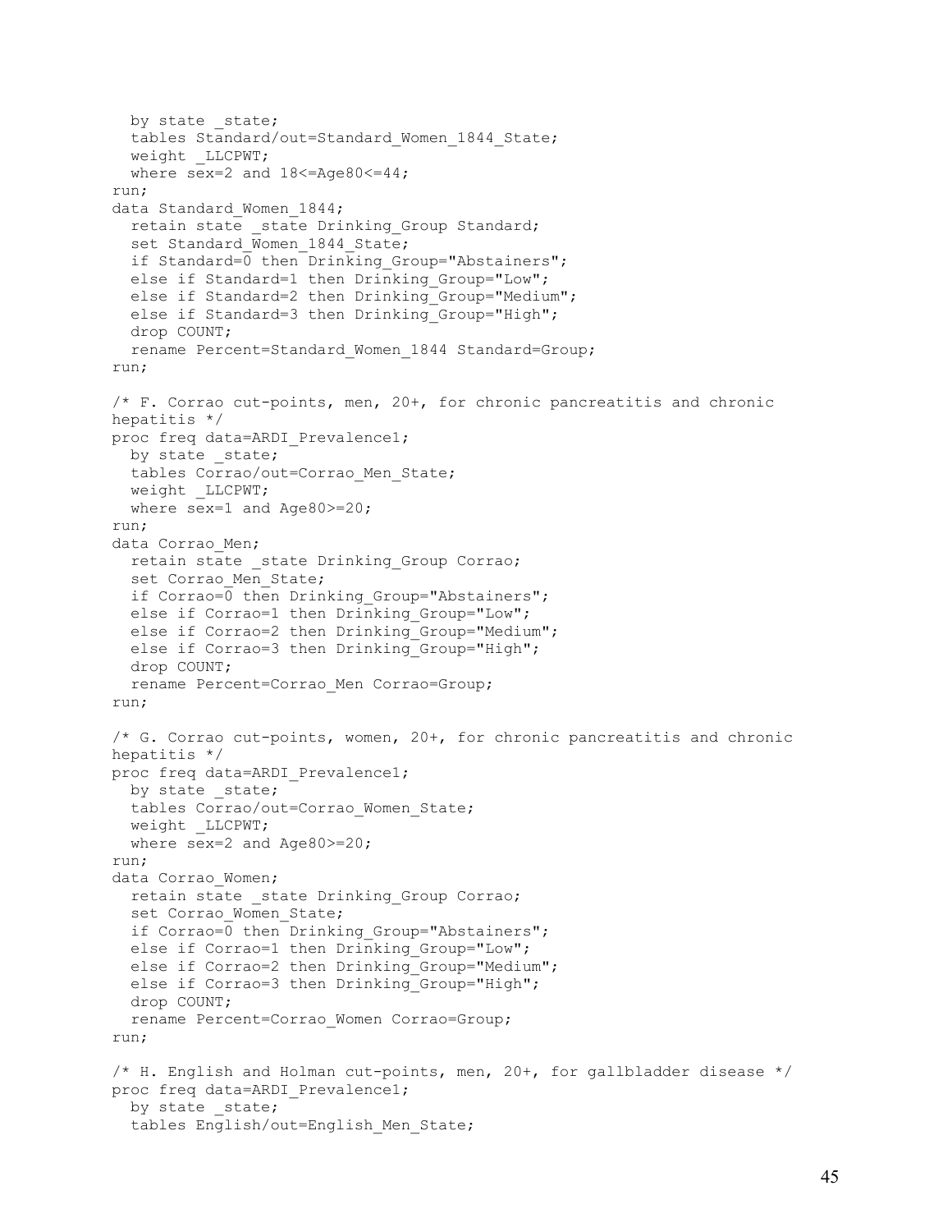```
  by state _state;
  tables Standard/out=Standard_Women_1844_State;
  weight _LLCPWT;
  where sex=2 and 18<=Age80<=44;
run;
data Standard_Women_1844;
  retain state _state Drinking_Group Standard;
  set Standard_Women_1844_State;
  if Standard=0 then Drinking_Group="Abstainers";
  else if Standard=1 then Drinking_Group="Low";
  else if Standard=2 then Drinking_Group="Medium";
  else if Standard=3 then Drinking_Group="High";
  drop COUNT;
  rename Percent=Standard_Women_1844 Standard=Group;
run;

/* F. Corrao cut-points, men, 20+, for chronic pancreatitis and chronic
hepatitis */
proc freq data=ARDI_Prevalence1;
  by state _state;
  tables Corrao/out=Corrao_Men_State;
  weight _LLCPWT;
  where sex=1 and Age80>=20;
run;
data Corrao_Men;
  retain state _state Drinking_Group Corrao;
  set Corrao_Men_State;
  if Corrao=0 then Drinking_Group="Abstainers";
  else if Corrao=1 then Drinking_Group="Low";
  else if Corrao=2 then Drinking_Group="Medium";
  else if Corrao=3 then Drinking_Group="High";
  drop COUNT;
  rename Percent=Corrao_Men Corrao=Group;
run;

/* G. Corrao cut-points, women, 20+, for chronic pancreatitis and chronic
hepatitis */
proc freq data=ARDI_Prevalence1;
  by state _state;
  tables Corrao/out=Corrao_Women_State;
  weight _LLCPWT;
  where sex=2 and Age80>=20;
run;
data Corrao_Women;
  retain state _state Drinking_Group Corrao;
  set Corrao_Women_State;
  if Corrao=0 then Drinking_Group="Abstainers";
  else if Corrao=1 then Drinking_Group="Low";
  else if Corrao=2 then Drinking_Group="Medium";
  else if Corrao=3 then Drinking_Group="High";
  drop COUNT;
  rename Percent=Corrao_Women Corrao=Group;
run;

/* H. English and Holman cut-points, men, 20+, for gallbladder disease */
proc freq data=ARDI_Prevalence1;
  by state _state;
  tables English/out=English_Men_State;
```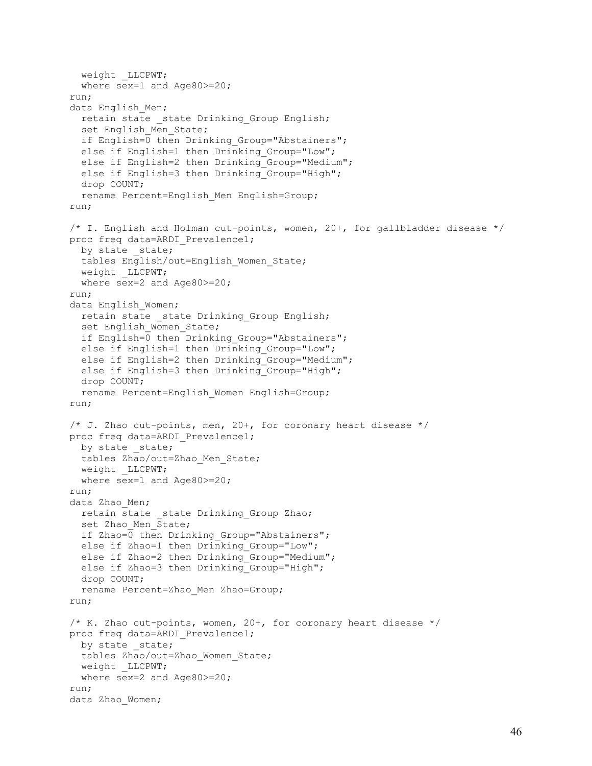```
  weight _LLCPWT;
  where sex=1 and Age80>=20;
run;
data English_Men;
  retain state _state Drinking_Group English;
  set English_Men_State;
  if English=0 then Drinking_Group="Abstainers";
  else if English=1 then Drinking_Group="Low";
  else if English=2 then Drinking_Group="Medium";
  else if English=3 then Drinking_Group="High";
  drop COUNT;
  rename Percent=English_Men English=Group;
run;

/* I. English and Holman cut-points, women, 20+, for gallbladder disease */
proc freq data=ARDI_Prevalence1;
  by state _state;
  tables English/out=English_Women_State;
  weight _LLCPWT;
  where sex=2 and Age80>=20;
run;
data English_Women;
  retain state _state Drinking_Group English;
  set English_Women_State;
  if English=0 then Drinking_Group="Abstainers";
  else if English=1 then Drinking_Group="Low";
  else if English=2 then Drinking_Group="Medium";
  else if English=3 then Drinking_Group="High";
  drop COUNT;
  rename Percent=English_Women English=Group;
run;

/* J. Zhao cut-points, men, 20+, for coronary heart disease */
proc freq data=ARDI_Prevalence1;
  by state _state;
  tables Zhao/out=Zhao_Men_State;
  weight _LLCPWT;
  where sex=1 and Age80>=20;
run;
data Zhao_Men;
  retain state _state Drinking_Group Zhao;
  set Zhao_Men_State;
  if Zhao=0 then Drinking_Group="Abstainers";
  else if Zhao=1 then Drinking_Group="Low";
  else if Zhao=2 then Drinking_Group="Medium";
  else if Zhao=3 then Drinking_Group="High";
  drop COUNT;
  rename Percent=Zhao_Men Zhao=Group;
run;

/* K. Zhao cut-points, women, 20+, for coronary heart disease */
proc freq data=ARDI_Prevalence1;
  by state _state;
  tables Zhao/out=Zhao_Women_State;
  weight _LLCPWT;
  where sex=2 and Age80>=20;
run;
data Zhao_Women;
```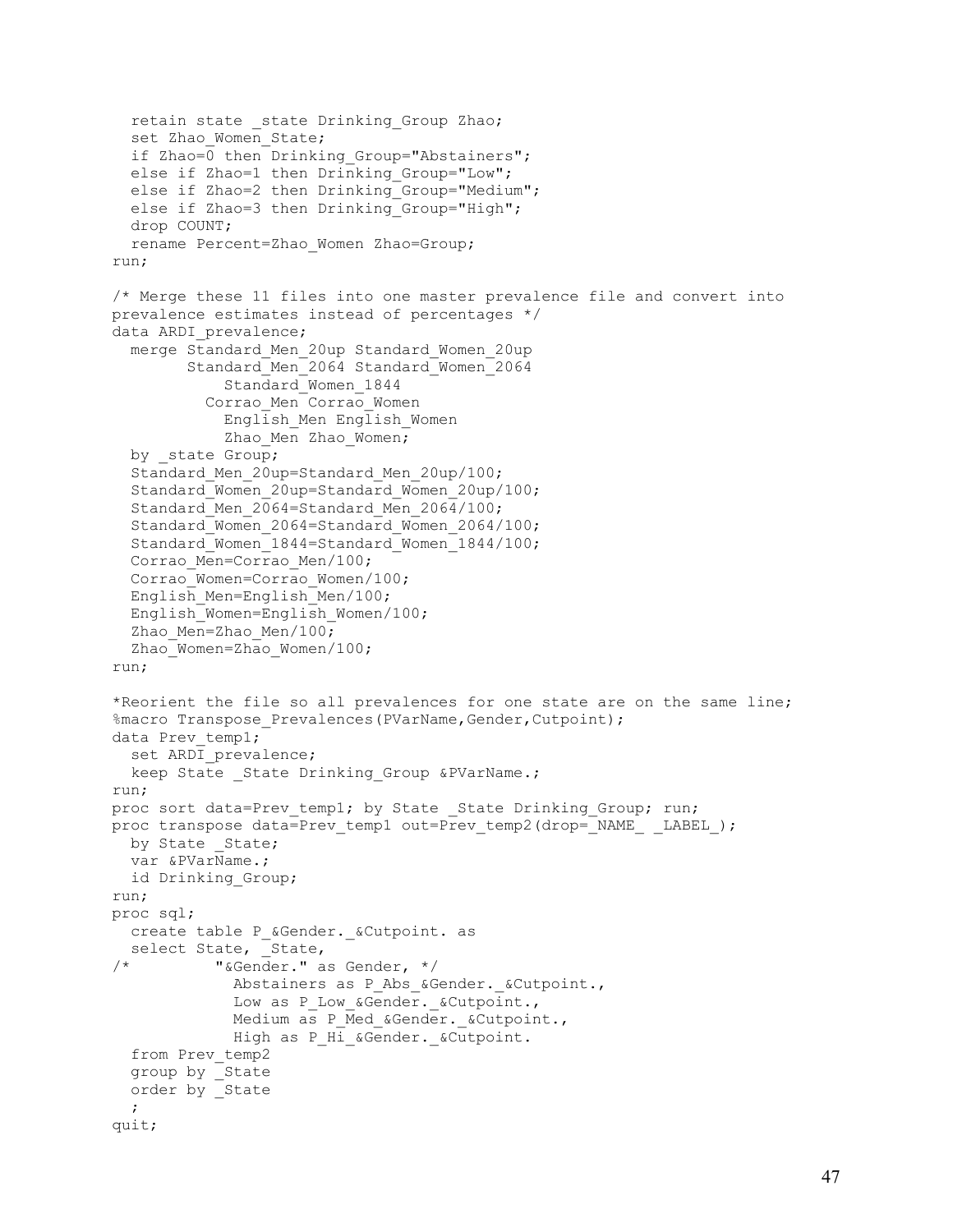```
  retain state _state Drinking_Group Zhao;
  set Zhao_Women_State;
  if Zhao=0 then Drinking_Group="Abstainers";
  else if Zhao=1 then Drinking_Group="Low";
  else if Zhao=2 then Drinking_Group="Medium";
  else if Zhao=3 then Drinking_Group="High";
  drop COUNT;
  rename Percent=Zhao_Women Zhao=Group;
run;

/* Merge these 11 files into one master prevalence file and convert into
prevalence estimates instead of percentages */
data ARDI_prevalence;
  merge Standard_Men_20up Standard_Women_20up
        Standard_Men_2064 Standard_Women_2064
            Standard_Women_1844
          Corrao_Men Corrao_Women
            English_Men English_Women
            Zhao_Men Zhao_Women;
  by _state Group;
  Standard_Men_20up=Standard_Men_20up/100;
  Standard_Women_20up=Standard_Women_20up/100;
  Standard_Men_2064=Standard_Men_2064/100;
  Standard_Women_2064=Standard_Women_2064/100;
  Standard_Women_1844=Standard_Women_1844/100;
  Corrao_Men=Corrao_Men/100;
  Corrao_Women=Corrao_Women/100;
  English_Men=English_Men/100;
  English_Women=English_Women/100;
  Zhao_Men=Zhao_Men/100;
  Zhao_Women=Zhao_Women/100;
run;

*Reorient the file so all prevalences for one state are on the same line;
%macro Transpose_Prevalences(PVarName,Gender,Cutpoint);
data Prev_temp1;
  set ARDI_prevalence;
  keep State _State Drinking_Group &PVarName.;
run;
proc sort data=Prev_temp1; by State _State Drinking_Group; run;
proc transpose data=Prev_temp1 out=Prev_temp2(drop=_NAME_ _LABEL_);
  by State _State;
  var &PVarName.;
  id Drinking_Group;
run;
proc sql;
  create table P_&Gender._&Cutpoint. as
  select State, _State,
/*         "&Gender." as Gender, */
             Abstainers as P_Abs_&Gender._&Cutpoint.,
             Low as P_Low_&Gender._&Cutpoint.,
             Medium as P_Med_&Gender._&Cutpoint.,
             High as P_Hi_&Gender._&Cutpoint.
  from Prev_temp2
  group by _State
  order by _State
  ;
quit;
```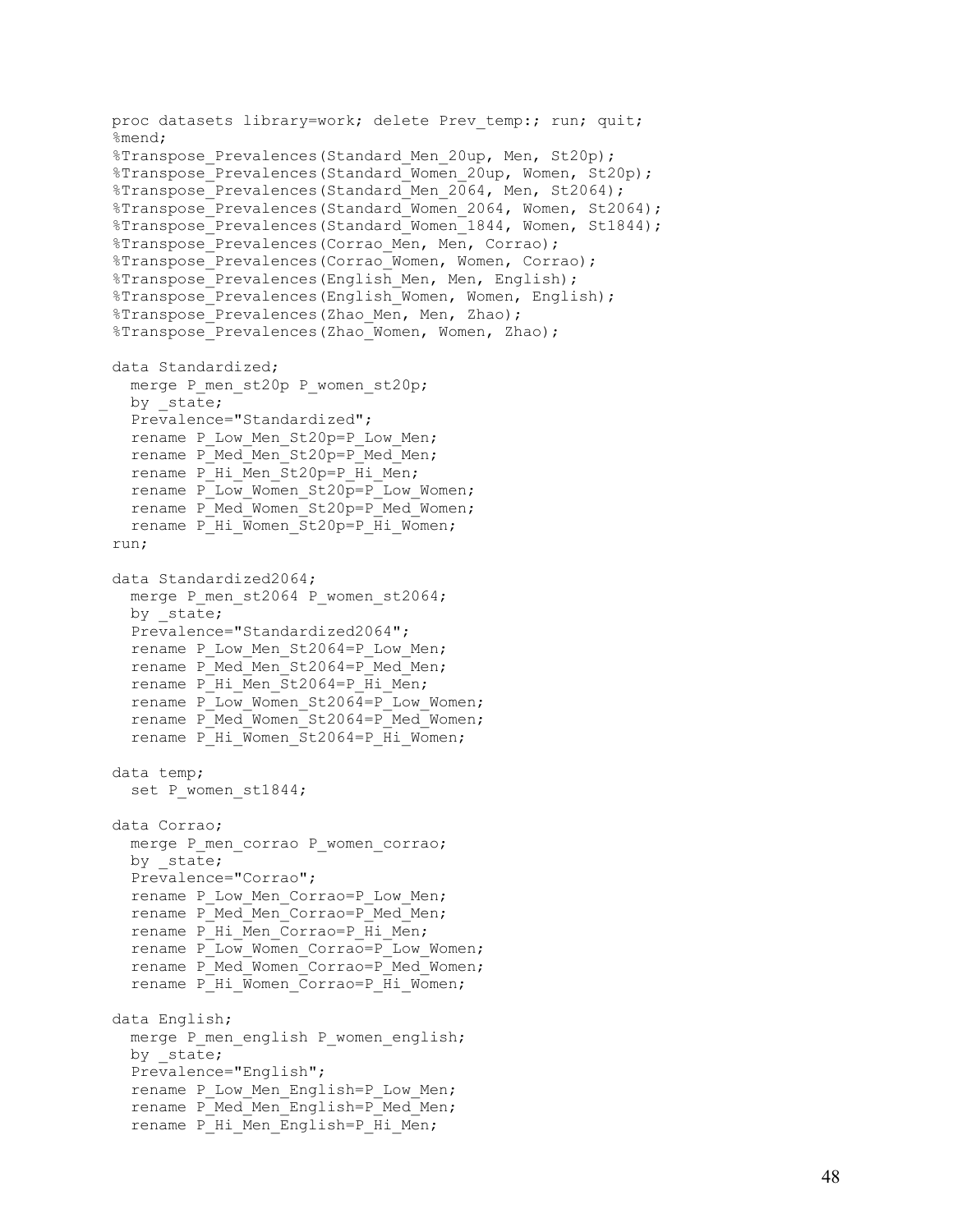```
proc datasets library=work; delete Prev_temp:; run; quit;
%mend;
%Transpose_Prevalences(Standard_Men_20up, Men, St20p);
%Transpose_Prevalences(Standard_Women_20up, Women, St20p);
%Transpose_Prevalences(Standard_Men_2064, Men, St2064);
%Transpose_Prevalences(Standard_Women_2064, Women, St2064);
%Transpose_Prevalences(Standard_Women_1844, Women, St1844);
%Transpose_Prevalences(Corrao_Men, Men, Corrao);
%Transpose_Prevalences(Corrao_Women, Women, Corrao);
%Transpose_Prevalences(English_Men, Men, English);
%Transpose_Prevalences(English_Women, Women, English);
%Transpose_Prevalences(Zhao_Men, Men, Zhao);
%Transpose_Prevalences(Zhao_Women, Women, Zhao);

data Standardized;
  merge P_men_st20p P_women_st20p;
  by _state;
  Prevalence="Standardized";
  rename P_Low_Men_St20p=P_Low_Men;
  rename P_Med_Men_St20p=P_Med_Men;
  rename P_Hi_Men_St20p=P_Hi_Men;
  rename P_Low_Women_St20p=P_Low_Women;
  rename P_Med_Women_St20p=P_Med_Women;
  rename P_Hi_Women_St20p=P_Hi_Women;
run;

data Standardized2064;
  merge P_men_st2064 P_women_st2064;
  by _state;
  Prevalence="Standardized2064";
  rename P_Low_Men_St2064=P_Low_Men;
  rename P_Med_Men_St2064=P_Med_Men;
  rename P_Hi_Men_St2064=P_Hi_Men;
  rename P_Low_Women_St2064=P_Low_Women;
  rename P_Med_Women_St2064=P_Med_Women;
  rename P_Hi_Women_St2064=P_Hi_Women;

data temp;
  set P_women_st1844;

data Corrao;
  merge P_men_corrao P_women_corrao;
  by _state;
  Prevalence="Corrao";
  rename P_Low_Men_Corrao=P_Low_Men;
  rename P_Med_Men_Corrao=P_Med_Men;
  rename P_Hi_Men_Corrao=P_Hi_Men;
  rename P_Low_Women_Corrao=P_Low_Women;
  rename P_Med_Women_Corrao=P_Med_Women;
  rename P_Hi_Women_Corrao=P_Hi_Women;

data English;
  merge P_men_english P_women_english;
  by _state;
  Prevalence="English";
  rename P_Low_Men_English=P_Low_Men;
  rename P_Med_Men_English=P_Med_Men;
  rename P_Hi_Men_English=P_Hi_Men;
```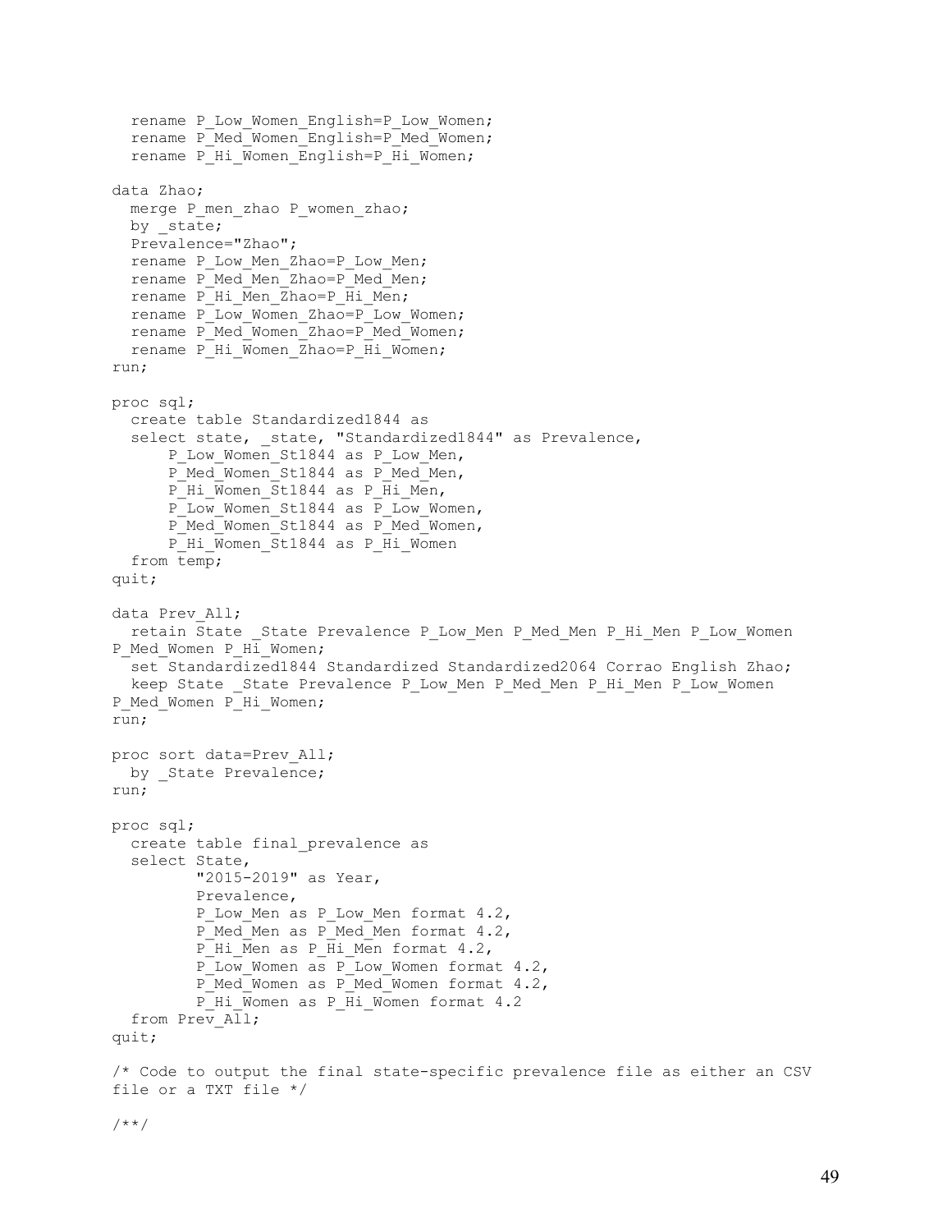```
  rename P_Low_Women_English=P_Low_Women;
  rename P_Med_Women_English=P_Med_Women;
  rename P_Hi_Women_English=P_Hi_Women;

data Zhao;
  merge P_men_zhao P_women_zhao;
  by _state;
  Prevalence="Zhao";
  rename P_Low_Men_Zhao=P_Low_Men;
  rename P_Med_Men_Zhao=P_Med_Men;
  rename P_Hi_Men_Zhao=P_Hi_Men;
  rename P_Low_Women_Zhao=P_Low_Women;
  rename P_Med_Women_Zhao=P_Med_Women;
  rename P_Hi_Women_Zhao=P_Hi_Women;
run;

proc sql;
  create table Standardized1844 as
  select state, _state, "Standardized1844" as Prevalence,
      P_Low_Women_St1844 as P_Low_Men,
      P_Med_Women_St1844 as P_Med_Men,
      P_Hi_Women_St1844 as P_Hi_Men,
      P_Low_Women_St1844 as P_Low_Women,
      P_Med_Women_St1844 as P_Med_Women,
      P_Hi_Women_St1844 as P_Hi_Women
  from temp;
quit;

data Prev_All;
  retain State _State Prevalence P_Low_Men P_Med_Men P_Hi_Men P_Low_Women
P_Med_Women P_Hi_Women;
  set Standardized1844 Standardized Standardized2064 Corrao English Zhao;
  keep State _State Prevalence P_Low_Men P_Med_Men P_Hi_Men P_Low_Women
P_Med_Women P_Hi_Women;
run;

proc sort data=Prev_All;
  by _State Prevalence;
run;

proc sql;
  create table final_prevalence as
  select State,
         "2015-2019" as Year,
         Prevalence,
         P_Low_Men as P_Low_Men format 4.2,
         P_Med_Men as P_Med_Men format 4.2,
         P_Hi_Men as P_Hi_Men format 4.2,
         P_Low_Women as P_Low_Women format 4.2,
         P_Med_Women as P_Med_Women format 4.2,
         P_Hi_Women as P_Hi_Women format 4.2
  from Prev_All;
quit;

/* Code to output the final state-specific prevalence file as either an CSV
file or a TXT file */

/**/
```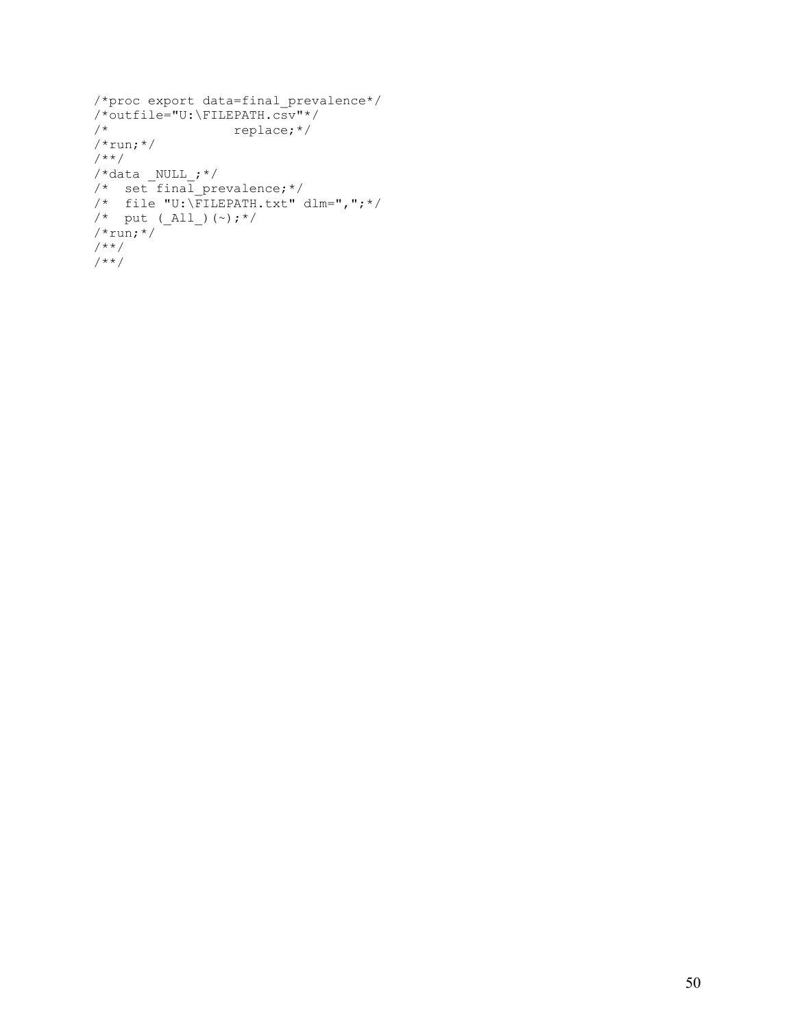```
/*proc export data=final_prevalence*/
/*outfile="U:\FILEPATH.csv"*/
/*                replace;*/
/*run;*/
/**/
/*data _NULL_;*/
/*  set final_prevalence;*/
/*  file "U:\FILEPATH.txt" dlm=",";*/
/*  put (_All_)(~);*/
/*run;*/
/**/
/**/
```